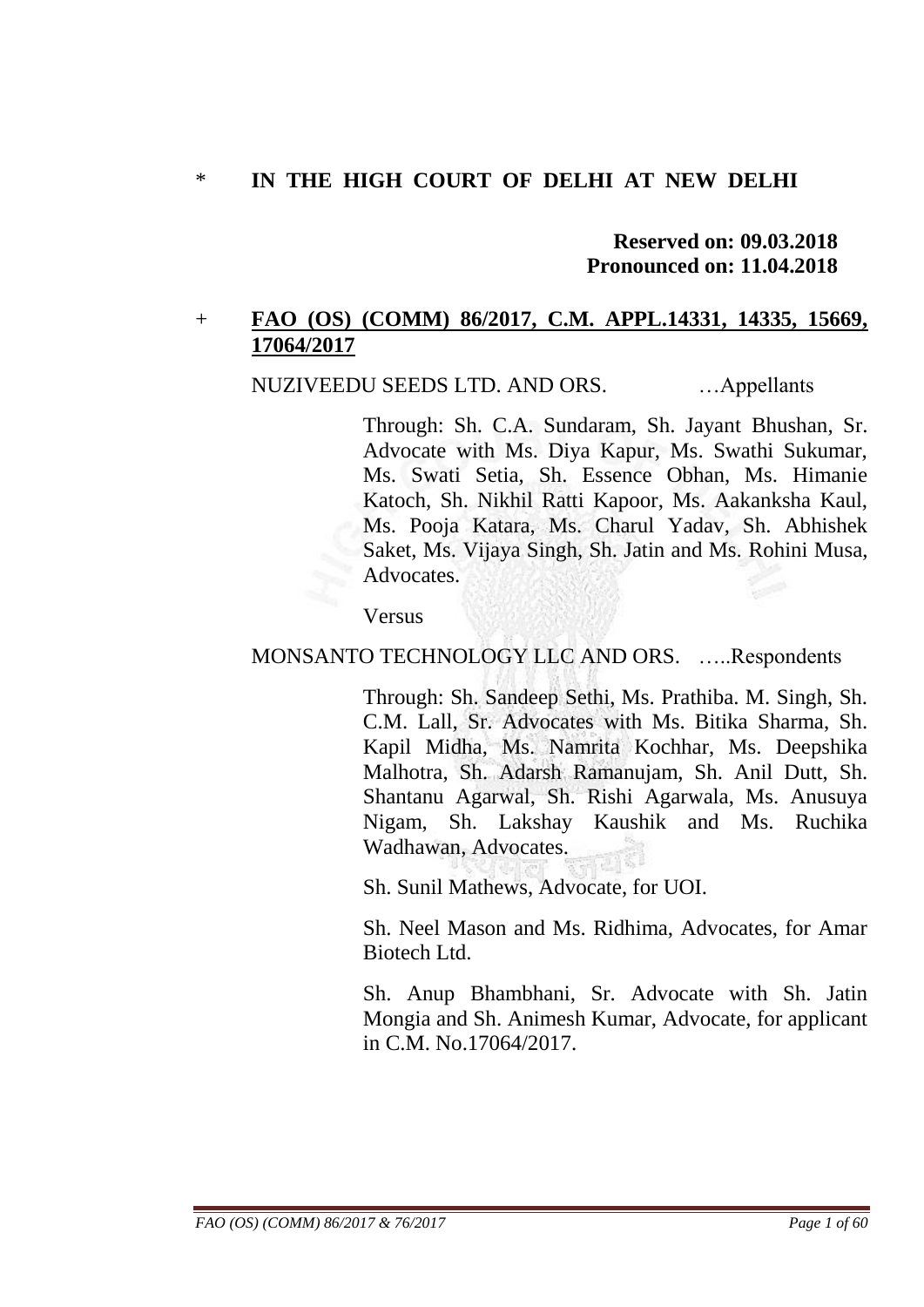\* **IN THE HIGH COURT OF DELHI AT NEW DELHI**

**Reserved on: 09.03.2018**
**Pronounced on: 11.04.2018**

\+ **FAO (OS) (COMM) 86/2017, C.M. APPL.14331, 14335, 15669, 17064/2017**

NUZIVEEDU SEEDS LTD. AND ORS. …Appellants

Through: Sh. C.A. Sundaram, Sh. Jayant Bhushan, Sr. Advocate with Ms. Diya Kapur, Ms. Swathi Sukumar, Ms. Swati Setia, Sh. Essence Obhan, Ms. Himanie Katoch, Sh. Nikhil Ratti Kapoor, Ms. Aakanksha Kaul, Ms. Pooja Katara, Ms. Charul Yadav, Sh. Abhishek Saket, Ms. Vijaya Singh, Sh. Jatin and Ms. Rohini Musa, Advocates.

Versus

MONSANTO TECHNOLOGY LLC AND ORS. …..Respondents

Through: Sh. Sandeep Sethi, Ms. Prathiba. M. Singh, Sh. C.M. Lall, Sr. Advocates with Ms. Bitika Sharma, Sh. Kapil Midha, Ms. Namrita Kochhar, Ms. Deepshika Malhotra, Sh. Adarsh Ramanujam, Sh. Anil Dutt, Sh. Shantanu Agarwal, Sh. Rishi Agarwala, Ms. Anusuya Nigam, Sh. Lakshay Kaushik and Ms. Ruchika Wadhawan, Advocates.

Sh. Sunil Mathews, Advocate, for UOI.

Sh. Neel Mason and Ms. Ridhima, Advocates, for Amar Biotech Ltd.

Sh. Anup Bhambhani, Sr. Advocate with Sh. Jatin Mongia and Sh. Animesh Kumar, Advocate, for applicant in C.M. No.17064/2017.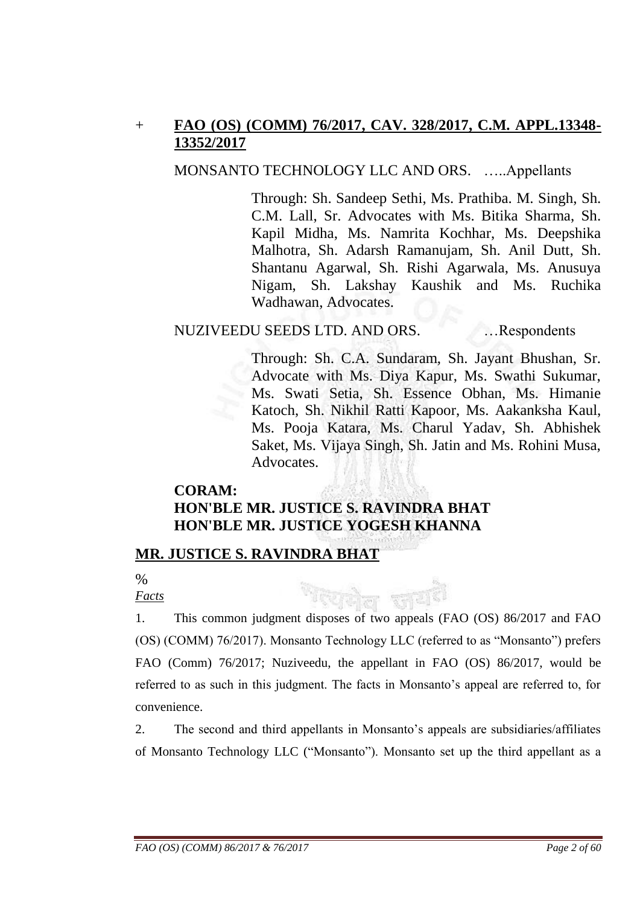\+ **FAO (OS) (COMM) 76/2017, CAV. 328/2017, C.M. APPL.13348-13352/2017**

MONSANTO TECHNOLOGY LLC AND ORS. .....Appellants

> Through: Sh. Sandeep Sethi, Ms. Prathiba. M. Singh, Sh. C.M. Lall, Sr. Advocates with Ms. Bitika Sharma, Sh. Kapil Midha, Ms. Namrita Kochhar, Ms. Deepshika Malhotra, Sh. Adarsh Ramanujam, Sh. Anil Dutt, Sh. Shantanu Agarwal, Sh. Rishi Agarwala, Ms. Anusuya Nigam, Sh. Lakshay Kaushik and Ms. Ruchika Wadhawan, Advocates.

NUZIVEEDU SEEDS LTD. AND ORS. ...Respondents

> Through: Sh. C.A. Sundaram, Sh. Jayant Bhushan, Sr. Advocate with Ms. Diya Kapur, Ms. Swathi Sukumar, Ms. Swati Setia, Sh. Essence Obhan, Ms. Himanie Katoch, Sh. Nikhil Ratti Kapoor, Ms. Aakanksha Kaul, Ms. Pooja Katara, Ms. Charul Yadav, Sh. Abhishek Saket, Ms. Vijaya Singh, Sh. Jatin and Ms. Rohini Musa, Advocates.

**CORAM:**
**HON'BLE MR. JUSTICE S. RAVINDRA BHAT**
**HON'BLE MR. JUSTICE YOGESH KHANNA**

**MR. JUSTICE S. RAVINDRA BHAT**

%

*Facts*

1. This common judgment disposes of two appeals (FAO (OS) 86/2017 and FAO (OS) (COMM) 76/2017). Monsanto Technology LLC (referred to as "Monsanto") prefers FAO (Comm) 76/2017; Nuziveedu, the appellant in FAO (OS) 86/2017, would be referred to as such in this judgment. The facts in Monsanto's appeal are referred to, for convenience.

2. The second and third appellants in Monsanto's appeals are subsidiaries/affiliates of Monsanto Technology LLC ("Monsanto"). Monsanto set up the third appellant as a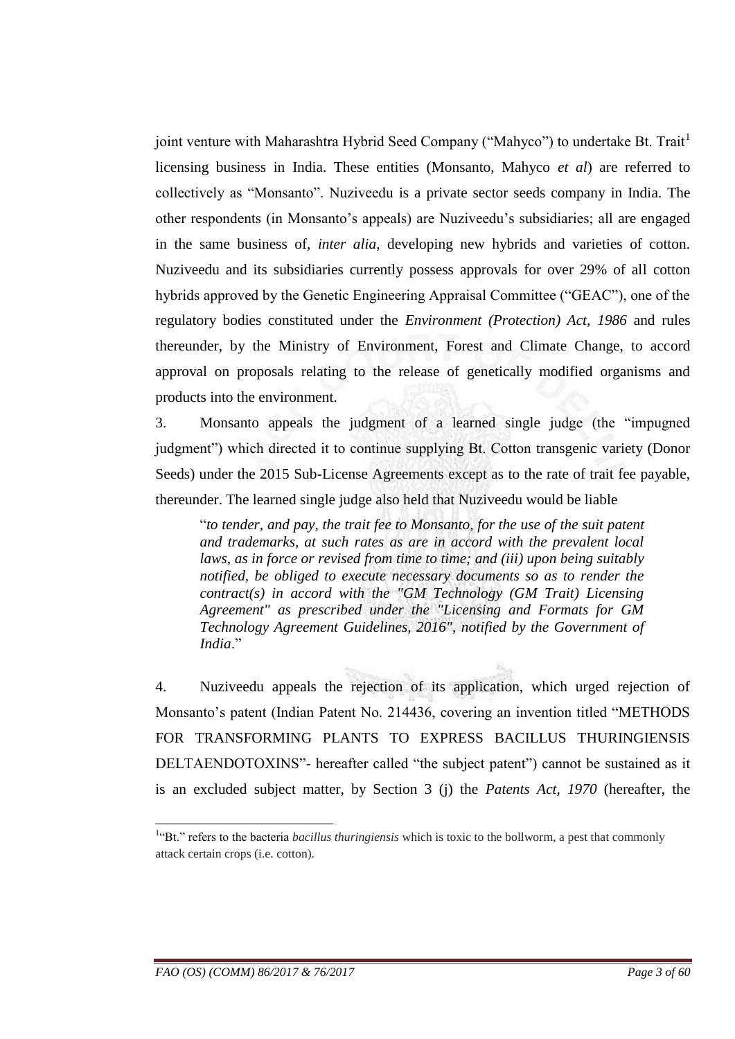joint venture with Maharashtra Hybrid Seed Company ("Mahyco") to undertake Bt. Trait[1] licensing business in India. These entities (Monsanto, Mahyco *et al*) are referred to collectively as "Monsanto". Nuziveedu is a private sector seeds company in India. The other respondents (in Monsanto's appeals) are Nuziveedu's subsidiaries; all are engaged in the same business of, *inter alia*, developing new hybrids and varieties of cotton. Nuziveedu and its subsidiaries currently possess approvals for over 29% of all cotton hybrids approved by the Genetic Engineering Appraisal Committee ("GEAC"), one of the regulatory bodies constituted under the *Environment (Protection) Act, 1986* and rules thereunder, by the Ministry of Environment, Forest and Climate Change, to accord approval on proposals relating to the release of genetically modified organisms and products into the environment.

3. Monsanto appeals the judgment of a learned single judge (the "impugned judgment") which directed it to continue supplying Bt. Cotton transgenic variety (Donor Seeds) under the 2015 Sub-License Agreements except as to the rate of trait fee payable, thereunder. The learned single judge also held that Nuziveedu would be liable

> "*to tender, and pay, the trait fee to Monsanto, for the use of the suit patent and trademarks, at such rates as are in accord with the prevalent local laws, as in force or revised from time to time; and (iii) upon being suitably notified, be obliged to execute necessary documents so as to render the contract(s) in accord with the "GM Technology (GM Trait) Licensing Agreement" as prescribed under the "Licensing and Formats for GM Technology Agreement Guidelines, 2016", notified by the Government of India*."

4. Nuziveedu appeals the rejection of its application, which urged rejection of Monsanto's patent (Indian Patent No. 214436, covering an invention titled "METHODS FOR TRANSFORMING PLANTS TO EXPRESS BACILLUS THURINGIENSIS DELTAENDOTOXINS"- hereafter called "the subject patent") cannot be sustained as it is an excluded subject matter, by Section 3 (j) the *Patents Act, 1970* (hereafter, the

---

[1] "Bt." refers to the bacteria *bacillus thuringiensis* which is toxic to the bollworm, a pest that commonly attack certain crops (i.e. cotton).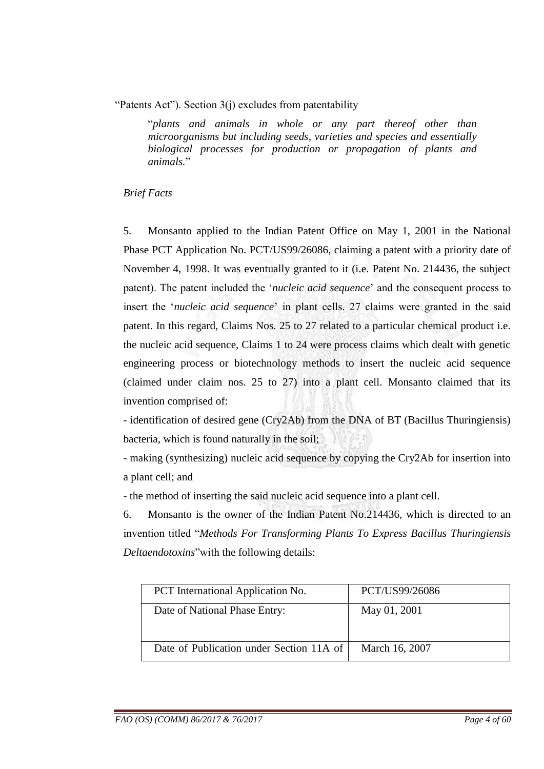"Patents Act"). Section 3(j) excludes from patentability

> "*plants and animals in whole or any part thereof other than microorganisms but including seeds, varieties and species and essentially biological processes for production or propagation of plants and animals.*"

*Brief Facts*

5. Monsanto applied to the Indian Patent Office on May 1, 2001 in the National Phase PCT Application No. PCT/US99/26086, claiming a patent with a priority date of November 4, 1998. It was eventually granted to it (i.e. Patent No. 214436, the subject patent). The patent included the '*nucleic acid sequence*' and the consequent process to insert the '*nucleic acid sequence*' in plant cells. 27 claims were granted in the said patent. In this regard, Claims Nos. 25 to 27 related to a particular chemical product i.e. the nucleic acid sequence, Claims 1 to 24 were process claims which dealt with genetic engineering process or biotechnology methods to insert the nucleic acid sequence (claimed under claim nos. 25 to 27) into a plant cell. Monsanto claimed that its invention comprised of:

- identification of desired gene (Cry2Ab) from the DNA of BT (Bacillus Thuringiensis) bacteria, which is found naturally in the soil;
- making (synthesizing) nucleic acid sequence by copying the Cry2Ab for insertion into a plant cell; and
- the method of inserting the said nucleic acid sequence into a plant cell.

6. Monsanto is the owner of the Indian Patent No.214436, which is directed to an invention titled "*Methods For Transforming Plants To Express Bacillus Thuringiensis Deltaendotoxins*"with the following details:

| PCT International Application No. | PCT/US99/26086 |
|---|---|
| Date of National Phase Entry: | May 01, 2001 |
| Date of Publication under Section 11A of | March 16, 2007 |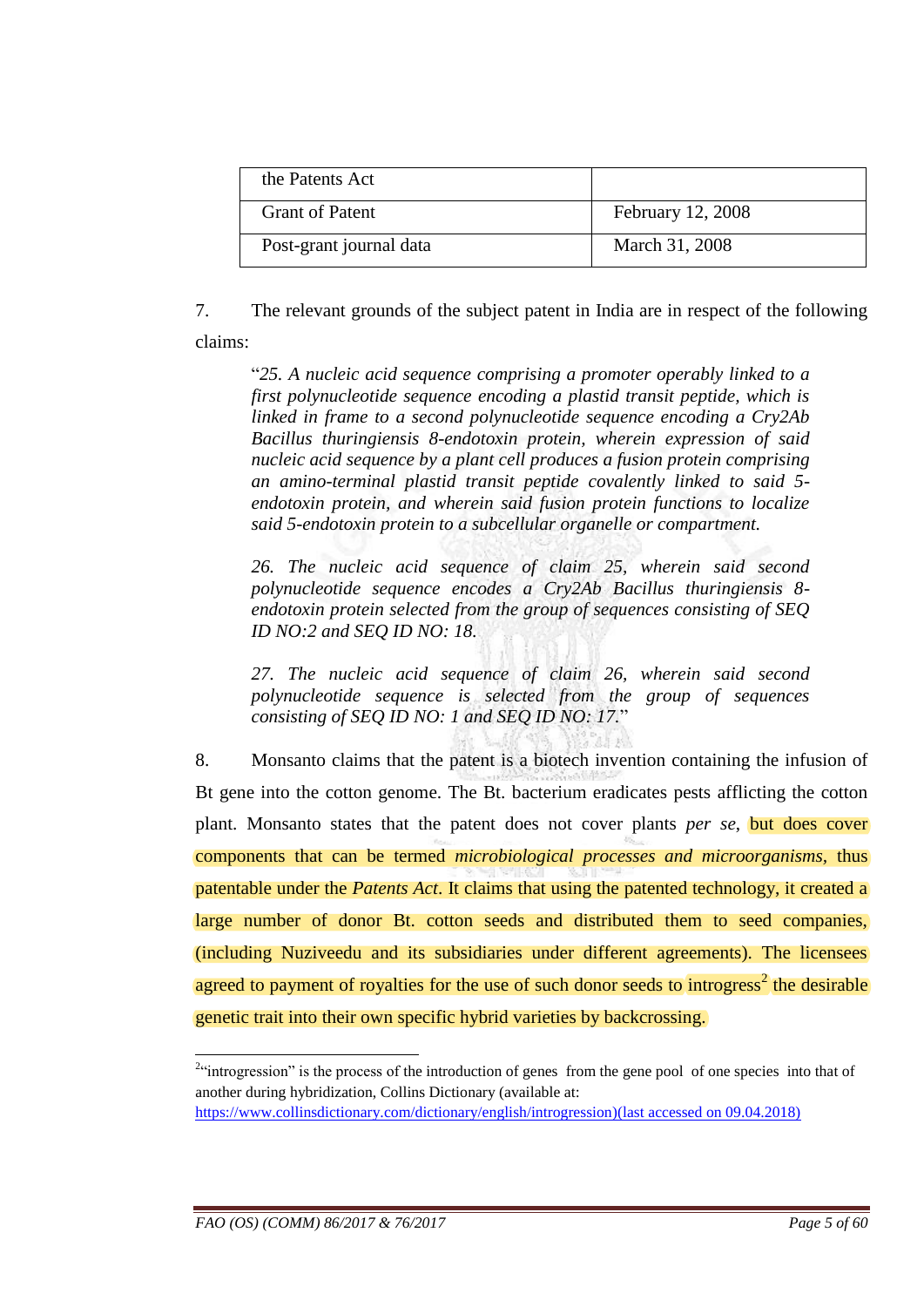| | |
|---|---|
| the Patents Act | |
| Grant of Patent | February 12, 2008 |
| Post-grant journal data | March 31, 2008 |

7. The relevant grounds of the subject patent in India are in respect of the following claims:

> "*25. A nucleic acid sequence comprising a promoter operably linked to a first polynucleotide sequence encoding a plastid transit peptide, which is linked in frame to a second polynucleotide sequence encoding a Cry2Ab Bacillus thuringiensis 8-endotoxin protein, wherein expression of said nucleic acid sequence by a plant cell produces a fusion protein comprising an amino-terminal plastid transit peptide covalently linked to said 5-endotoxin protein, and wherein said fusion protein functions to localize said 5-endotoxin protein to a subcellular organelle or compartment.*
>
> *26. The nucleic acid sequence of claim 25, wherein said second polynucleotide sequence encodes a Cry2Ab Bacillus thuringiensis 8-endotoxin protein selected from the group of sequences consisting of SEQ ID NO:2 and SEQ ID NO: 18.*
>
> *27. The nucleic acid sequence of claim 26, wherein said second polynucleotide sequence is selected from the group of sequences consisting of SEQ ID NO: 1 and SEQ ID NO: 17.*"

8. Monsanto claims that the patent is a biotech invention containing the infusion of Bt gene into the cotton genome. The Bt. bacterium eradicates pests afflicting the cotton plant. Monsanto states that the patent does not cover plants *per se*, but does cover components that can be termed *microbiological processes and microorganisms*, thus patentable under the *Patents Act*. It claims that using the patented technology, it created a large number of donor Bt. cotton seeds and distributed them to seed companies, (including Nuziveedu and its subsidiaries under different agreements). The licensees agreed to payment of royalties for the use of such donor seeds to introgress[2] the desirable genetic trait into their own specific hybrid varieties by backcrossing.

[2] "introgression" is the process of the introduction of genes from the gene pool of one species into that of another during hybridization, Collins Dictionary (available at: https://www.collinsdictionary.com/dictionary/english/introgression)(last accessed on 09.04.2018)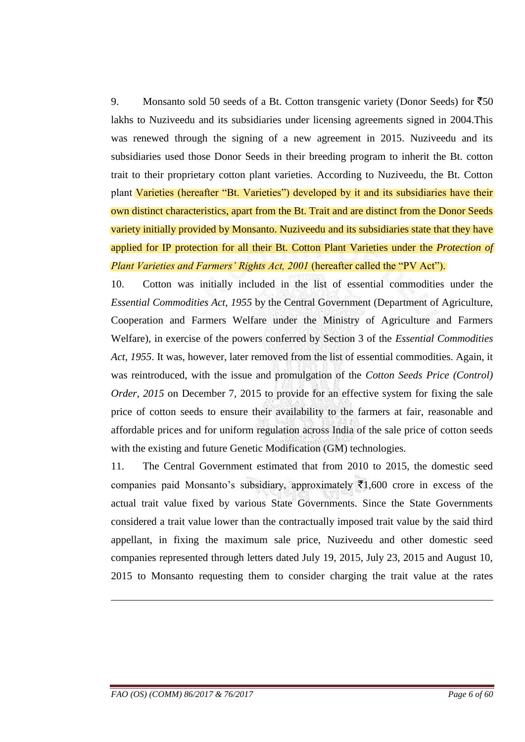9. Monsanto sold 50 seeds of a Bt. Cotton transgenic variety (Donor Seeds) for ₹50 lakhs to Nuziveedu and its subsidiaries under licensing agreements signed in 2004.This was renewed through the signing of a new agreement in 2015. Nuziveedu and its subsidiaries used those Donor Seeds in their breeding program to inherit the Bt. cotton trait to their proprietary cotton plant varieties. According to Nuziveedu, the Bt. Cotton plant Varieties (hereafter "Bt. Varieties") developed by it and its subsidiaries have their own distinct characteristics, apart from the Bt. Trait and are distinct from the Donor Seeds variety initially provided by Monsanto. Nuziveedu and its subsidiaries state that they have applied for IP protection for all their Bt. Cotton Plant Varieties under the *Protection of Plant Varieties and Farmers' Rights Act, 2001* (hereafter called the "PV Act").

10. Cotton was initially included in the list of essential commodities under the *Essential Commodities Act, 1955* by the Central Government (Department of Agriculture, Cooperation and Farmers Welfare under the Ministry of Agriculture and Farmers Welfare), in exercise of the powers conferred by Section 3 of the *Essential Commodities Act, 1955*. It was, however, later removed from the list of essential commodities. Again, it was reintroduced, with the issue and promulgation of the *Cotton Seeds Price (Control) Order, 2015* on December 7, 2015 to provide for an effective system for fixing the sale price of cotton seeds to ensure their availability to the farmers at fair, reasonable and affordable prices and for uniform regulation across India of the sale price of cotton seeds with the existing and future Genetic Modification (GM) technologies.

11. The Central Government estimated that from 2010 to 2015, the domestic seed companies paid Monsanto's subsidiary, approximately ₹1,600 crore in excess of the actual trait value fixed by various State Governments. Since the State Governments considered a trait value lower than the contractually imposed trait value by the said third appellant, in fixing the maximum sale price, Nuziveedu and other domestic seed companies represented through letters dated July 19, 2015, July 23, 2015 and August 10, 2015 to Monsanto requesting them to consider charging the trait value at the rates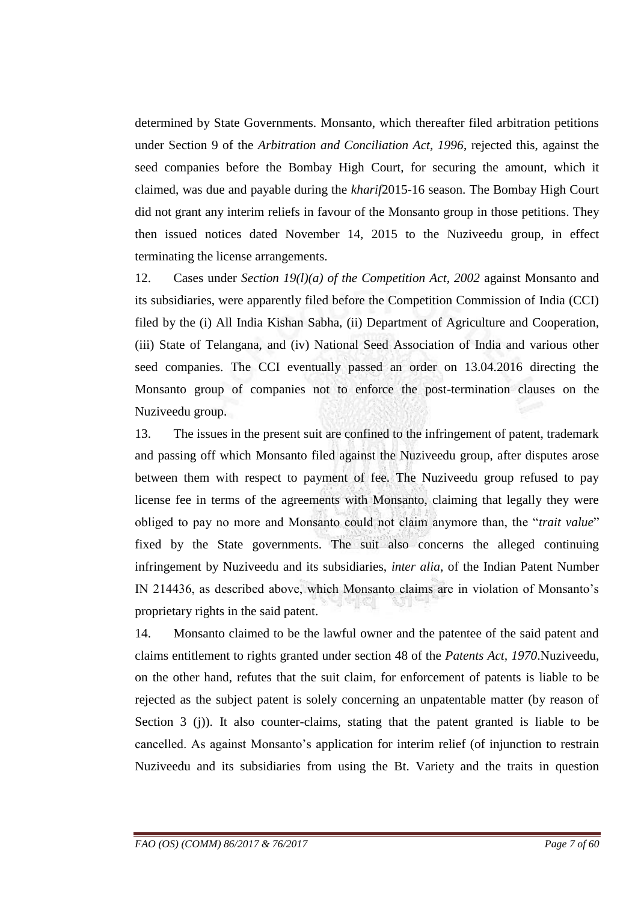determined by State Governments. Monsanto, which thereafter filed arbitration petitions under Section 9 of the *Arbitration and Conciliation Act, 1996*, rejected this, against the seed companies before the Bombay High Court, for securing the amount, which it claimed, was due and payable during the *kharif*2015-16 season. The Bombay High Court did not grant any interim reliefs in favour of the Monsanto group in those petitions. They then issued notices dated November 14, 2015 to the Nuziveedu group, in effect terminating the license arrangements.

12. Cases under *Section 19(l)(a) of the Competition Act, 2002* against Monsanto and its subsidiaries, were apparently filed before the Competition Commission of India (CCI) filed by the (i) All India Kishan Sabha, (ii) Department of Agriculture and Cooperation, (iii) State of Telangana, and (iv) National Seed Association of India and various other seed companies. The CCI eventually passed an order on 13.04.2016 directing the Monsanto group of companies not to enforce the post-termination clauses on the Nuziveedu group.

13. The issues in the present suit are confined to the infringement of patent, trademark and passing off which Monsanto filed against the Nuziveedu group, after disputes arose between them with respect to payment of fee. The Nuziveedu group refused to pay license fee in terms of the agreements with Monsanto, claiming that legally they were obliged to pay no more and Monsanto could not claim anymore than, the "*trait value*" fixed by the State governments. The suit also concerns the alleged continuing infringement by Nuziveedu and its subsidiaries, *inter alia*, of the Indian Patent Number IN 214436, as described above, which Monsanto claims are in violation of Monsanto's proprietary rights in the said patent.

14. Monsanto claimed to be the lawful owner and the patentee of the said patent and claims entitlement to rights granted under section 48 of the *Patents Act, 1970*.Nuziveedu, on the other hand, refutes that the suit claim, for enforcement of patents is liable to be rejected as the subject patent is solely concerning an unpatentable matter (by reason of Section 3 (j)). It also counter-claims, stating that the patent granted is liable to be cancelled. As against Monsanto's application for interim relief (of injunction to restrain Nuziveedu and its subsidiaries from using the Bt. Variety and the traits in question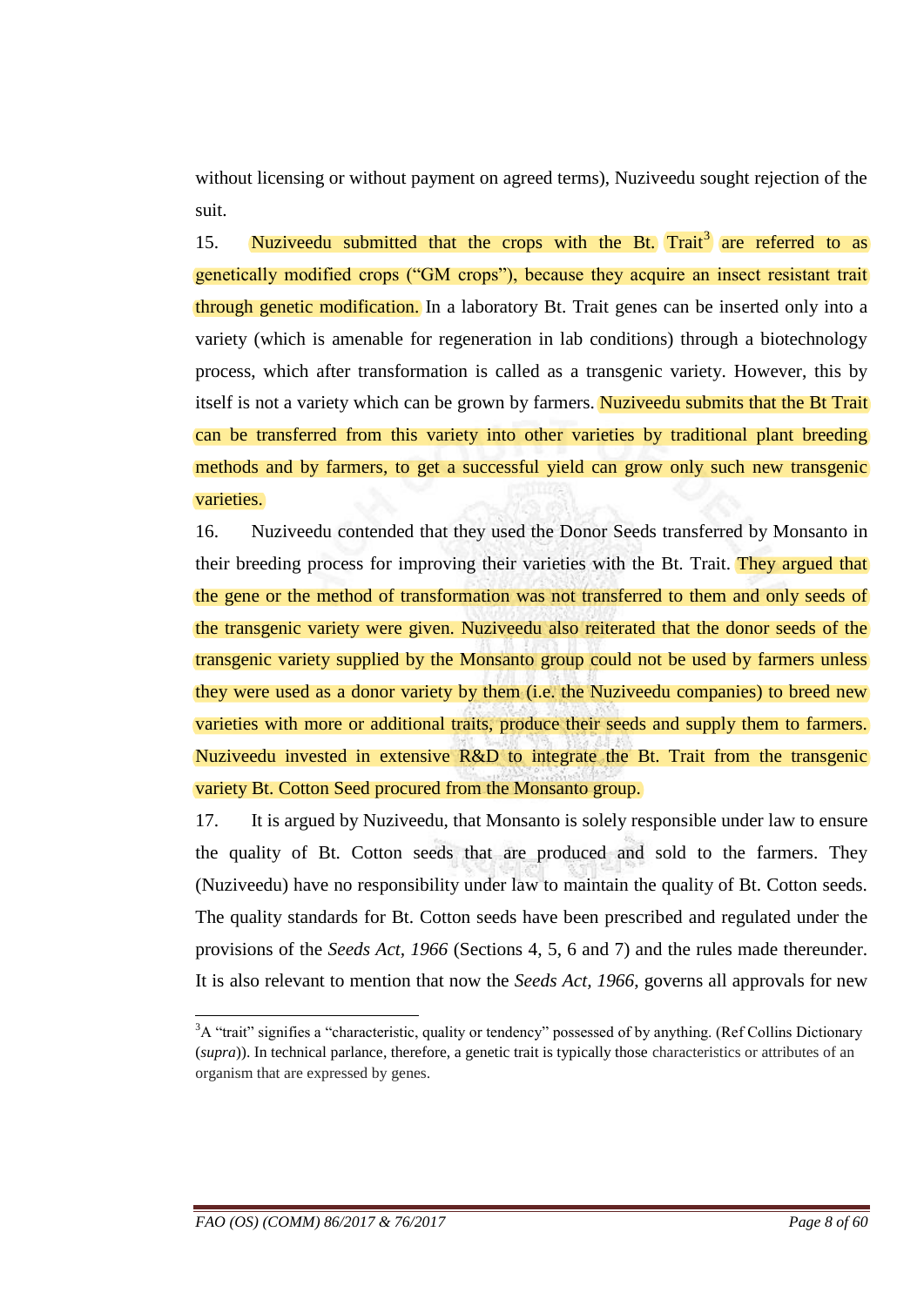without licensing or without payment on agreed terms), Nuziveedu sought rejection of the suit.

15. Nuziveedu submitted that the crops with the Bt. Trait[3] are referred to as genetically modified crops ("GM crops"), because they acquire an insect resistant trait through genetic modification. In a laboratory Bt. Trait genes can be inserted only into a variety (which is amenable for regeneration in lab conditions) through a biotechnology process, which after transformation is called as a transgenic variety. However, this by itself is not a variety which can be grown by farmers. Nuziveedu submits that the Bt Trait can be transferred from this variety into other varieties by traditional plant breeding methods and by farmers, to get a successful yield can grow only such new transgenic varieties.

16. Nuziveedu contended that they used the Donor Seeds transferred by Monsanto in their breeding process for improving their varieties with the Bt. Trait. They argued that the gene or the method of transformation was not transferred to them and only seeds of the transgenic variety were given. Nuziveedu also reiterated that the donor seeds of the transgenic variety supplied by the Monsanto group could not be used by farmers unless they were used as a donor variety by them (i.e. the Nuziveedu companies) to breed new varieties with more or additional traits, produce their seeds and supply them to farmers. Nuziveedu invested in extensive R&D to integrate the Bt. Trait from the transgenic variety Bt. Cotton Seed procured from the Monsanto group.

17. It is argued by Nuziveedu, that Monsanto is solely responsible under law to ensure the quality of Bt. Cotton seeds that are produced and sold to the farmers. They (Nuziveedu) have no responsibility under law to maintain the quality of Bt. Cotton seeds. The quality standards for Bt. Cotton seeds have been prescribed and regulated under the provisions of the *Seeds Act, 1966* (Sections 4, 5, 6 and 7) and the rules made thereunder. It is also relevant to mention that now the *Seeds Act, 1966*, governs all approvals for new

---

[3] A "trait" signifies a "characteristic, quality or tendency" possessed of by anything. (Ref Collins Dictionary (*supra*)). In technical parlance, therefore, a genetic trait is typically those characteristics or attributes of an organism that are expressed by genes.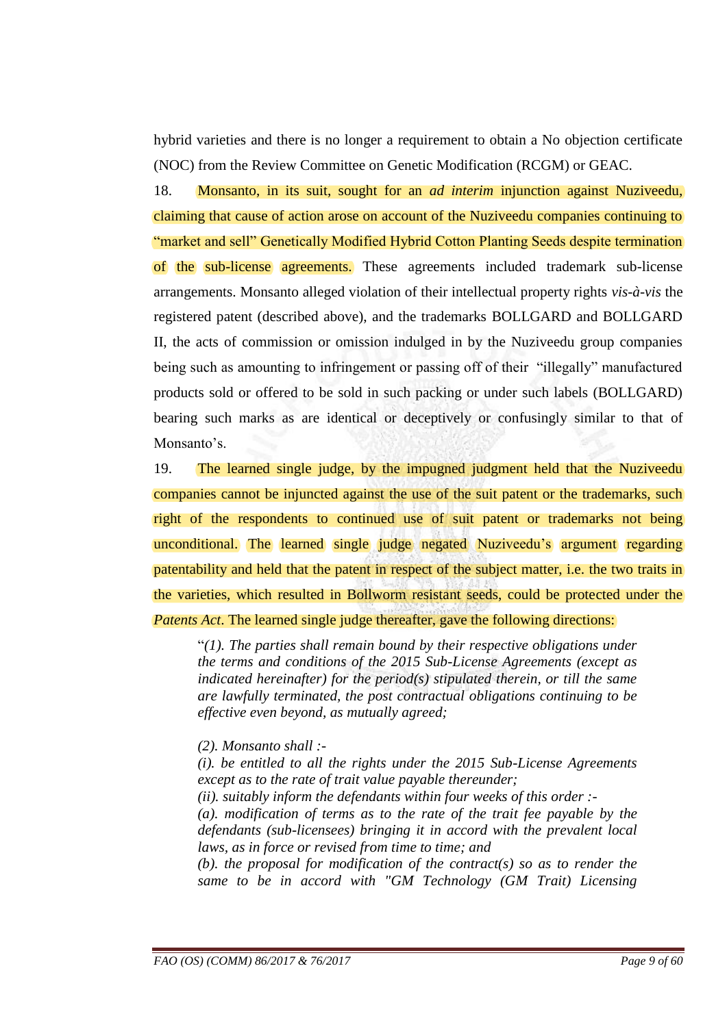hybrid varieties and there is no longer a requirement to obtain a No objection certificate (NOC) from the Review Committee on Genetic Modification (RCGM) or GEAC.

18. Monsanto, in its suit, sought for an *ad interim* injunction against Nuziveedu, claiming that cause of action arose on account of the Nuziveedu companies continuing to "market and sell" Genetically Modified Hybrid Cotton Planting Seeds despite termination of the sub-license agreements. These agreements included trademark sub-license arrangements. Monsanto alleged violation of their intellectual property rights *vis-à-vis* the registered patent (described above), and the trademarks BOLLGARD and BOLLGARD II, the acts of commission or omission indulged in by the Nuziveedu group companies being such as amounting to infringement or passing off of their "illegally" manufactured products sold or offered to be sold in such packing or under such labels (BOLLGARD) bearing such marks as are identical or deceptively or confusingly similar to that of Monsanto's.

19. The learned single judge, by the impugned judgment held that the Nuziveedu companies cannot be injuncted against the use of the suit patent or the trademarks, such right of the respondents to continued use of suit patent or trademarks not being unconditional. The learned single judge negated Nuziveedu's argument regarding patentability and held that the patent in respect of the subject matter, i.e. the two traits in the varieties, which resulted in Bollworm resistant seeds, could be protected under the *Patents Act*. The learned single judge thereafter, gave the following directions:

> "*(1). The parties shall remain bound by their respective obligations under the terms and conditions of the 2015 Sub-License Agreements (except as indicated hereinafter) for the period(s) stipulated therein, or till the same are lawfully terminated, the post contractual obligations continuing to be effective even beyond, as mutually agreed;*
>
> *(2). Monsanto shall :-*
> *(i). be entitled to all the rights under the 2015 Sub-License Agreements except as to the rate of trait value payable thereunder;*
> *(ii). suitably inform the defendants within four weeks of this order :-*
> *(a). modification of terms as to the rate of the trait fee payable by the defendants (sub-licensees) bringing it in accord with the prevalent local laws, as in force or revised from time to time; and*
> *(b). the proposal for modification of the contract(s) so as to render the same to be in accord with "GM Technology (GM Trait) Licensing*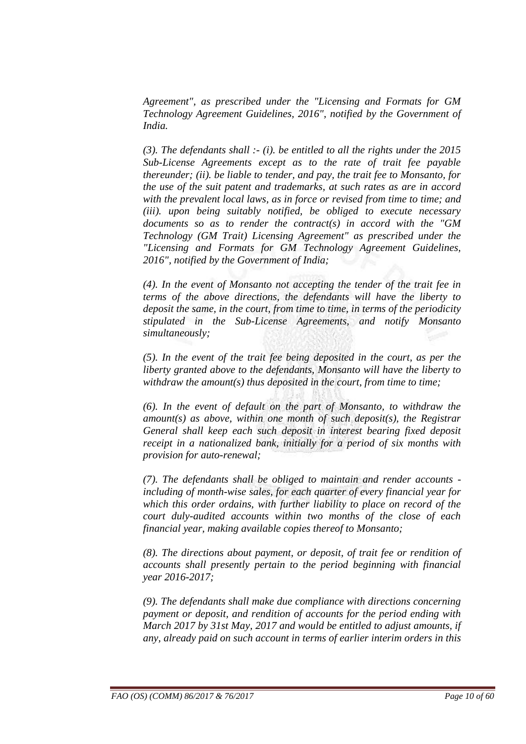*Agreement", as prescribed under the "Licensing and Formats for GM Technology Agreement Guidelines, 2016", notified by the Government of India.*

*(3). The defendants shall :- (i). be entitled to all the rights under the 2015 Sub-License Agreements except as to the rate of trait fee payable thereunder; (ii). be liable to tender, and pay, the trait fee to Monsanto, for the use of the suit patent and trademarks, at such rates as are in accord with the prevalent local laws, as in force or revised from time to time; and (iii). upon being suitably notified, be obliged to execute necessary documents so as to render the contract(s) in accord with the "GM Technology (GM Trait) Licensing Agreement" as prescribed under the "Licensing and Formats for GM Technology Agreement Guidelines, 2016", notified by the Government of India;*

*(4). In the event of Monsanto not accepting the tender of the trait fee in terms of the above directions, the defendants will have the liberty to deposit the same, in the court, from time to time, in terms of the periodicity stipulated in the Sub-License Agreements, and notify Monsanto simultaneously;*

*(5). In the event of the trait fee being deposited in the court, as per the liberty granted above to the defendants, Monsanto will have the liberty to withdraw the amount(s) thus deposited in the court, from time to time;*

*(6). In the event of default on the part of Monsanto, to withdraw the amount(s) as above, within one month of such deposit(s), the Registrar General shall keep each such deposit in interest bearing fixed deposit receipt in a nationalized bank, initially for a period of six months with provision for auto-renewal;*

*(7). The defendants shall be obliged to maintain and render accounts - including of month-wise sales, for each quarter of every financial year for which this order ordains, with further liability to place on record of the court duly-audited accounts within two months of the close of each financial year, making available copies thereof to Monsanto;*

*(8). The directions about payment, or deposit, of trait fee or rendition of accounts shall presently pertain to the period beginning with financial year 2016-2017;*

*(9). The defendants shall make due compliance with directions concerning payment or deposit, and rendition of accounts for the period ending with March 2017 by 31st May, 2017 and would be entitled to adjust amounts, if any, already paid on such account in terms of earlier interim orders in this*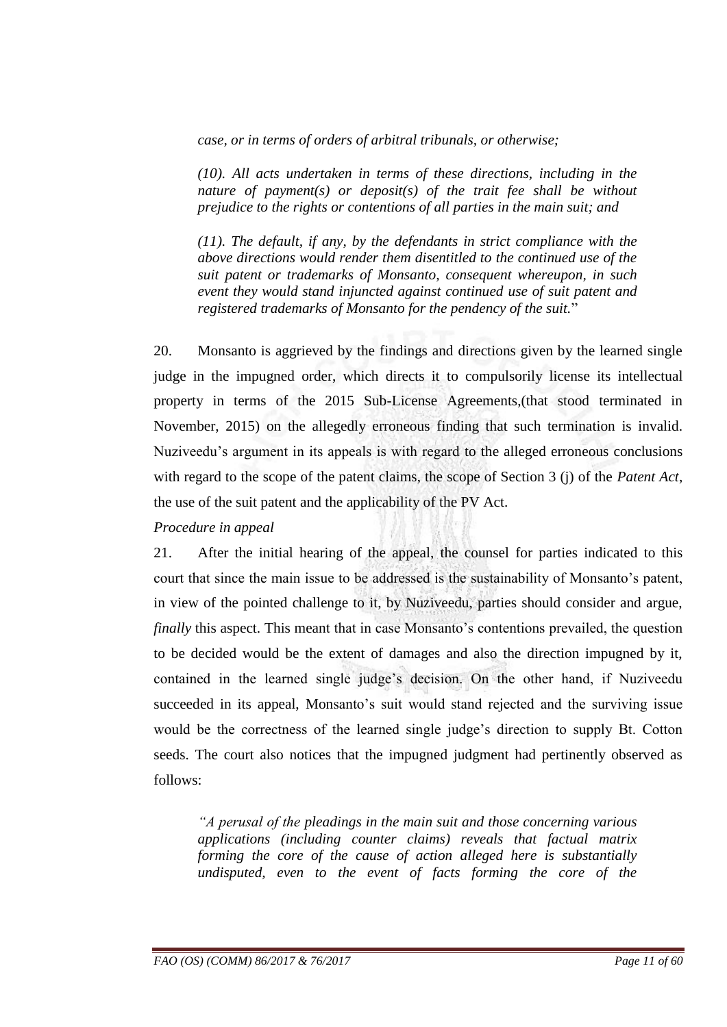*case, or in terms of orders of arbitral tribunals, or otherwise;*

*(10). All acts undertaken in terms of these directions, including in the nature of payment(s) or deposit(s) of the trait fee shall be without prejudice to the rights or contentions of all parties in the main suit; and*

*(11). The default, if any, by the defendants in strict compliance with the above directions would render them disentitled to the continued use of the suit patent or trademarks of Monsanto, consequent whereupon, in such event they would stand injuncted against continued use of suit patent and registered trademarks of Monsanto for the pendency of the suit.*"

20. Monsanto is aggrieved by the findings and directions given by the learned single judge in the impugned order, which directs it to compulsorily license its intellectual property in terms of the 2015 Sub-License Agreements,(that stood terminated in November, 2015) on the allegedly erroneous finding that such termination is invalid. Nuziveedu's argument in its appeals is with regard to the alleged erroneous conclusions with regard to the scope of the patent claims, the scope of Section 3 (j) of the *Patent Act*, the use of the suit patent and the applicability of the PV Act.

*Procedure in appeal*

21. After the initial hearing of the appeal, the counsel for parties indicated to this court that since the main issue to be addressed is the sustainability of Monsanto's patent, in view of the pointed challenge to it, by Nuziveedu, parties should consider and argue, *finally* this aspect. This meant that in case Monsanto's contentions prevailed, the question to be decided would be the extent of damages and also the direction impugned by it, contained in the learned single judge's decision. On the other hand, if Nuziveedu succeeded in its appeal, Monsanto's suit would stand rejected and the surviving issue would be the correctness of the learned single judge's direction to supply Bt. Cotton seeds. The court also notices that the impugned judgment had pertinently observed as follows:

*"A perusal of the pleadings in the main suit and those concerning various applications (including counter claims) reveals that factual matrix forming the core of the cause of action alleged here is substantially undisputed, even to the event of facts forming the core of the*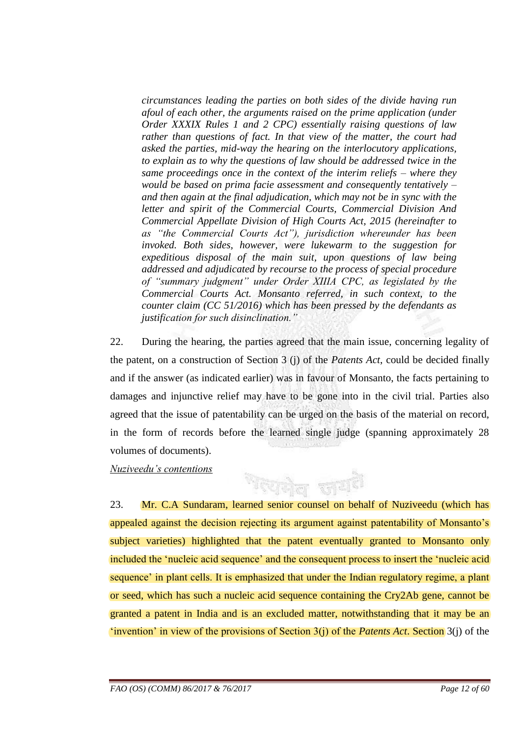> *circumstances leading the parties on both sides of the divide having run afoul of each other, the arguments raised on the prime application (under Order XXXIX Rules 1 and 2 CPC) essentially raising questions of law rather than questions of fact. In that view of the matter, the court had asked the parties, mid-way the hearing on the interlocutory applications, to explain as to why the questions of law should be addressed twice in the same proceedings once in the context of the interim reliefs – where they would be based on prima facie assessment and consequently tentatively – and then again at the final adjudication, which may not be in sync with the letter and spirit of the Commercial Courts, Commercial Division And Commercial Appellate Division of High Courts Act, 2015 (hereinafter to as "the Commercial Courts Act"), jurisdiction whereunder has been invoked. Both sides, however, were lukewarm to the suggestion for expeditious disposal of the main suit, upon questions of law being addressed and adjudicated by recourse to the process of special procedure of "summary judgment" under Order XIIIA CPC, as legislated by the Commercial Courts Act. Monsanto referred, in such context, to the counter claim (CC 51/2016) which has been pressed by the defendants as justification for such disinclination."*

22. During the hearing, the parties agreed that the main issue, concerning legality of the patent, on a construction of Section 3 (j) of the *Patents Act*, could be decided finally and if the answer (as indicated earlier) was in favour of Monsanto, the facts pertaining to damages and injunctive relief may have to be gone into in the civil trial. Parties also agreed that the issue of patentability can be urged on the basis of the material on record, in the form of records before the learned single judge (spanning approximately 28 volumes of documents).

<u>*Nuziveedu's contentions*</u>

23. Mr. C.A Sundaram, learned senior counsel on behalf of Nuziveedu (which has appealed against the decision rejecting its argument against patentability of Monsanto's subject varieties) highlighted that the patent eventually granted to Monsanto only included the 'nucleic acid sequence' and the consequent process to insert the 'nucleic acid sequence' in plant cells. It is emphasized that under the Indian regulatory regime, a plant or seed, which has such a nucleic acid sequence containing the Cry2Ab gene, cannot be granted a patent in India and is an excluded matter, notwithstanding that it may be an 'invention' in view of the provisions of Section 3(j) of the *Patents Act*. Section 3(j) of the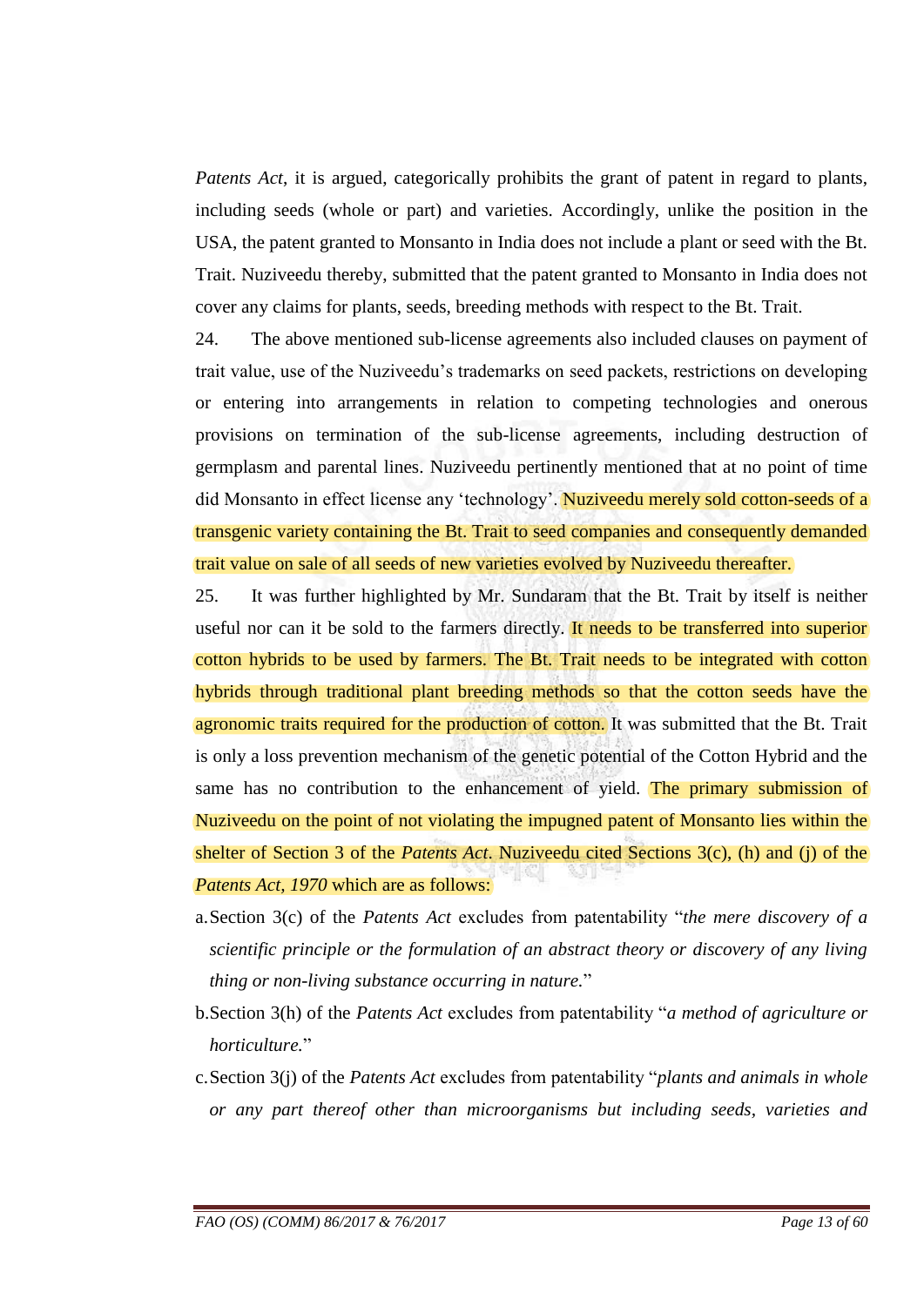*Patents Act*, it is argued, categorically prohibits the grant of patent in regard to plants, including seeds (whole or part) and varieties. Accordingly, unlike the position in the USA, the patent granted to Monsanto in India does not include a plant or seed with the Bt. Trait. Nuziveedu thereby, submitted that the patent granted to Monsanto in India does not cover any claims for plants, seeds, breeding methods with respect to the Bt. Trait.

24. The above mentioned sub-license agreements also included clauses on payment of trait value, use of the Nuziveedu's trademarks on seed packets, restrictions on developing or entering into arrangements in relation to competing technologies and onerous provisions on termination of the sub-license agreements, including destruction of germplasm and parental lines. Nuziveedu pertinently mentioned that at no point of time did Monsanto in effect license any 'technology'. Nuziveedu merely sold cotton-seeds of a transgenic variety containing the Bt. Trait to seed companies and consequently demanded trait value on sale of all seeds of new varieties evolved by Nuziveedu thereafter.

25. It was further highlighted by Mr. Sundaram that the Bt. Trait by itself is neither useful nor can it be sold to the farmers directly. It needs to be transferred into superior cotton hybrids to be used by farmers. The Bt. Trait needs to be integrated with cotton hybrids through traditional plant breeding methods so that the cotton seeds have the agronomic traits required for the production of cotton. It was submitted that the Bt. Trait is only a loss prevention mechanism of the genetic potential of the Cotton Hybrid and the same has no contribution to the enhancement of yield. The primary submission of Nuziveedu on the point of not violating the impugned patent of Monsanto lies within the shelter of Section 3 of the *Patents Act*. Nuziveedu cited Sections 3(c), (h) and (j) of the *Patents Act, 1970* which are as follows:

a. Section 3(c) of the *Patents Act* excludes from patentability "*the mere discovery of a scientific principle or the formulation of an abstract theory or discovery of any living thing or non-living substance occurring in nature.*"

b. Section 3(h) of the *Patents Act* excludes from patentability "*a method of agriculture or horticulture.*"

c. Section 3(j) of the *Patents Act* excludes from patentability "*plants and animals in whole or any part thereof other than microorganisms but including seeds, varieties and*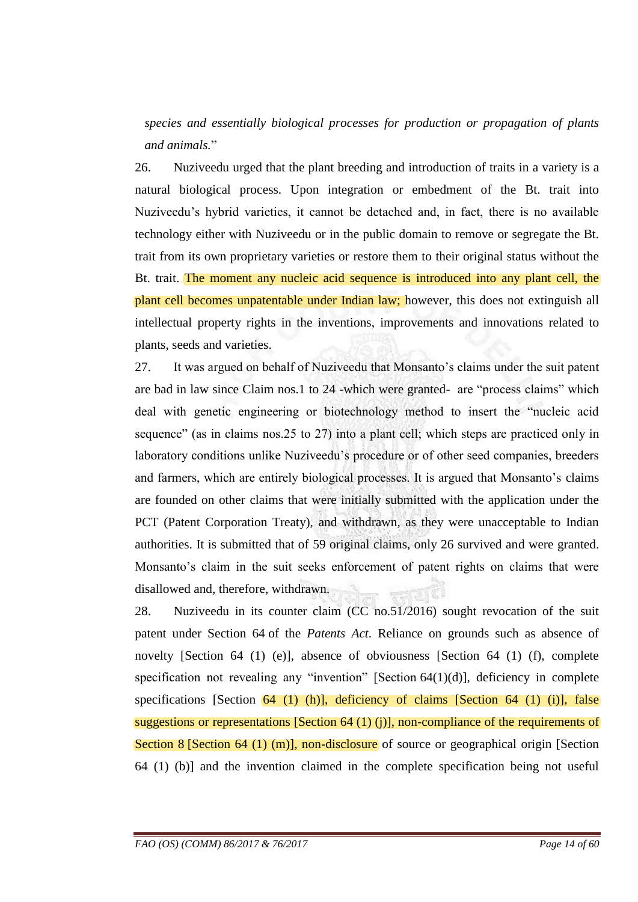*species and essentially biological processes for production or propagation of plants and animals.*"

26. Nuziveedu urged that the plant breeding and introduction of traits in a variety is a natural biological process. Upon integration or embedment of the Bt. trait into Nuziveedu's hybrid varieties, it cannot be detached and, in fact, there is no available technology either with Nuziveedu or in the public domain to remove or segregate the Bt. trait from its own proprietary varieties or restore them to their original status without the Bt. trait. The moment any nucleic acid sequence is introduced into any plant cell, the plant cell becomes unpatentable under Indian law; however, this does not extinguish all intellectual property rights in the inventions, improvements and innovations related to plants, seeds and varieties.

27. It was argued on behalf of Nuziveedu that Monsanto's claims under the suit patent are bad in law since Claim nos.1 to 24 -which were granted- are "process claims" which deal with genetic engineering or biotechnology method to insert the "nucleic acid sequence" (as in claims nos.25 to 27) into a plant cell; which steps are practiced only in laboratory conditions unlike Nuziveedu's procedure or of other seed companies, breeders and farmers, which are entirely biological processes. It is argued that Monsanto's claims are founded on other claims that were initially submitted with the application under the PCT (Patent Corporation Treaty), and withdrawn, as they were unacceptable to Indian authorities. It is submitted that of 59 original claims, only 26 survived and were granted. Monsanto's claim in the suit seeks enforcement of patent rights on claims that were disallowed and, therefore, withdrawn.

28. Nuziveedu in its counter claim (CC no.51/2016) sought revocation of the suit patent under Section 64 of the *Patents Act*. Reliance on grounds such as absence of novelty [Section 64 (1) (e)], absence of obviousness [Section 64 (1) (f), complete specification not revealing any "invention" [Section 64(1)(d)], deficiency in complete specifications [Section 64 (1) (h)], deficiency of claims [Section 64 (1) (i)], false suggestions or representations [Section 64 (1) (j)], non-compliance of the requirements of Section 8 [Section 64 (1) (m)], non-disclosure of source or geographical origin [Section 64 (1) (b)] and the invention claimed in the complete specification being not useful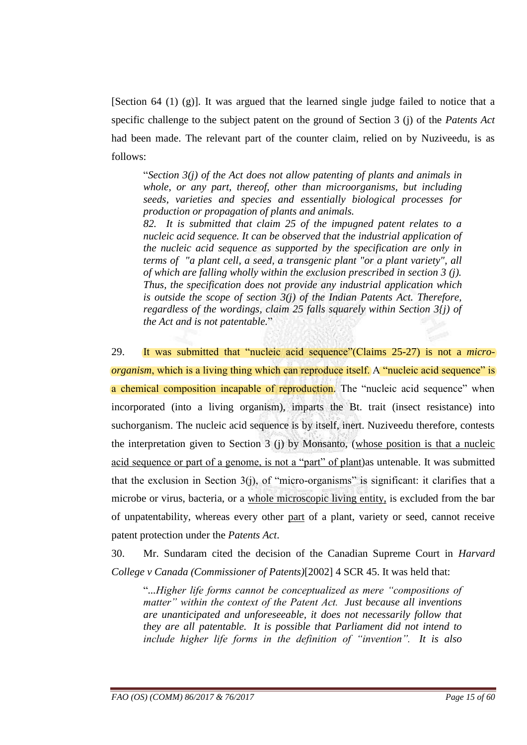[Section 64 (1) (g)]. It was argued that the learned single judge failed to notice that a specific challenge to the subject patent on the ground of Section 3 (j) of the *Patents Act* had been made. The relevant part of the counter claim, relied on by Nuziveedu, is as follows:

> "*Section 3(j) of the Act does not allow patenting of plants and animals in whole, or any part, thereof, other than microorganisms, but including seeds, varieties and species and essentially biological processes for production or propagation of plants and animals.*
>
> *82. It is submitted that claim 25 of the impugned patent relates to a nucleic acid sequence. It can be observed that the industrial application of the nucleic acid sequence as supported by the specification are only in terms of "a plant cell, a seed, a transgenic plant "or a plant variety", all of which are falling wholly within the exclusion prescribed in section 3 (j). Thus, the specification does not provide any industrial application which is outside the scope of section 3(j) of the Indian Patents Act. Therefore, regardless of the wordings, claim 25 falls squarely within Section 3{j) of the Act and is not patentable.*"

29. It was submitted that "nucleic acid sequence"(Claims 25-27) is not a *micro-organism*, which is a living thing which can reproduce itself. A "nucleic acid sequence" is a chemical composition incapable of reproduction. The "nucleic acid sequence" when incorporated (into a living organism), imparts the Bt. trait (insect resistance) into suchorganism. The nucleic acid sequence is by itself, inert. Nuziveedu therefore, contests the interpretation given to Section 3 (j) by Monsanto, (<u>whose position is that a nucleic acid sequence or part of a genome, is not a "part" of plant</u>)as untenable. It was submitted that the exclusion in Section 3(j), of "micro-organisms" is significant: it clarifies that a microbe or virus, bacteria, or a <u>whole microscopic living entity,</u> is excluded from the bar of unpatentability, whereas every other <u>part</u> of a plant, variety or seed, cannot receive patent protection under the *Patents Act*.

30. Mr. Sundaram cited the decision of the Canadian Supreme Court in *Harvard College v Canada (Commissioner of Patents)*[2002] 4 SCR 45. It was held that:

> "*...Higher life forms cannot be conceptualized as mere "compositions of matter" within the context of the Patent Act. Just because all inventions are unanticipated and unforeseeable, it does not necessarily follow that they are all patentable. It is possible that Parliament did not intend to include higher life forms in the definition of "invention". It is also*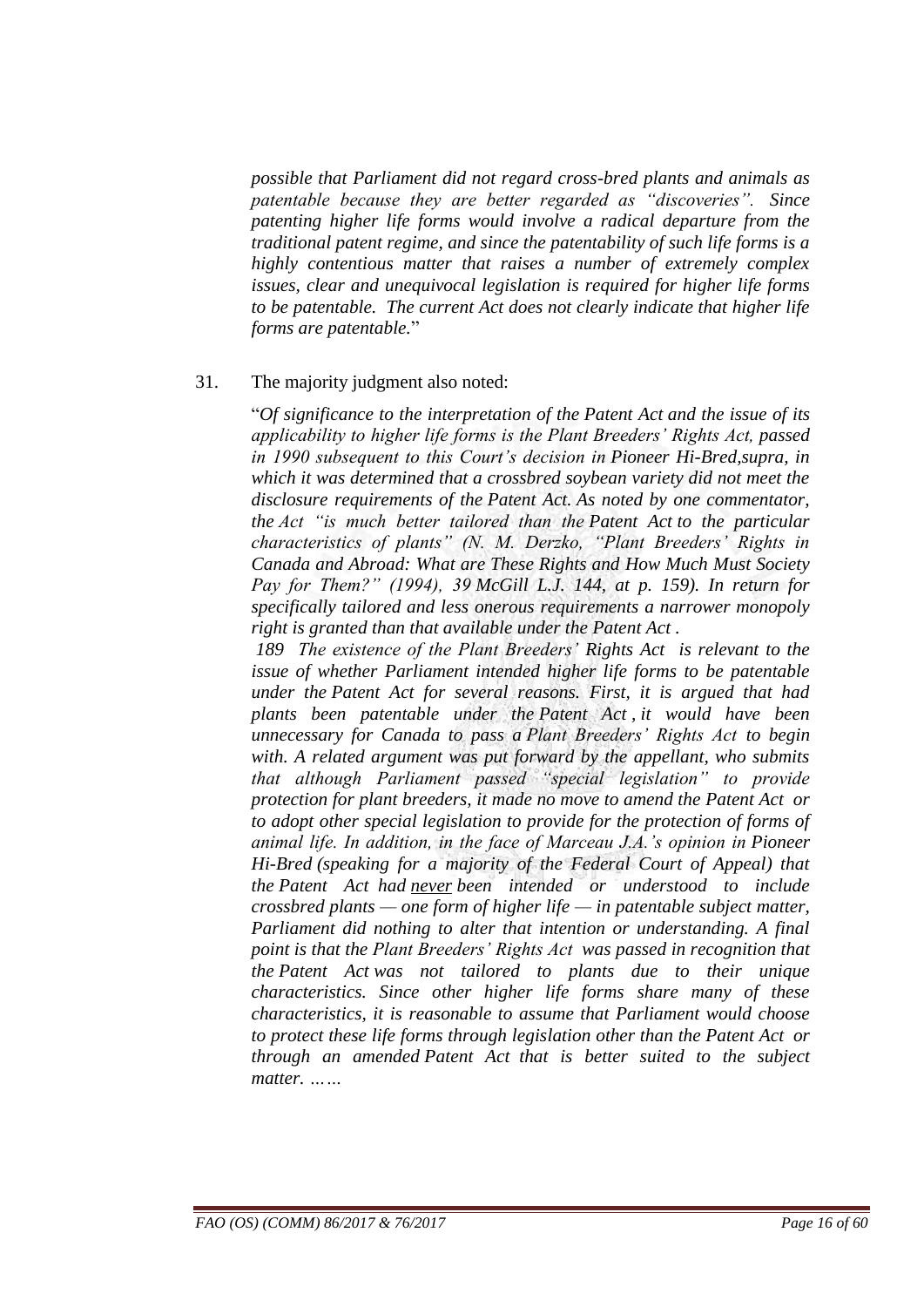*possible that Parliament did not regard cross-bred plants and animals as patentable because they are better regarded as "discoveries". Since patenting higher life forms would involve a radical departure from the traditional patent regime, and since the patentability of such life forms is a highly contentious matter that raises a number of extremely complex issues, clear and unequivocal legislation is required for higher life forms to be patentable. The current Act does not clearly indicate that higher life forms are patentable.*"

31. The majority judgment also noted:

"*Of significance to the interpretation of the Patent Act and the issue of its applicability to higher life forms is the Plant Breeders' Rights Act, passed in 1990 subsequent to this Court's decision in Pioneer Hi-Bred,supra, in which it was determined that a crossbred soybean variety did not meet the disclosure requirements of the Patent Act. As noted by one commentator, the Act "is much better tailored than the Patent Act to the particular characteristics of plants" (N. M. Derzko, "Plant Breeders' Rights in Canada and Abroad: What are These Rights and How Much Must Society Pay for Them?" (1994), 39 McGill L.J. 144, at p. 159). In return for specifically tailored and less onerous requirements a narrower monopoly right is granted than that available under the Patent Act .*

*189 The existence of the Plant Breeders' Rights Act is relevant to the issue of whether Parliament intended higher life forms to be patentable under the Patent Act for several reasons. First, it is argued that had plants been patentable under the Patent Act , it would have been unnecessary for Canada to pass a Plant Breeders' Rights Act to begin with. A related argument was put forward by the appellant, who submits that although Parliament passed "special legislation" to provide protection for plant breeders, it made no move to amend the Patent Act or to adopt other special legislation to provide for the protection of forms of animal life. In addition, in the face of Marceau J.A.'s opinion in Pioneer Hi-Bred (speaking for a majority of the Federal Court of Appeal) that the Patent Act had <u>never</u> been intended or understood to include crossbred plants — one form of higher life — in patentable subject matter, Parliament did nothing to alter that intention or understanding. A final point is that the Plant Breeders' Rights Act was passed in recognition that the Patent Act was not tailored to plants due to their unique characteristics. Since other higher life forms share many of these characteristics, it is reasonable to assume that Parliament would choose to protect these life forms through legislation other than the Patent Act or through an amended Patent Act that is better suited to the subject matter. ……*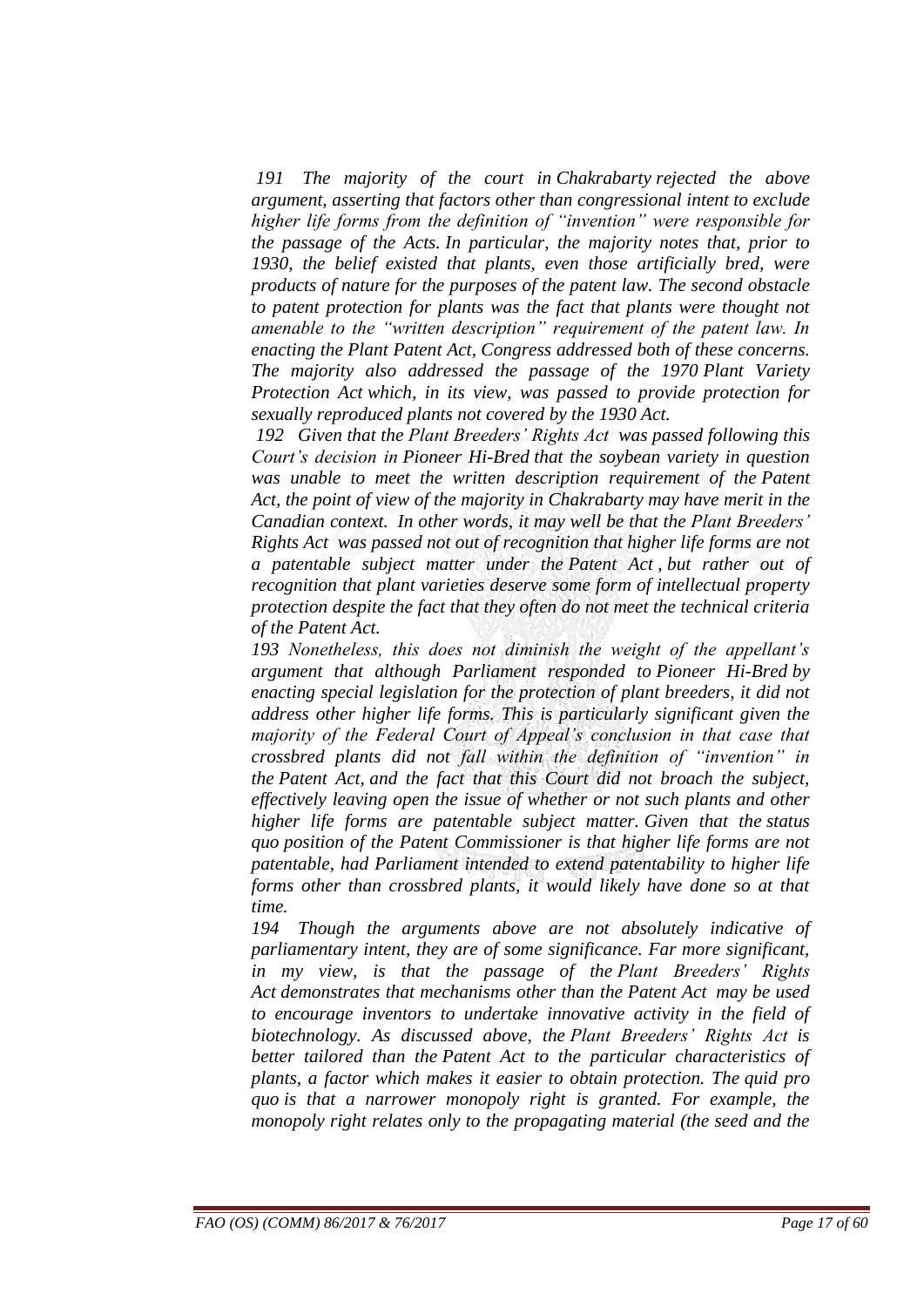*191 The majority of the court in Chakrabarty rejected the above argument, asserting that factors other than congressional intent to exclude higher life forms from the definition of "invention" were responsible for the passage of the Acts. In particular, the majority notes that, prior to 1930, the belief existed that plants, even those artificially bred, were products of nature for the purposes of the patent law. The second obstacle to patent protection for plants was the fact that plants were thought not amenable to the "written description" requirement of the patent law. In enacting the Plant Patent Act, Congress addressed both of these concerns. The majority also addressed the passage of the 1970 Plant Variety Protection Act which, in its view, was passed to provide protection for sexually reproduced plants not covered by the 1930 Act.*

*192 Given that the Plant Breeders' Rights Act was passed following this Court's decision in Pioneer Hi-Bred that the soybean variety in question was unable to meet the written description requirement of the Patent Act, the point of view of the majority in Chakrabarty may have merit in the Canadian context. In other words, it may well be that the Plant Breeders' Rights Act was passed not out of recognition that higher life forms are not a patentable subject matter under the Patent Act , but rather out of recognition that plant varieties deserve some form of intellectual property protection despite the fact that they often do not meet the technical criteria of the Patent Act.*

*193 Nonetheless, this does not diminish the weight of the appellant's argument that although Parliament responded to Pioneer Hi-Bred by enacting special legislation for the protection of plant breeders, it did not address other higher life forms. This is particularly significant given the majority of the Federal Court of Appeal's conclusion in that case that crossbred plants did not fall within the definition of "invention" in the Patent Act, and the fact that this Court did not broach the subject, effectively leaving open the issue of whether or not such plants and other higher life forms are patentable subject matter. Given that the status quo position of the Patent Commissioner is that higher life forms are not patentable, had Parliament intended to extend patentability to higher life forms other than crossbred plants, it would likely have done so at that time.*

*194 Though the arguments above are not absolutely indicative of parliamentary intent, they are of some significance. Far more significant, in my view, is that the passage of the Plant Breeders' Rights Act demonstrates that mechanisms other than the Patent Act may be used to encourage inventors to undertake innovative activity in the field of biotechnology. As discussed above, the Plant Breeders' Rights Act is better tailored than the Patent Act to the particular characteristics of plants, a factor which makes it easier to obtain protection. The quid pro quo is that a narrower monopoly right is granted. For example, the monopoly right relates only to the propagating material (the seed and the*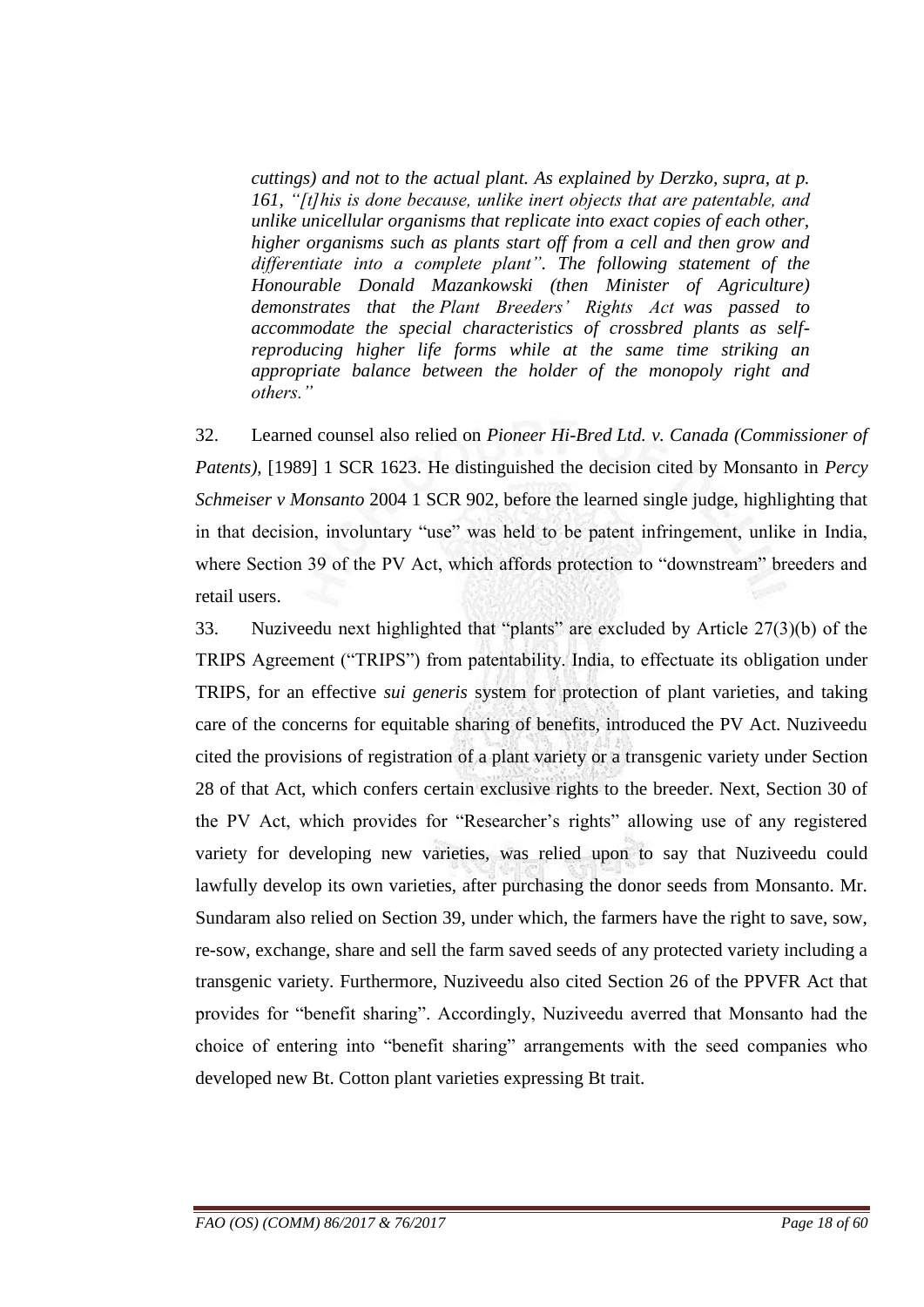*cuttings) and not to the actual plant. As explained by Derzko, supra, at p. 161, "[t]his is done because, unlike inert objects that are patentable, and unlike unicellular organisms that replicate into exact copies of each other, higher organisms such as plants start off from a cell and then grow and differentiate into a complete plant". The following statement of the Honourable Donald Mazankowski (then Minister of Agriculture) demonstrates that the Plant Breeders' Rights Act was passed to accommodate the special characteristics of crossbred plants as self-reproducing higher life forms while at the same time striking an appropriate balance between the holder of the monopoly right and others."*

32. Learned counsel also relied on *Pioneer Hi-Bred Ltd. v. Canada (Commissioner of Patents)*, [1989] 1 SCR 1623. He distinguished the decision cited by Monsanto in *Percy Schmeiser v Monsanto* 2004 1 SCR 902, before the learned single judge, highlighting that in that decision, involuntary "use" was held to be patent infringement, unlike in India, where Section 39 of the PV Act, which affords protection to "downstream" breeders and retail users.

33. Nuziveedu next highlighted that "plants" are excluded by Article 27(3)(b) of the TRIPS Agreement ("TRIPS") from patentability. India, to effectuate its obligation under TRIPS, for an effective *sui generis* system for protection of plant varieties, and taking care of the concerns for equitable sharing of benefits, introduced the PV Act. Nuziveedu cited the provisions of registration of a plant variety or a transgenic variety under Section 28 of that Act, which confers certain exclusive rights to the breeder. Next, Section 30 of the PV Act, which provides for "Researcher's rights" allowing use of any registered variety for developing new varieties, was relied upon to say that Nuziveedu could lawfully develop its own varieties, after purchasing the donor seeds from Monsanto. Mr. Sundaram also relied on Section 39, under which, the farmers have the right to save, sow, re-sow, exchange, share and sell the farm saved seeds of any protected variety including a transgenic variety. Furthermore, Nuziveedu also cited Section 26 of the PPVFR Act that provides for "benefit sharing". Accordingly, Nuziveedu averred that Monsanto had the choice of entering into "benefit sharing" arrangements with the seed companies who developed new Bt. Cotton plant varieties expressing Bt trait.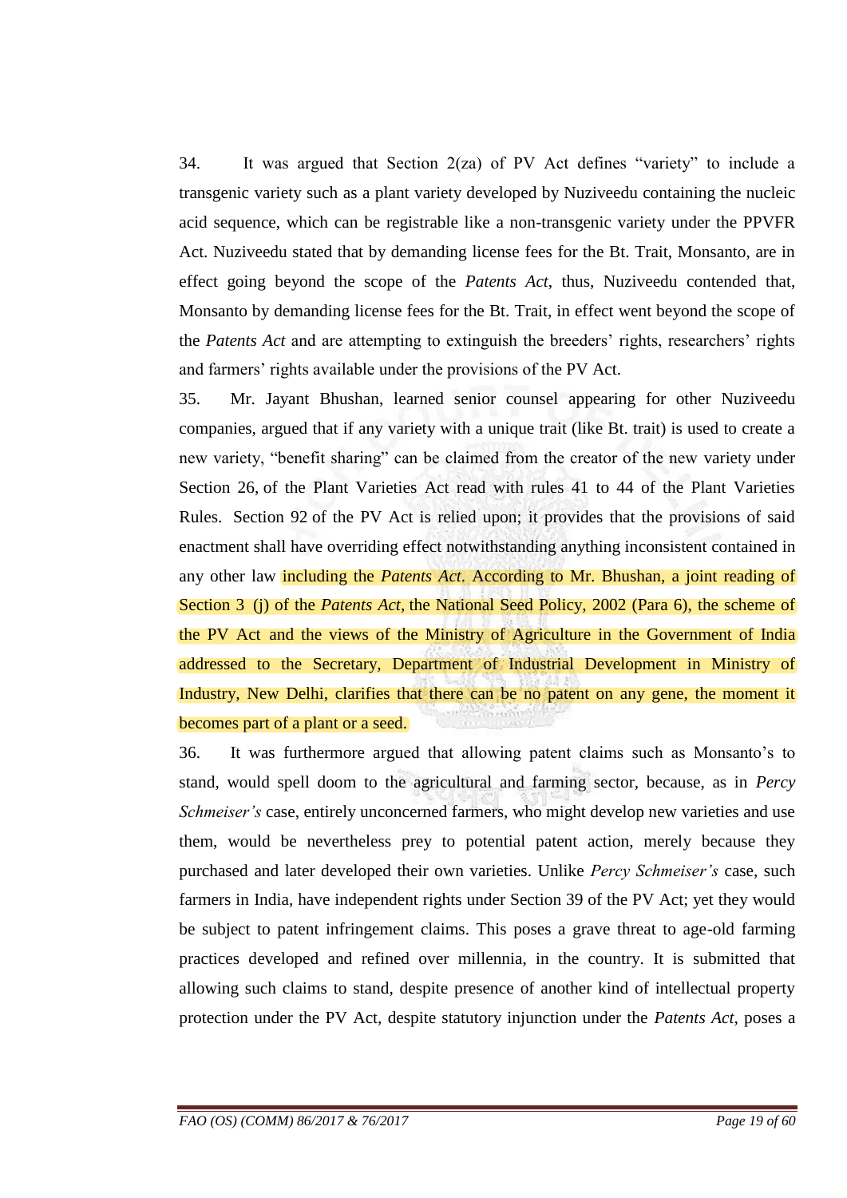34. It was argued that Section 2(za) of PV Act defines "variety" to include a transgenic variety such as a plant variety developed by Nuziveedu containing the nucleic acid sequence, which can be registrable like a non-transgenic variety under the PPVFR Act. Nuziveedu stated that by demanding license fees for the Bt. Trait, Monsanto, are in effect going beyond the scope of the *Patents Act*, thus, Nuziveedu contended that, Monsanto by demanding license fees for the Bt. Trait, in effect went beyond the scope of the *Patents Act* and are attempting to extinguish the breeders' rights, researchers' rights and farmers' rights available under the provisions of the PV Act.

35. Mr. Jayant Bhushan, learned senior counsel appearing for other Nuziveedu companies, argued that if any variety with a unique trait (like Bt. trait) is used to create a new variety, "benefit sharing" can be claimed from the creator of the new variety under Section 26, of the Plant Varieties Act read with rules 41 to 44 of the Plant Varieties Rules. Section 92 of the PV Act is relied upon; it provides that the provisions of said enactment shall have overriding effect notwithstanding anything inconsistent contained in any other law including the *Patents Act*. According to Mr. Bhushan, a joint reading of Section 3 (j) of the *Patents Act*, the National Seed Policy, 2002 (Para 6), the scheme of the PV Act and the views of the Ministry of Agriculture in the Government of India addressed to the Secretary, Department of Industrial Development in Ministry of Industry, New Delhi, clarifies that there can be no patent on any gene, the moment it becomes part of a plant or a seed.

36. It was furthermore argued that allowing patent claims such as Monsanto's to stand, would spell doom to the agricultural and farming sector, because, as in *Percy Schmeiser's* case, entirely unconcerned farmers, who might develop new varieties and use them, would be nevertheless prey to potential patent action, merely because they purchased and later developed their own varieties. Unlike *Percy Schmeiser's* case, such farmers in India, have independent rights under Section 39 of the PV Act; yet they would be subject to patent infringement claims. This poses a grave threat to age-old farming practices developed and refined over millennia, in the country. It is submitted that allowing such claims to stand, despite presence of another kind of intellectual property protection under the PV Act, despite statutory injunction under the *Patents Act*, poses a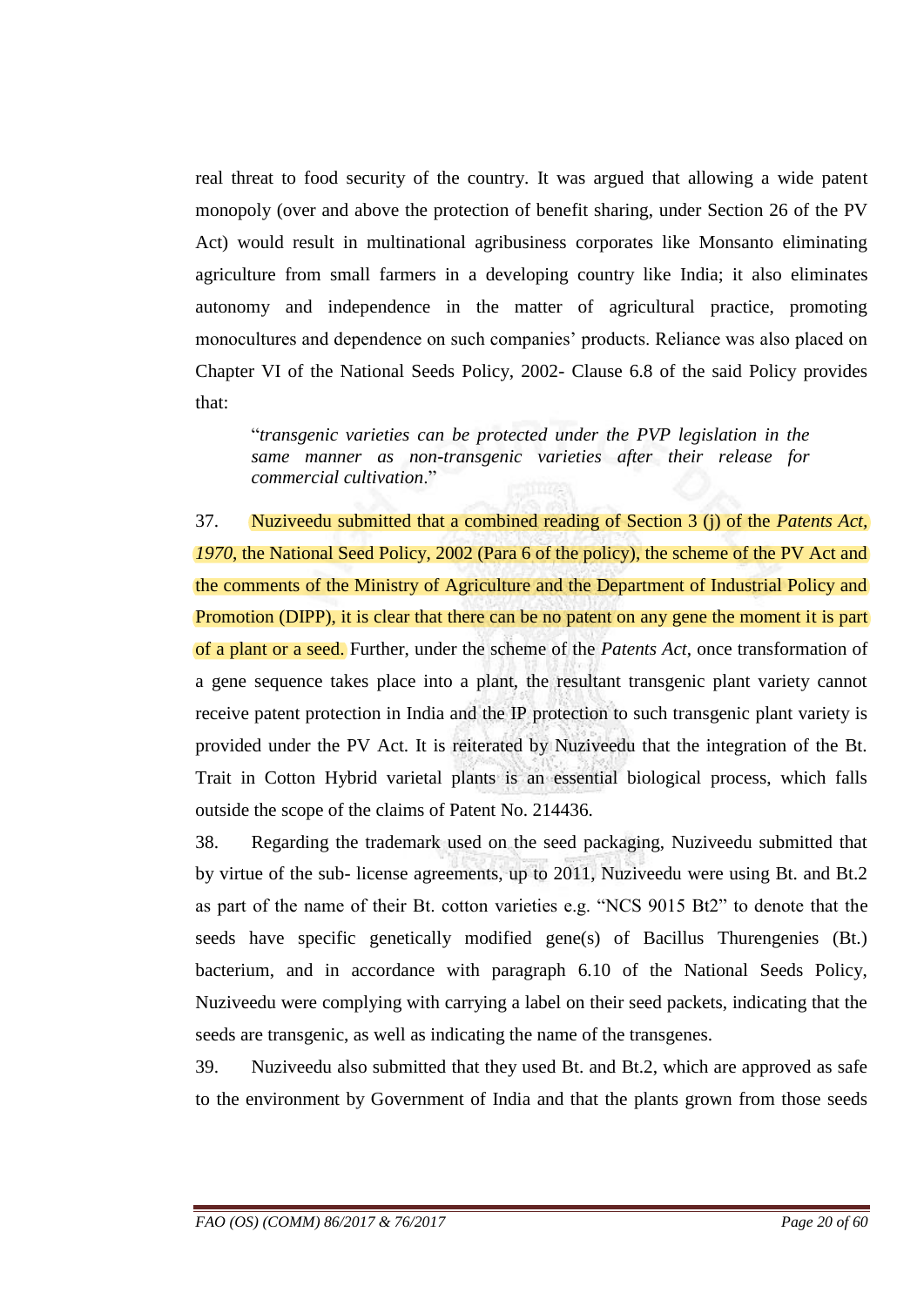real threat to food security of the country. It was argued that allowing a wide patent monopoly (over and above the protection of benefit sharing, under Section 26 of the PV Act) would result in multinational agribusiness corporates like Monsanto eliminating agriculture from small farmers in a developing country like India; it also eliminates autonomy and independence in the matter of agricultural practice, promoting monocultures and dependence on such companies' products. Reliance was also placed on Chapter VI of the National Seeds Policy, 2002- Clause 6.8 of the said Policy provides that:

> "*transgenic varieties can be protected under the PVP legislation in the same manner as non-transgenic varieties after their release for commercial cultivation*."

37. Nuziveedu submitted that a combined reading of Section 3 (j) of the *Patents Act, 1970*, the National Seed Policy, 2002 (Para 6 of the policy), the scheme of the PV Act and the comments of the Ministry of Agriculture and the Department of Industrial Policy and Promotion (DIPP), it is clear that there can be no patent on any gene the moment it is part of a plant or a seed. Further, under the scheme of the *Patents Act*, once transformation of a gene sequence takes place into a plant, the resultant transgenic plant variety cannot receive patent protection in India and the IP protection to such transgenic plant variety is provided under the PV Act. It is reiterated by Nuziveedu that the integration of the Bt. Trait in Cotton Hybrid varietal plants is an essential biological process, which falls outside the scope of the claims of Patent No. 214436.

38. Regarding the trademark used on the seed packaging, Nuziveedu submitted that by virtue of the sub- license agreements, up to 2011, Nuziveedu were using Bt. and Bt.2 as part of the name of their Bt. cotton varieties e.g. "NCS 9015 Bt2" to denote that the seeds have specific genetically modified gene(s) of Bacillus Thurengenies (Bt.) bacterium, and in accordance with paragraph 6.10 of the National Seeds Policy, Nuziveedu were complying with carrying a label on their seed packets, indicating that the seeds are transgenic, as well as indicating the name of the transgenes.

39. Nuziveedu also submitted that they used Bt. and Bt.2, which are approved as safe to the environment by Government of India and that the plants grown from those seeds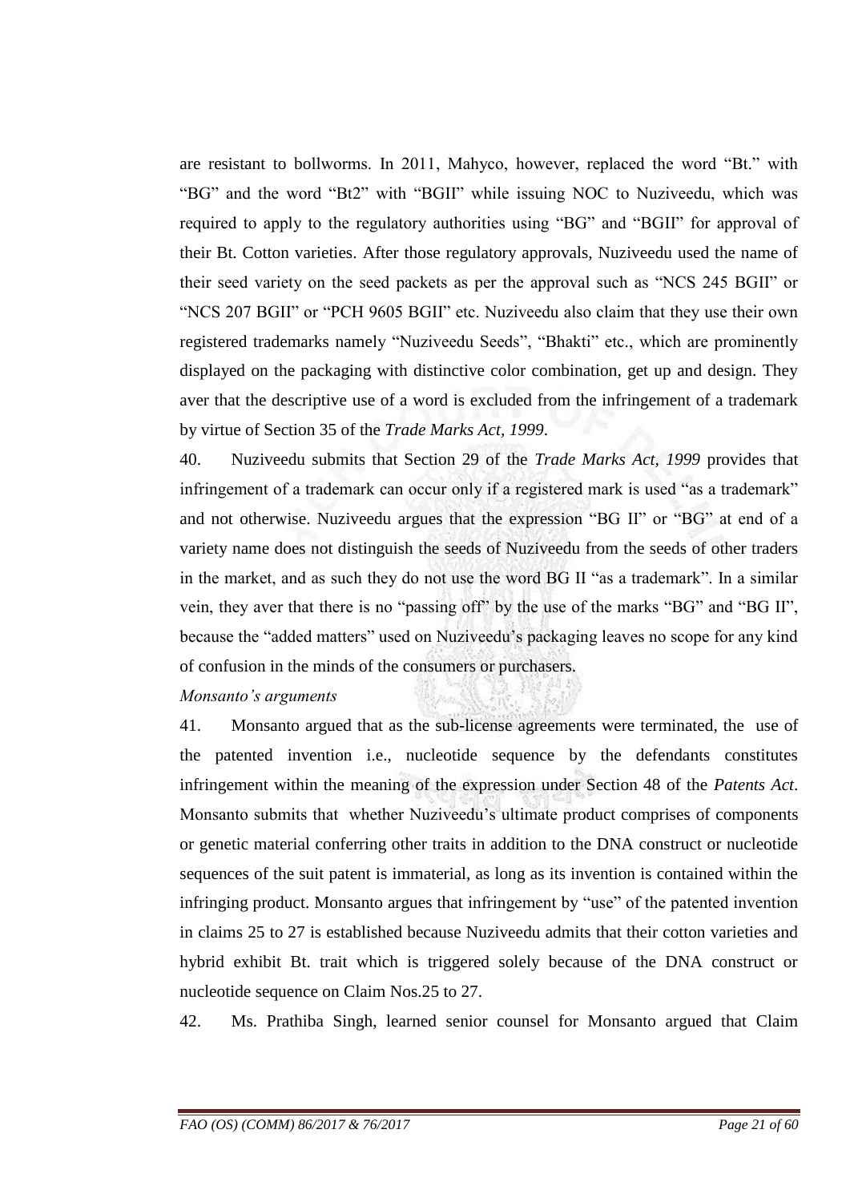are resistant to bollworms. In 2011, Mahyco, however, replaced the word "Bt." with "BG" and the word "Bt2" with "BGII" while issuing NOC to Nuziveedu, which was required to apply to the regulatory authorities using "BG" and "BGII" for approval of their Bt. Cotton varieties. After those regulatory approvals, Nuziveedu used the name of their seed variety on the seed packets as per the approval such as "NCS 245 BGII" or "NCS 207 BGII" or "PCH 9605 BGII" etc. Nuziveedu also claim that they use their own registered trademarks namely "Nuziveedu Seeds", "Bhakti" etc., which are prominently displayed on the packaging with distinctive color combination, get up and design. They aver that the descriptive use of a word is excluded from the infringement of a trademark by virtue of Section 35 of the *Trade Marks Act, 1999*.

40. Nuziveedu submits that Section 29 of the *Trade Marks Act, 1999* provides that infringement of a trademark can occur only if a registered mark is used "as a trademark" and not otherwise. Nuziveedu argues that the expression "BG II" or "BG" at end of a variety name does not distinguish the seeds of Nuziveedu from the seeds of other traders in the market, and as such they do not use the word BG II "as a trademark". In a similar vein, they aver that there is no "passing off" by the use of the marks "BG" and "BG II", because the "added matters" used on Nuziveedu's packaging leaves no scope for any kind of confusion in the minds of the consumers or purchasers.

*Monsanto's arguments*

41. Monsanto argued that as the sub-license agreements were terminated, the use of the patented invention i.e., nucleotide sequence by the defendants constitutes infringement within the meaning of the expression under Section 48 of the *Patents Act*. Monsanto submits that whether Nuziveedu's ultimate product comprises of components or genetic material conferring other traits in addition to the DNA construct or nucleotide sequences of the suit patent is immaterial, as long as its invention is contained within the infringing product. Monsanto argues that infringement by "use" of the patented invention in claims 25 to 27 is established because Nuziveedu admits that their cotton varieties and hybrid exhibit Bt. trait which is triggered solely because of the DNA construct or nucleotide sequence on Claim Nos.25 to 27.

42. Ms. Prathiba Singh, learned senior counsel for Monsanto argued that Claim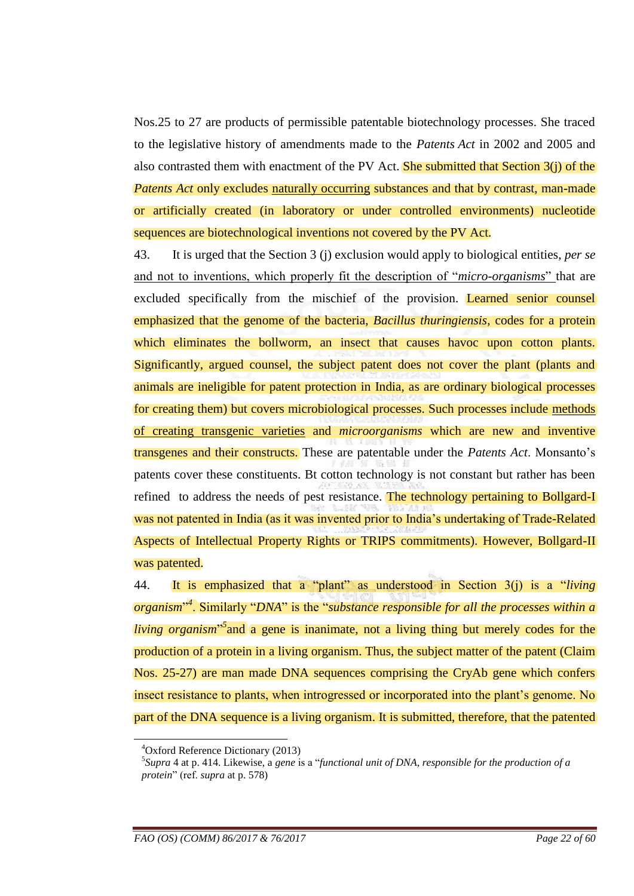Nos.25 to 27 are products of permissible patentable biotechnology processes. She traced to the legislative history of amendments made to the *Patents Act* in 2002 and 2005 and also contrasted them with enactment of the PV Act. She submitted that Section 3(j) of the *Patents Act* only excludes naturally occurring substances and that by contrast, man-made or artificially created (in laboratory or under controlled environments) nucleotide sequences are biotechnological inventions not covered by the PV Act.

43. It is urged that the Section 3 (j) exclusion would apply to biological entities, *per se* and not to inventions, which properly fit the description of "*micro-organisms*" that are excluded specifically from the mischief of the provision. Learned senior counsel emphasized that the genome of the bacteria, *Bacillus thuringiensis*, codes for a protein which eliminates the bollworm, an insect that causes havoc upon cotton plants. Significantly, argued counsel, the subject patent does not cover the plant (plants and animals are ineligible for patent protection in India, as are ordinary biological processes for creating them) but covers microbiological processes. Such processes include methods of creating transgenic varieties and *microorganisms* which are new and inventive transgenes and their constructs. These are patentable under the *Patents Act*. Monsanto's patents cover these constituents. Bt cotton technology is not constant but rather has been refined to address the needs of pest resistance. The technology pertaining to Bollgard-I was not patented in India (as it was invented prior to India's undertaking of Trade-Related Aspects of Intellectual Property Rights or TRIPS commitments). However, Bollgard-II was patented.

44. It is emphasized that a "plant" as understood in Section 3(j) is a "*living organism*"[4]. Similarly "*DNA*" is the "*substance responsible for all the processes within a living organism*"[5] and a gene is inanimate, not a living thing but merely codes for the production of a protein in a living organism. Thus, the subject matter of the patent (Claim Nos. 25-27) are man made DNA sequences comprising the CryAb gene which confers insect resistance to plants, when introgressed or incorporated into the plant's genome. No part of the DNA sequence is a living organism. It is submitted, therefore, that the patented

---

[4] Oxford Reference Dictionary (2013)

[5] *Supra* 4 at p. 414. Likewise, a *gene* is a "*functional unit of DNA, responsible for the production of a protein*" (ref. *supra* at p. 578)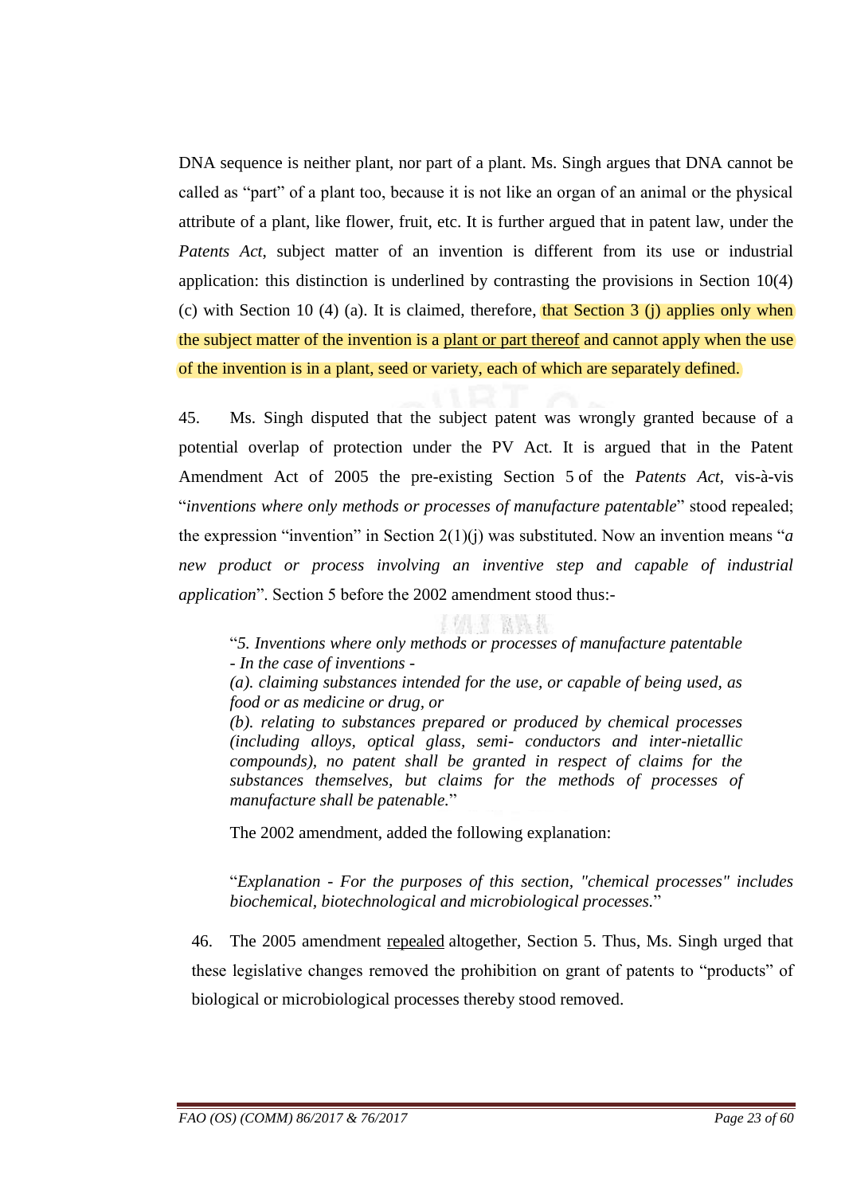DNA sequence is neither plant, nor part of a plant. Ms. Singh argues that DNA cannot be called as "part" of a plant too, because it is not like an organ of an animal or the physical attribute of a plant, like flower, fruit, etc. It is further argued that in patent law, under the *Patents Act*, subject matter of an invention is different from its use or industrial application: this distinction is underlined by contrasting the provisions in Section 10(4) (c) with Section 10 (4) (a). It is claimed, therefore, that Section 3 (j) applies only when the subject matter of the invention is a plant or part thereof and cannot apply when the use of the invention is in a plant, seed or variety, each of which are separately defined.

45. Ms. Singh disputed that the subject patent was wrongly granted because of a potential overlap of protection under the PV Act. It is argued that in the Patent Amendment Act of 2005 the pre-existing Section 5 of the *Patents Act*, vis-à-vis "*inventions where only methods or processes of manufacture patentable*" stood repealed; the expression "invention" in Section 2(1)(j) was substituted. Now an invention means "*a new product or process involving an inventive step and capable of industrial application*". Section 5 before the 2002 amendment stood thus:-

> "*5. Inventions where only methods or processes of manufacture patentable - In the case of inventions -*
> *(a). claiming substances intended for the use, or capable of being used, as food or as medicine or drug, or*
> *(b). relating to substances prepared or produced by chemical processes (including alloys, optical glass, semi- conductors and inter-nietallic compounds), no patent shall be granted in respect of claims for the substances themselves, but claims for the methods of processes of manufacture shall be patenable.*"

The 2002 amendment, added the following explanation:

> "*Explanation - For the purposes of this section, "chemical processes" includes biochemical, biotechnological and microbiological processes.*"

46. The 2005 amendment repealed altogether, Section 5. Thus, Ms. Singh urged that these legislative changes removed the prohibition on grant of patents to "products" of biological or microbiological processes thereby stood removed.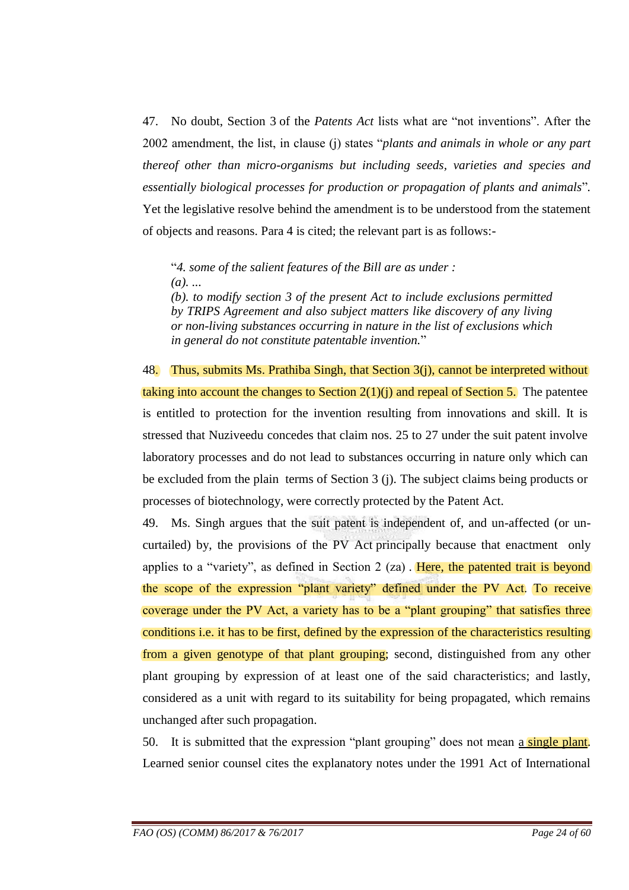47. No doubt, Section 3 of the *Patents Act* lists what are "not inventions". After the 2002 amendment, the list, in clause (j) states "*plants and animals in whole or any part thereof other than micro-organisms but including seeds, varieties and species and essentially biological processes for production or propagation of plants and animals*". Yet the legislative resolve behind the amendment is to be understood from the statement of objects and reasons. Para 4 is cited; the relevant part is as follows:-

> "*4. some of the salient features of the Bill are as under :*
> *(a). ...*
> *(b). to modify section 3 of the present Act to include exclusions permitted by TRIPS Agreement and also subject matters like discovery of any living or non-living substances occurring in nature in the list of exclusions which in general do not constitute patentable invention.*"

48. Thus, submits Ms. Prathiba Singh, that Section 3(j), cannot be interpreted without taking into account the changes to Section 2(1)(j) and repeal of Section 5. The patentee is entitled to protection for the invention resulting from innovations and skill. It is stressed that Nuziveedu concedes that claim nos. 25 to 27 under the suit patent involve laboratory processes and do not lead to substances occurring in nature only which can be excluded from the plain terms of Section 3 (j). The subject claims being products or processes of biotechnology, were correctly protected by the Patent Act.

49. Ms. Singh argues that the suit patent is independent of, and un-affected (or un-curtailed) by, the provisions of the PV Act principally because that enactment only applies to a "variety", as defined in Section 2 (za) . Here, the patented trait is beyond the scope of the expression "plant variety" defined under the PV Act. To receive coverage under the PV Act, a variety has to be a "plant grouping" that satisfies three conditions i.e. it has to be first, defined by the expression of the characteristics resulting from a given genotype of that plant grouping; second, distinguished from any other plant grouping by expression of at least one of the said characteristics; and lastly, considered as a unit with regard to its suitability for being propagated, which remains unchanged after such propagation.

50. It is submitted that the expression "plant grouping" does not mean a single plant. Learned senior counsel cites the explanatory notes under the 1991 Act of International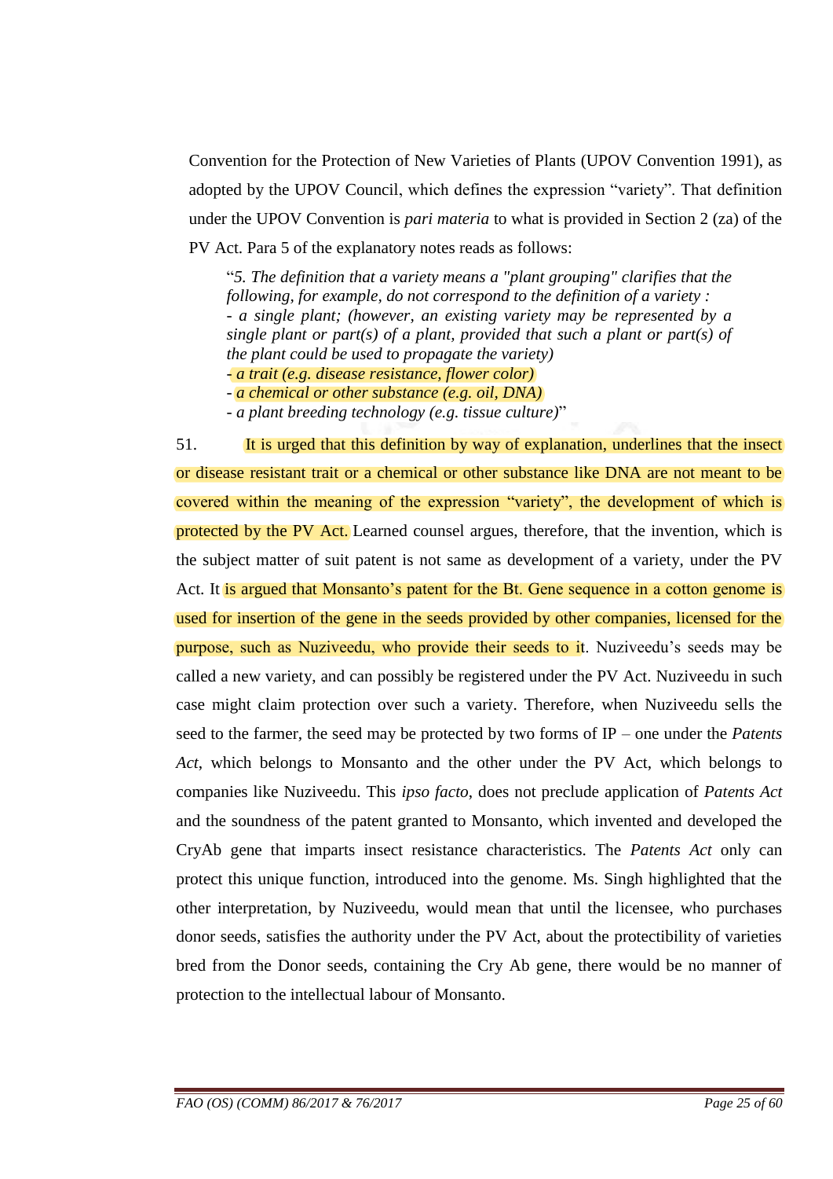Convention for the Protection of New Varieties of Plants (UPOV Convention 1991), as adopted by the UPOV Council, which defines the expression "variety". That definition under the UPOV Convention is *pari materia* to what is provided in Section 2 (za) of the PV Act. Para 5 of the explanatory notes reads as follows:

> "*5. The definition that a variety means a "plant grouping" clarifies that the following, for example, do not correspond to the definition of a variety :*
> *- a single plant; (however, an existing variety may be represented by a single plant or part(s) of a plant, provided that such a plant or part(s) of the plant could be used to propagate the variety)*
> *- a trait (e.g. disease resistance, flower color)*
> *- a chemical or other substance (e.g. oil, DNA)*
> *- a plant breeding technology (e.g. tissue culture)*"

51. It is urged that this definition by way of explanation, underlines that the insect or disease resistant trait or a chemical or other substance like DNA are not meant to be covered within the meaning of the expression "variety", the development of which is protected by the PV Act. Learned counsel argues, therefore, that the invention, which is the subject matter of suit patent is not same as development of a variety, under the PV Act. It is argued that Monsanto's patent for the Bt. Gene sequence in a cotton genome is used for insertion of the gene in the seeds provided by other companies, licensed for the purpose, such as Nuziveedu, who provide their seeds to it. Nuziveedu's seeds may be called a new variety, and can possibly be registered under the PV Act. Nuziveedu in such case might claim protection over such a variety. Therefore, when Nuziveedu sells the seed to the farmer, the seed may be protected by two forms of IP – one under the *Patents Act*, which belongs to Monsanto and the other under the PV Act, which belongs to companies like Nuziveedu. This *ipso facto*, does not preclude application of *Patents Act* and the soundness of the patent granted to Monsanto, which invented and developed the CryAb gene that imparts insect resistance characteristics. The *Patents Act* only can protect this unique function, introduced into the genome. Ms. Singh highlighted that the other interpretation, by Nuziveedu, would mean that until the licensee, who purchases donor seeds, satisfies the authority under the PV Act, about the protectibility of varieties bred from the Donor seeds, containing the Cry Ab gene, there would be no manner of protection to the intellectual labour of Monsanto.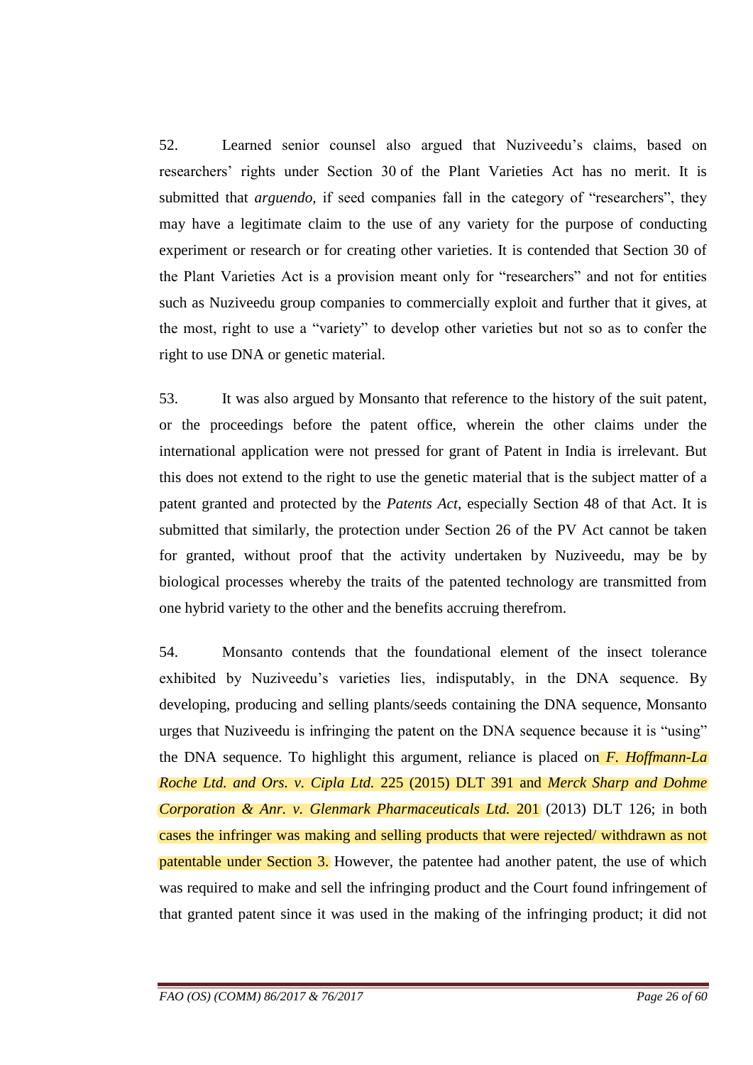52. Learned senior counsel also argued that Nuziveedu's claims, based on researchers' rights under Section 30 of the Plant Varieties Act has no merit. It is submitted that *arguendo,* if seed companies fall in the category of "researchers", they may have a legitimate claim to the use of any variety for the purpose of conducting experiment or research or for creating other varieties. It is contended that Section 30 of the Plant Varieties Act is a provision meant only for "researchers" and not for entities such as Nuziveedu group companies to commercially exploit and further that it gives, at the most, right to use a "variety" to develop other varieties but not so as to confer the right to use DNA or genetic material.

53. It was also argued by Monsanto that reference to the history of the suit patent, or the proceedings before the patent office, wherein the other claims under the international application were not pressed for grant of Patent in India is irrelevant. But this does not extend to the right to use the genetic material that is the subject matter of a patent granted and protected by the *Patents Act*, especially Section 48 of that Act. It is submitted that similarly, the protection under Section 26 of the PV Act cannot be taken for granted, without proof that the activity undertaken by Nuziveedu, may be by biological processes whereby the traits of the patented technology are transmitted from one hybrid variety to the other and the benefits accruing therefrom.

54. Monsanto contends that the foundational element of the insect tolerance exhibited by Nuziveedu's varieties lies, indisputably, in the DNA sequence. By developing, producing and selling plants/seeds containing the DNA sequence, Monsanto urges that Nuziveedu is infringing the patent on the DNA sequence because it is "using" the DNA sequence. To highlight this argument, reliance is placed on *F. Hoffmann-La Roche Ltd. and Ors. v. Cipla Ltd.* 225 (2015) DLT 391 and *Merck Sharp and Dohme Corporation & Anr. v. Glenmark Pharmaceuticals Ltd.* 201 (2013) DLT 126; in both cases the infringer was making and selling products that were rejected/ withdrawn as not patentable under Section 3. However, the patentee had another patent, the use of which was required to make and sell the infringing product and the Court found infringement of that granted patent since it was used in the making of the infringing product; it did not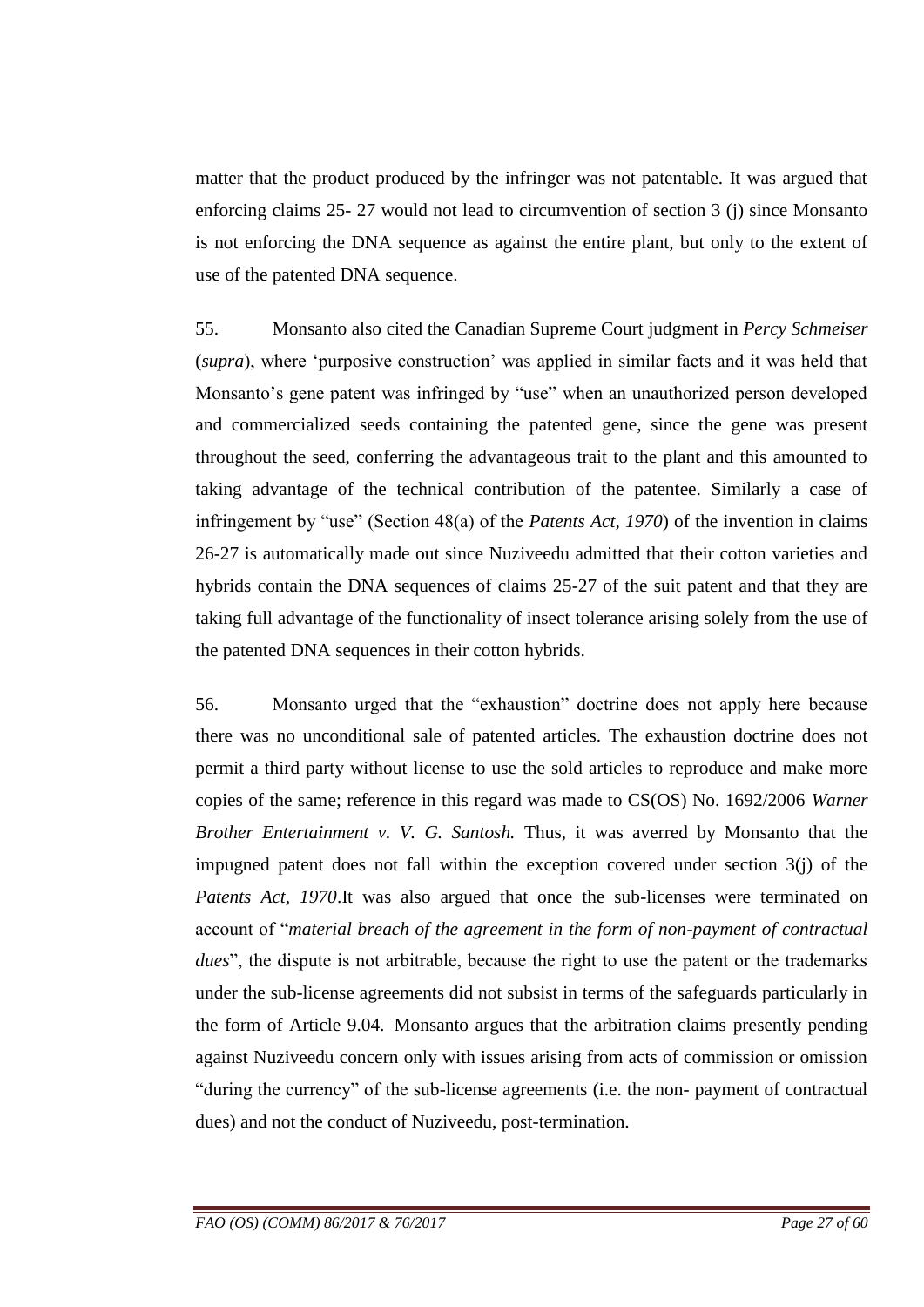matter that the product produced by the infringer was not patentable. It was argued that enforcing claims 25- 27 would not lead to circumvention of section 3 (j) since Monsanto is not enforcing the DNA sequence as against the entire plant, but only to the extent of use of the patented DNA sequence.

55. Monsanto also cited the Canadian Supreme Court judgment in *Percy Schmeiser* (*supra*), where 'purposive construction' was applied in similar facts and it was held that Monsanto's gene patent was infringed by "use" when an unauthorized person developed and commercialized seeds containing the patented gene, since the gene was present throughout the seed, conferring the advantageous trait to the plant and this amounted to taking advantage of the technical contribution of the patentee. Similarly a case of infringement by "use" (Section 48(a) of the *Patents Act, 1970*) of the invention in claims 26-27 is automatically made out since Nuziveedu admitted that their cotton varieties and hybrids contain the DNA sequences of claims 25-27 of the suit patent and that they are taking full advantage of the functionality of insect tolerance arising solely from the use of the patented DNA sequences in their cotton hybrids.

56. Monsanto urged that the "exhaustion" doctrine does not apply here because there was no unconditional sale of patented articles. The exhaustion doctrine does not permit a third party without license to use the sold articles to reproduce and make more copies of the same; reference in this regard was made to CS(OS) No. 1692/2006 *Warner Brother Entertainment v. V. G. Santosh.* Thus, it was averred by Monsanto that the impugned patent does not fall within the exception covered under section 3(j) of the *Patents Act, 1970*.It was also argued that once the sub-licenses were terminated on account of "*material breach of the agreement in the form of non-payment of contractual dues*", the dispute is not arbitrable, because the right to use the patent or the trademarks under the sub-license agreements did not subsist in terms of the safeguards particularly in the form of Article 9.04. Monsanto argues that the arbitration claims presently pending against Nuziveedu concern only with issues arising from acts of commission or omission "during the currency" of the sub-license agreements (i.e. the non- payment of contractual dues) and not the conduct of Nuziveedu, post-termination.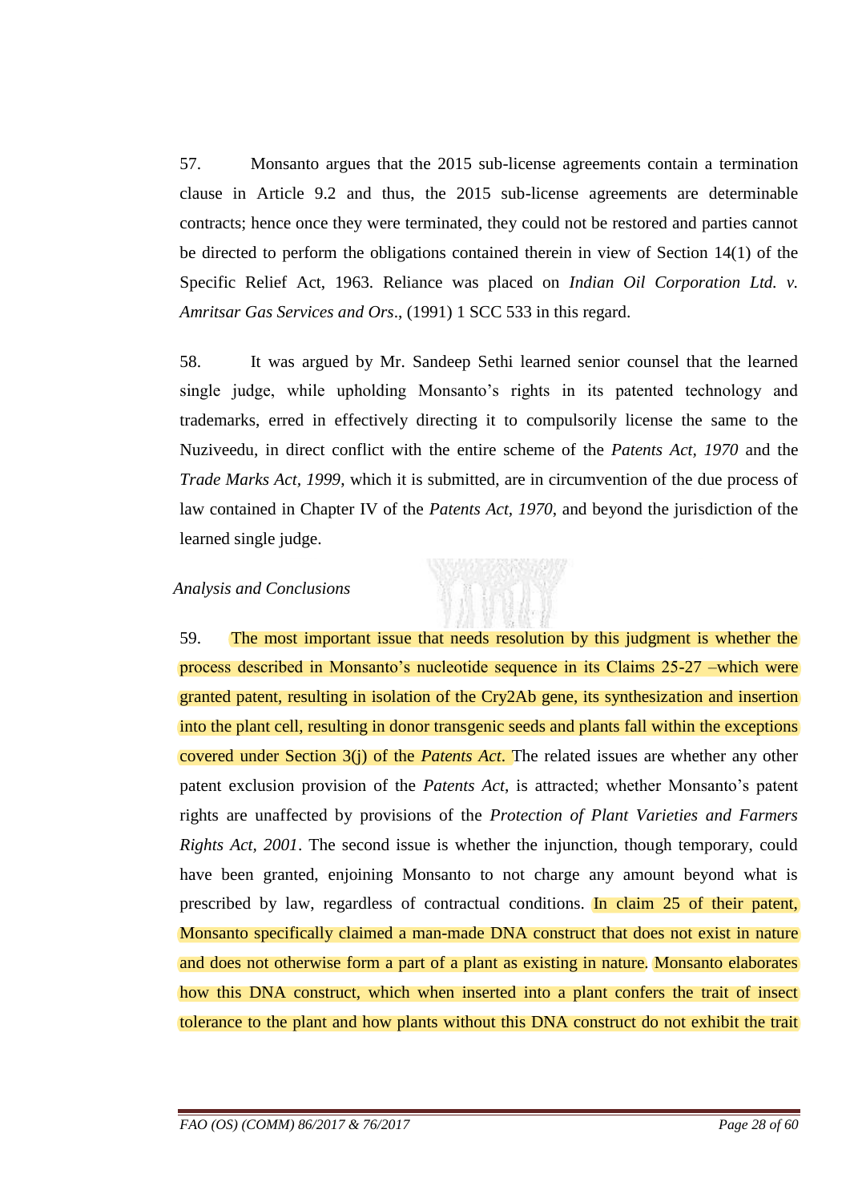57. Monsanto argues that the 2015 sub-license agreements contain a termination clause in Article 9.2 and thus, the 2015 sub-license agreements are determinable contracts; hence once they were terminated, they could not be restored and parties cannot be directed to perform the obligations contained therein in view of Section 14(1) of the Specific Relief Act, 1963. Reliance was placed on *Indian Oil Corporation Ltd. v. Amritsar Gas Services and Ors*., (1991) 1 SCC 533 in this regard.

58. It was argued by Mr. Sandeep Sethi learned senior counsel that the learned single judge, while upholding Monsanto's rights in its patented technology and trademarks, erred in effectively directing it to compulsorily license the same to the Nuziveedu, in direct conflict with the entire scheme of the *Patents Act, 1970* and the *Trade Marks Act, 1999*, which it is submitted, are in circumvention of the due process of law contained in Chapter IV of the *Patents Act, 1970*, and beyond the jurisdiction of the learned single judge.

*Analysis and Conclusions*

59. The most important issue that needs resolution by this judgment is whether the process described in Monsanto's nucleotide sequence in its Claims 25-27 –which were granted patent, resulting in isolation of the Cry2Ab gene, its synthesization and insertion into the plant cell, resulting in donor transgenic seeds and plants fall within the exceptions covered under Section 3(j) of the *Patents Act*. The related issues are whether any other patent exclusion provision of the *Patents Act*, is attracted; whether Monsanto's patent rights are unaffected by provisions of the *Protection of Plant Varieties and Farmers Rights Act, 2001*. The second issue is whether the injunction, though temporary, could have been granted, enjoining Monsanto to not charge any amount beyond what is prescribed by law, regardless of contractual conditions. In claim 25 of their patent, Monsanto specifically claimed a man-made DNA construct that does not exist in nature and does not otherwise form a part of a plant as existing in nature. Monsanto elaborates how this DNA construct, which when inserted into a plant confers the trait of insect tolerance to the plant and how plants without this DNA construct do not exhibit the trait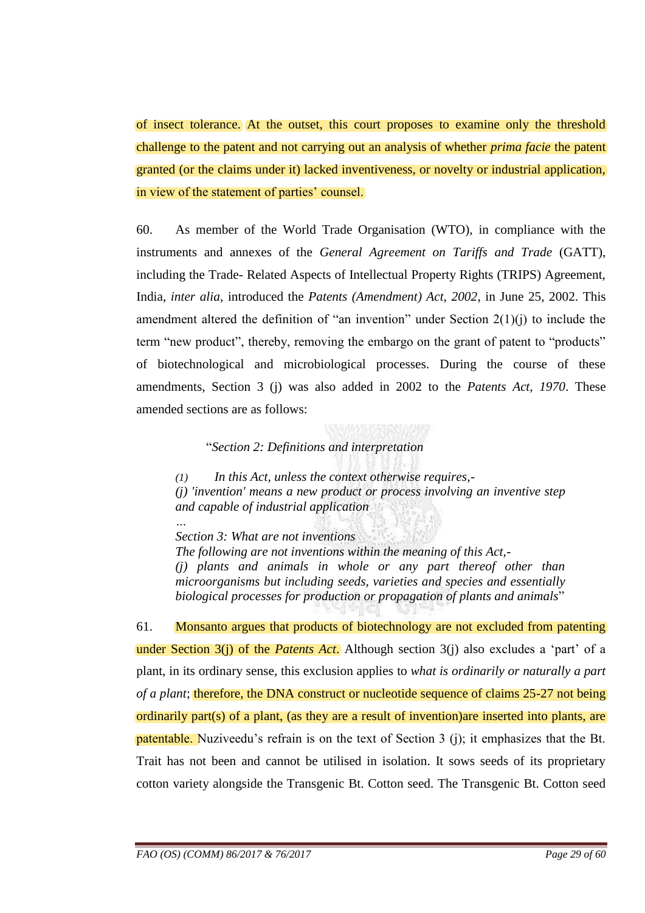of insect tolerance. At the outset, this court proposes to examine only the threshold challenge to the patent and not carrying out an analysis of whether *prima facie* the patent granted (or the claims under it) lacked inventiveness, or novelty or industrial application, in view of the statement of parties' counsel.

60. As member of the World Trade Organisation (WTO), in compliance with the instruments and annexes of the *General Agreement on Tariffs and Trade* (GATT), including the Trade- Related Aspects of Intellectual Property Rights (TRIPS) Agreement, India, *inter alia*, introduced the *Patents (Amendment) Act, 2002*, in June 25, 2002. This amendment altered the definition of "an invention" under Section 2(1)(j) to include the term "new product", thereby, removing the embargo on the grant of patent to "products" of biotechnological and microbiological processes. During the course of these amendments, Section 3 (j) was also added in 2002 to the *Patents Act, 1970*. These amended sections are as follows:

> "*Section 2: Definitions and interpretation*
>
> *(1) In this Act, unless the context otherwise requires,-*
> *(j) 'invention' means a new product or process involving an inventive step and capable of industrial application*
> *…*
> *Section 3: What are not inventions*
> *The following are not inventions within the meaning of this Act,-*
> *(j) plants and animals in whole or any part thereof other than microorganisms but including seeds, varieties and species and essentially biological processes for production or propagation of plants and animals*"

61. Monsanto argues that products of biotechnology are not excluded from patenting under Section 3(j) of the *Patents Act*. Although section 3(j) also excludes a 'part' of a plant, in its ordinary sense, this exclusion applies to *what is ordinarily or naturally a part of a plant*; therefore, the DNA construct or nucleotide sequence of claims 25-27 not being ordinarily part(s) of a plant, (as they are a result of invention)are inserted into plants, are patentable. Nuziveedu's refrain is on the text of Section 3 (j); it emphasizes that the Bt. Trait has not been and cannot be utilised in isolation. It sows seeds of its proprietary cotton variety alongside the Transgenic Bt. Cotton seed. The Transgenic Bt. Cotton seed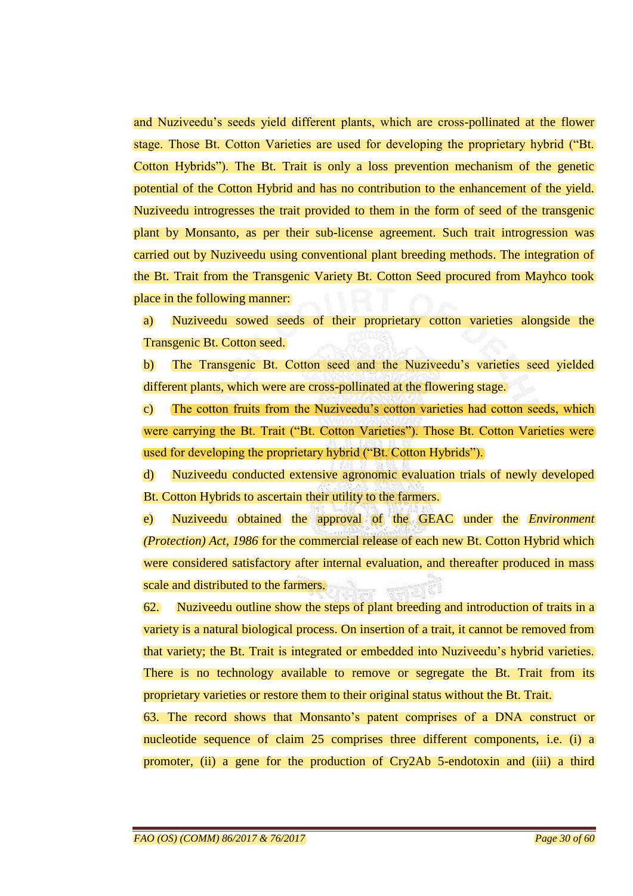and Nuziveedu's seeds yield different plants, which are cross-pollinated at the flower stage. Those Bt. Cotton Varieties are used for developing the proprietary hybrid ("Bt. Cotton Hybrids"). The Bt. Trait is only a loss prevention mechanism of the genetic potential of the Cotton Hybrid and has no contribution to the enhancement of the yield. Nuziveedu introgresses the trait provided to them in the form of seed of the transgenic plant by Monsanto, as per their sub-license agreement. Such trait introgression was carried out by Nuziveedu using conventional plant breeding methods. The integration of the Bt. Trait from the Transgenic Variety Bt. Cotton Seed procured from Mayhco took place in the following manner:

a) Nuziveedu sowed seeds of their proprietary cotton varieties alongside the Transgenic Bt. Cotton seed.

b) The Transgenic Bt. Cotton seed and the Nuziveedu's varieties seed yielded different plants, which were are cross-pollinated at the flowering stage.

c) The cotton fruits from the Nuziveedu's cotton varieties had cotton seeds, which were carrying the Bt. Trait ("Bt. Cotton Varieties"). Those Bt. Cotton Varieties were used for developing the proprietary hybrid ("Bt. Cotton Hybrids").

d) Nuziveedu conducted extensive agronomic evaluation trials of newly developed Bt. Cotton Hybrids to ascertain their utility to the farmers.

e) Nuziveedu obtained the approval of the GEAC under the *Environment (Protection) Act, 1986* for the commercial release of each new Bt. Cotton Hybrid which were considered satisfactory after internal evaluation, and thereafter produced in mass scale and distributed to the farmers.

62. Nuziveedu outline show the steps of plant breeding and introduction of traits in a variety is a natural biological process. On insertion of a trait, it cannot be removed from that variety; the Bt. Trait is integrated or embedded into Nuziveedu's hybrid varieties. There is no technology available to remove or segregate the Bt. Trait from its proprietary varieties or restore them to their original status without the Bt. Trait.

63. The record shows that Monsanto's patent comprises of a DNA construct or nucleotide sequence of claim 25 comprises three different components, i.e. (i) a promoter, (ii) a gene for the production of Cry2Ab 5-endotoxin and (iii) a third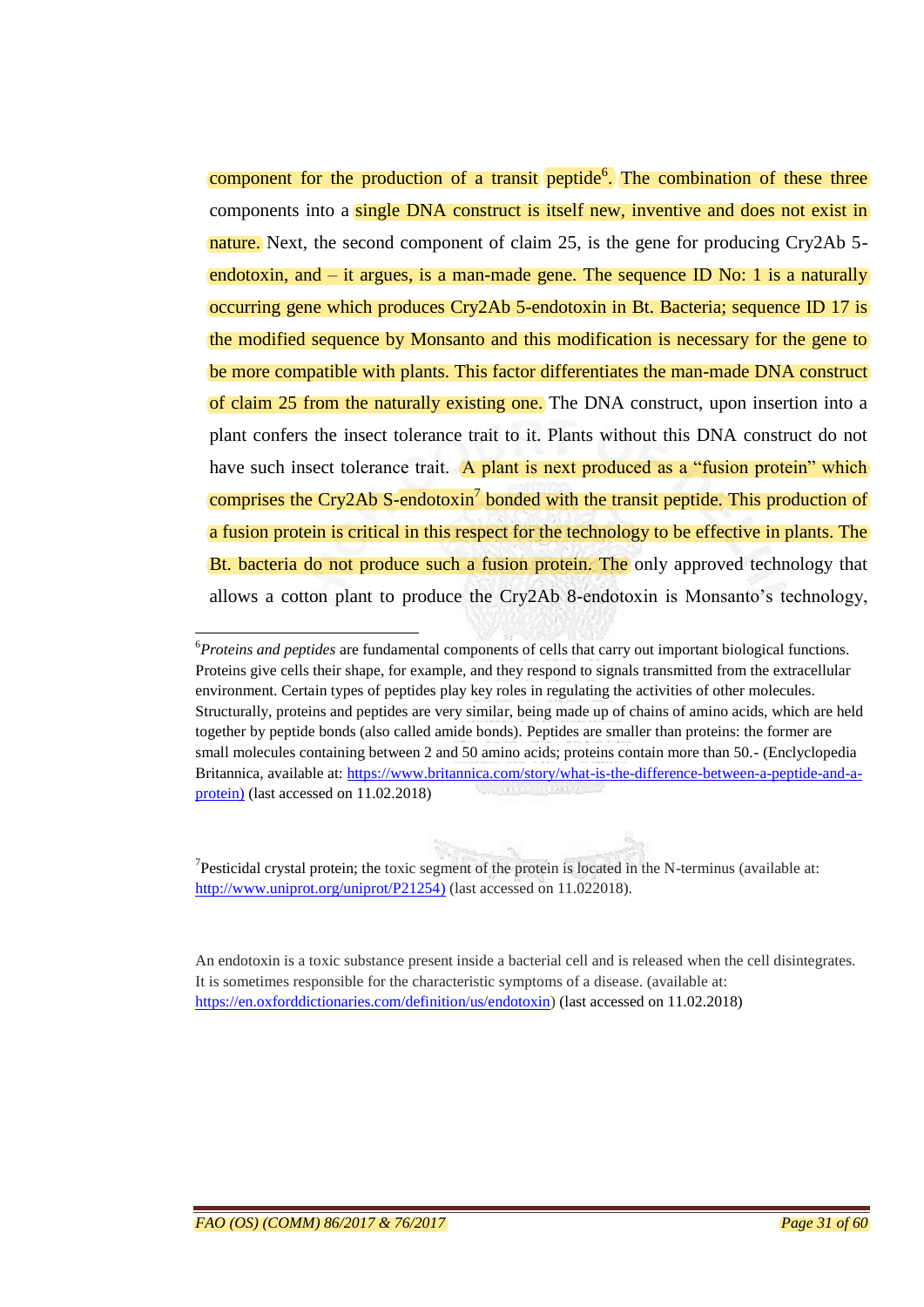component for the production of a transit peptide[6]. The combination of these three components into a single DNA construct is itself new, inventive and does not exist in nature. Next, the second component of claim 25, is the gene for producing Cry2Ab 5-endotoxin, and – it argues, is a man-made gene. The sequence ID No: 1 is a naturally occurring gene which produces Cry2Ab 5-endotoxin in Bt. Bacteria; sequence ID 17 is the modified sequence by Monsanto and this modification is necessary for the gene to be more compatible with plants. This factor differentiates the man-made DNA construct of claim 25 from the naturally existing one. The DNA construct, upon insertion into a plant confers the insect tolerance trait to it. Plants without this DNA construct do not have such insect tolerance trait. A plant is next produced as a "fusion protein" which comprises the Cry2Ab S-endotoxin[7] bonded with the transit peptide. This production of a fusion protein is critical in this respect for the technology to be effective in plants. The Bt. bacteria do not produce such a fusion protein. The only approved technology that allows a cotton plant to produce the Cry2Ab 8-endotoxin is Monsanto's technology,

---

[6] *Proteins and peptides* are fundamental components of cells that carry out important biological functions. Proteins give cells their shape, for example, and they respond to signals transmitted from the extracellular environment. Certain types of peptides play key roles in regulating the activities of other molecules. Structurally, proteins and peptides are very similar, being made up of chains of amino acids, which are held together by peptide bonds (also called amide bonds). Peptides are smaller than proteins: the former are small molecules containing between 2 and 50 amino acids; proteins contain more than 50.- (Enclyclopedia Britannica, available at: https://www.britannica.com/story/what-is-the-difference-between-a-peptide-and-a-protein) (last accessed on 11.02.2018)

[7] Pesticidal crystal protein; the toxic segment of the protein is located in the N-terminus (available at: http://www.uniprot.org/uniprot/P21254) (last accessed on 11.022018).

An endotoxin is a toxic substance present inside a bacterial cell and is released when the cell disintegrates. It is sometimes responsible for the characteristic symptoms of a disease. (available at: https://en.oxforddictionaries.com/definition/us/endotoxin) (last accessed on 11.02.2018)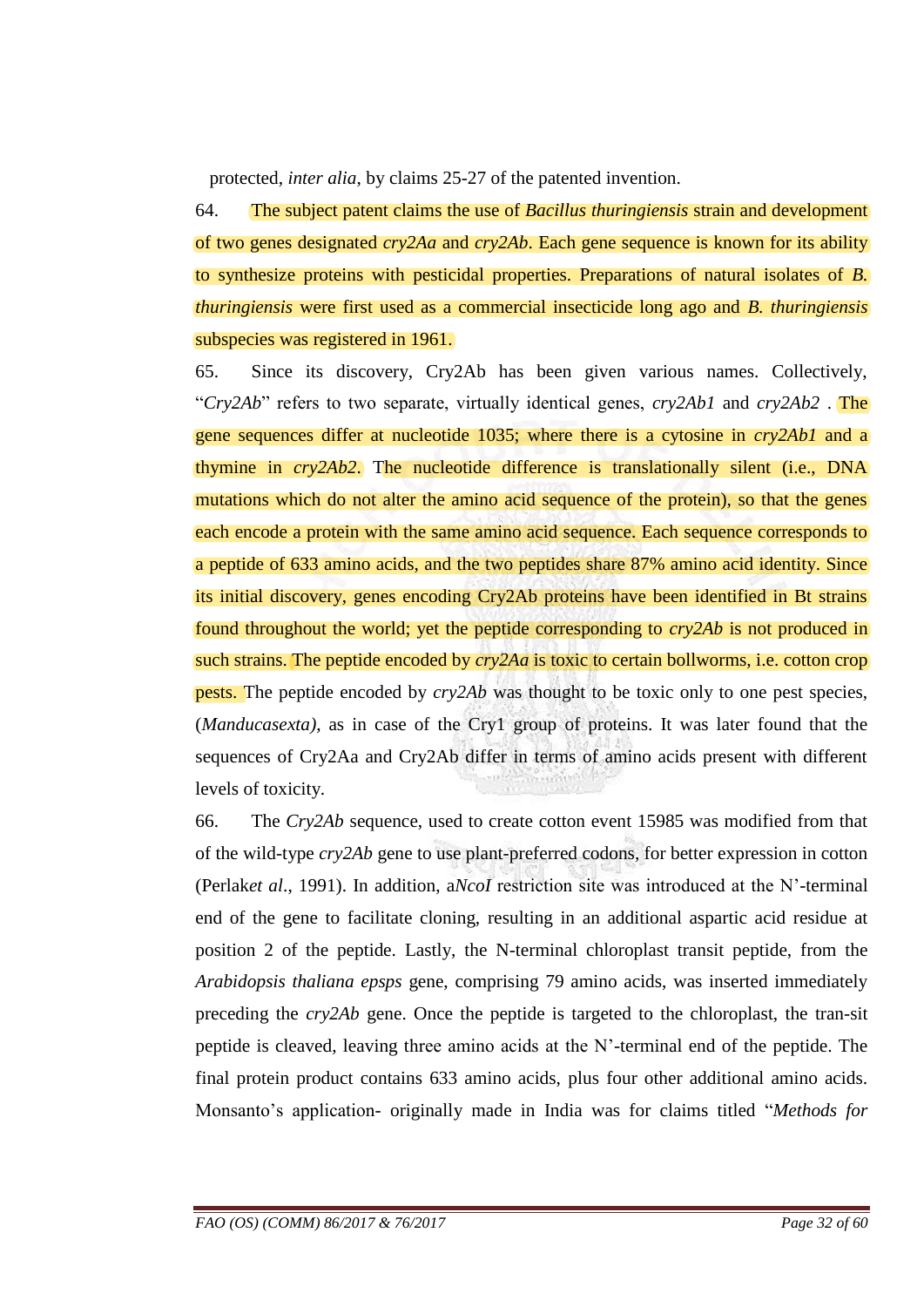protected, *inter alia*, by claims 25-27 of the patented invention.

64. The subject patent claims the use of *Bacillus thuringiensis* strain and development of two genes designated *cry2Aa* and *cry2Ab*. Each gene sequence is known for its ability to synthesize proteins with pesticidal properties. Preparations of natural isolates of *B. thuringiensis* were first used as a commercial insecticide long ago and *B. thuringiensis* subspecies was registered in 1961.

65. Since its discovery, Cry2Ab has been given various names. Collectively, "*Cry2Ab*" refers to two separate, virtually identical genes, *cry2Ab1* and *cry2Ab2* . The gene sequences differ at nucleotide 1035; where there is a cytosine in *cry2Ab1* and a thymine in *cry2Ab2*. The nucleotide difference is translationally silent (i.e., DNA mutations which do not alter the amino acid sequence of the protein), so that the genes each encode a protein with the same amino acid sequence. Each sequence corresponds to a peptide of 633 amino acids, and the two peptides share 87% amino acid identity. Since its initial discovery, genes encoding Cry2Ab proteins have been identified in Bt strains found throughout the world; yet the peptide corresponding to *cry2Ab* is not produced in such strains. The peptide encoded by *cry2Aa* is toxic to certain bollworms, i.e. cotton crop pests. The peptide encoded by *cry2Ab* was thought to be toxic only to one pest species, (*Manducasexta)*, as in case of the Cry1 group of proteins. It was later found that the sequences of Cry2Aa and Cry2Ab differ in terms of amino acids present with different levels of toxicity.

66. The *Cry2Ab* sequence, used to create cotton event 15985 was modified from that of the wild-type *cry2Ab* gene to use plant-preferred codons, for better expression in cotton (Perlak*et al*., 1991). In addition, a*NcoI* restriction site was introduced at the N'-terminal end of the gene to facilitate cloning, resulting in an additional aspartic acid residue at position 2 of the peptide. Lastly, the N-terminal chloroplast transit peptide, from the *Arabidopsis thaliana epsps* gene, comprising 79 amino acids, was inserted immediately preceding the *cry2Ab* gene. Once the peptide is targeted to the chloroplast, the tran-sit peptide is cleaved, leaving three amino acids at the N'-terminal end of the peptide. The final protein product contains 633 amino acids, plus four other additional amino acids. Monsanto's application- originally made in India was for claims titled "*Methods for*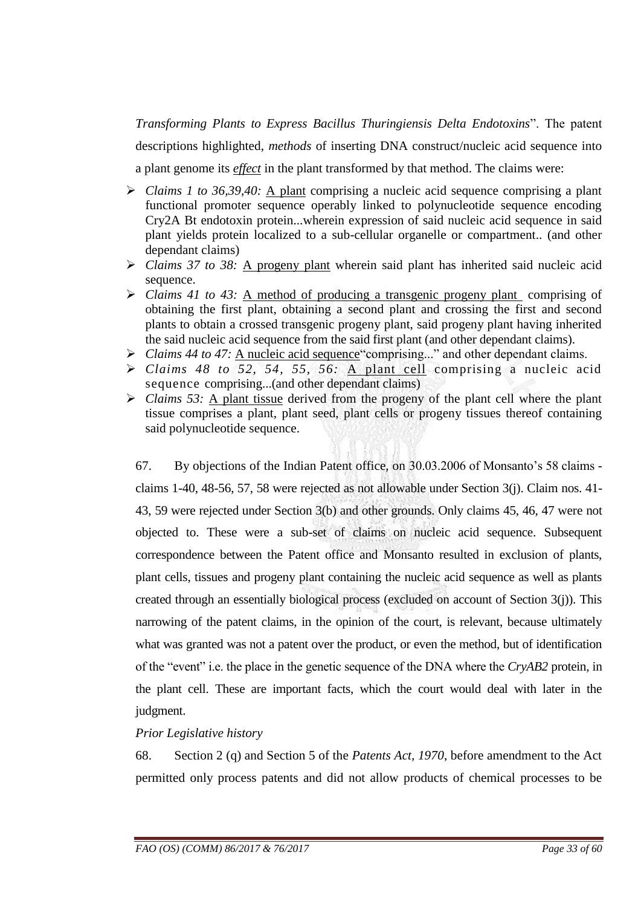*Transforming Plants to Express Bacillus Thuringiensis Delta Endotoxins*". The patent descriptions highlighted, *methods* of inserting DNA construct/nucleic acid sequence into a plant genome its ***effect*** in the plant transformed by that method. The claims were:

- *Claims 1 to 36,39,40:* A plant comprising a nucleic acid sequence comprising a plant functional promoter sequence operably linked to polynucleotide sequence encoding Cry2A Bt endotoxin protein...wherein expression of said nucleic acid sequence in said plant yields protein localized to a sub-cellular organelle or compartment.. (and other dependant claims)
- *Claims 37 to 38:* A progeny plant wherein said plant has inherited said nucleic acid sequence.
- *Claims 41 to 43:* A method of producing a transgenic progeny plant comprising of obtaining the first plant, obtaining a second plant and crossing the first and second plants to obtain a crossed transgenic progeny plant, said progeny plant having inherited the said nucleic acid sequence from the said first plant (and other dependant claims).
- *Claims 44 to 47:* A nucleic acid sequence"comprising..." and other dependant claims.
- *Claims 48 to 52, 54, 55, 56:* A plant cell comprising a nucleic acid sequence comprising...(and other dependant claims)
- *Claims 53:* A plant tissue derived from the progeny of the plant cell where the plant tissue comprises a plant, plant seed, plant cells or progeny tissues thereof containing said polynucleotide sequence.

67. By objections of the Indian Patent office, on 30.03.2006 of Monsanto's 58 claims - claims 1-40, 48-56, 57, 58 were rejected as not allowable under Section 3(j). Claim nos. 41-43, 59 were rejected under Section 3(b) and other grounds. Only claims 45, 46, 47 were not objected to. These were a sub-set of claims on nucleic acid sequence. Subsequent correspondence between the Patent office and Monsanto resulted in exclusion of plants, plant cells, tissues and progeny plant containing the nucleic acid sequence as well as plants created through an essentially biological process (excluded on account of Section 3(j)). This narrowing of the patent claims, in the opinion of the court, is relevant, because ultimately what was granted was not a patent over the product, or even the method, but of identification of the "event" i.e. the place in the genetic sequence of the DNA where the *CryAB2* protein, in the plant cell. These are important facts, which the court would deal with later in the judgment.

*Prior Legislative history*

68. Section 2 (q) and Section 5 of the *Patents Act, 1970*, before amendment to the Act permitted only process patents and did not allow products of chemical processes to be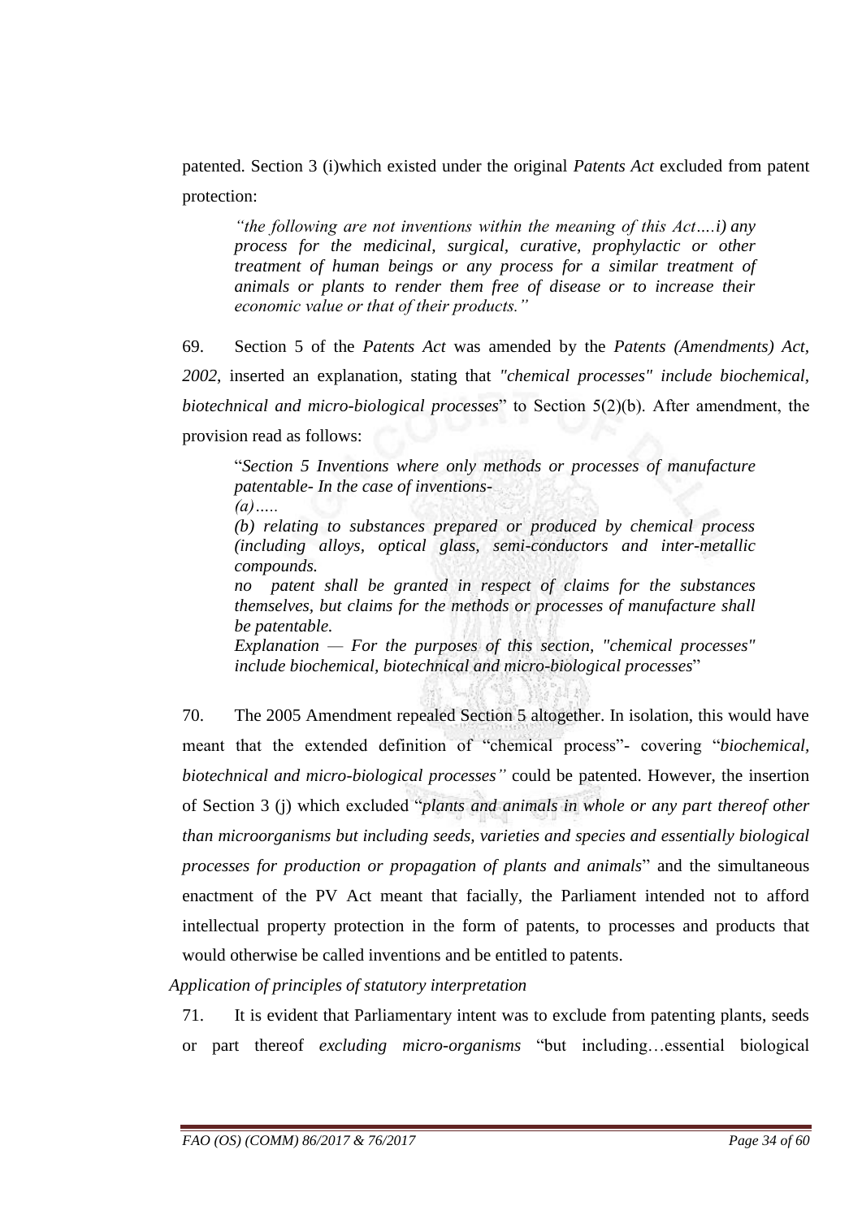patented. Section 3 (i)which existed under the original *Patents Act* excluded from patent protection:

> *"the following are not inventions within the meaning of this Act….i) any process for the medicinal, surgical, curative, prophylactic or other treatment of human beings or any process for a similar treatment of animals or plants to render them free of disease or to increase their economic value or that of their products."*

69. Section 5 of the *Patents Act* was amended by the *Patents (Amendments) Act, 2002*, inserted an explanation, stating that *"chemical processes" include biochemical, biotechnical and micro-biological processes*" to Section 5(2)(b). After amendment, the provision read as follows:

> "*Section 5 Inventions where only methods or processes of manufacture patentable- In the case of inventions-*
> *(a)…..*
> *(b) relating to substances prepared or produced by chemical process (including alloys, optical glass, semi-conductors and inter-metallic compounds.*
> *no patent shall be granted in respect of claims for the substances themselves, but claims for the methods or processes of manufacture shall be patentable.*
> *Explanation — For the purposes of this section, "chemical processes" include biochemical, biotechnical and micro-biological processes*"

70. The 2005 Amendment repealed Section 5 altogether. In isolation, this would have meant that the extended definition of "chemical process"- covering "*biochemical, biotechnical and micro-biological processes"* could be patented. However, the insertion of Section 3 (j) which excluded "*plants and animals in whole or any part thereof other than microorganisms but including seeds, varieties and species and essentially biological processes for production or propagation of plants and animals*" and the simultaneous enactment of the PV Act meant that facially, the Parliament intended not to afford intellectual property protection in the form of patents, to processes and products that would otherwise be called inventions and be entitled to patents.

*Application of principles of statutory interpretation*

71. It is evident that Parliamentary intent was to exclude from patenting plants, seeds or part thereof *excluding micro-organisms* "but including…essential biological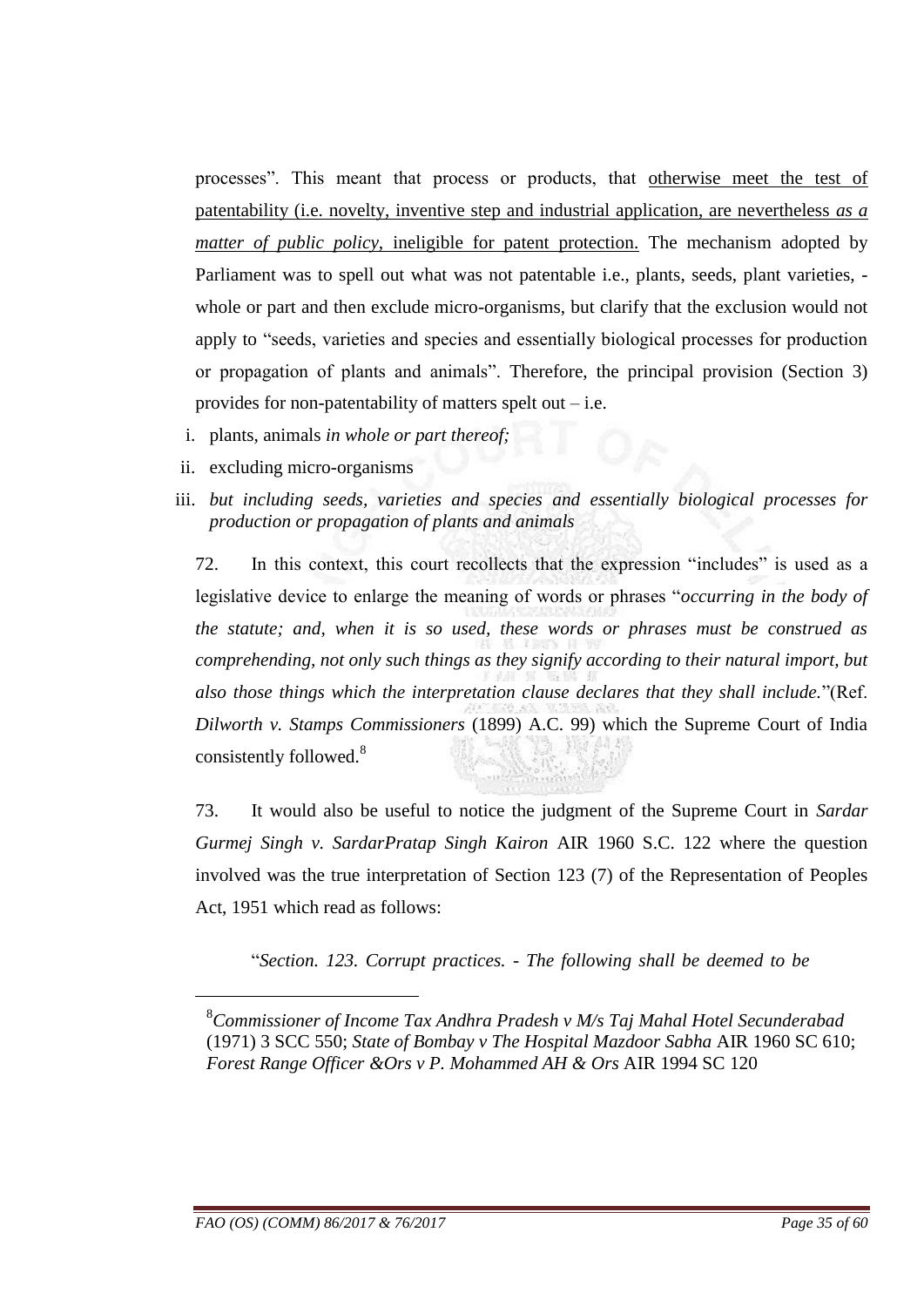processes". This meant that process or products, that otherwise meet the test of patentability (i.e. novelty, inventive step and industrial application, are nevertheless *as a matter of public policy*, ineligible for patent protection. The mechanism adopted by Parliament was to spell out what was not patentable i.e., plants, seeds, plant varieties, - whole or part and then exclude micro-organisms, but clarify that the exclusion would not apply to "seeds, varieties and species and essentially biological processes for production or propagation of plants and animals". Therefore, the principal provision (Section 3) provides for non-patentability of matters spelt out – i.e.

i. plants, animals *in whole or part thereof;*
ii. excluding micro-organisms
iii. *but including seeds, varieties and species and essentially biological processes for production or propagation of plants and animals*

72. In this context, this court recollects that the expression "includes" is used as a legislative device to enlarge the meaning of words or phrases "*occurring in the body of the statute; and, when it is so used, these words or phrases must be construed as comprehending, not only such things as they signify according to their natural import, but also those things which the interpretation clause declares that they shall include.*"(Ref. *Dilworth v. Stamps Commissioners* (1899) A.C. 99) which the Supreme Court of India consistently followed.[8]

73. It would also be useful to notice the judgment of the Supreme Court in *Sardar Gurmej Singh v. SardarPratap Singh Kairon* AIR 1960 S.C. 122 where the question involved was the true interpretation of Section 123 (7) of the Representation of Peoples Act, 1951 which read as follows:

"*Section. 123. Corrupt practices. - The following shall be deemed to be*

---

[8] *Commissioner of Income Tax Andhra Pradesh v M/s Taj Mahal Hotel Secunderabad* (1971) 3 SCC 550; *State of Bombay v The Hospital Mazdoor Sabha* AIR 1960 SC 610; *Forest Range Officer &Ors v P. Mohammed AH & Ors* AIR 1994 SC 120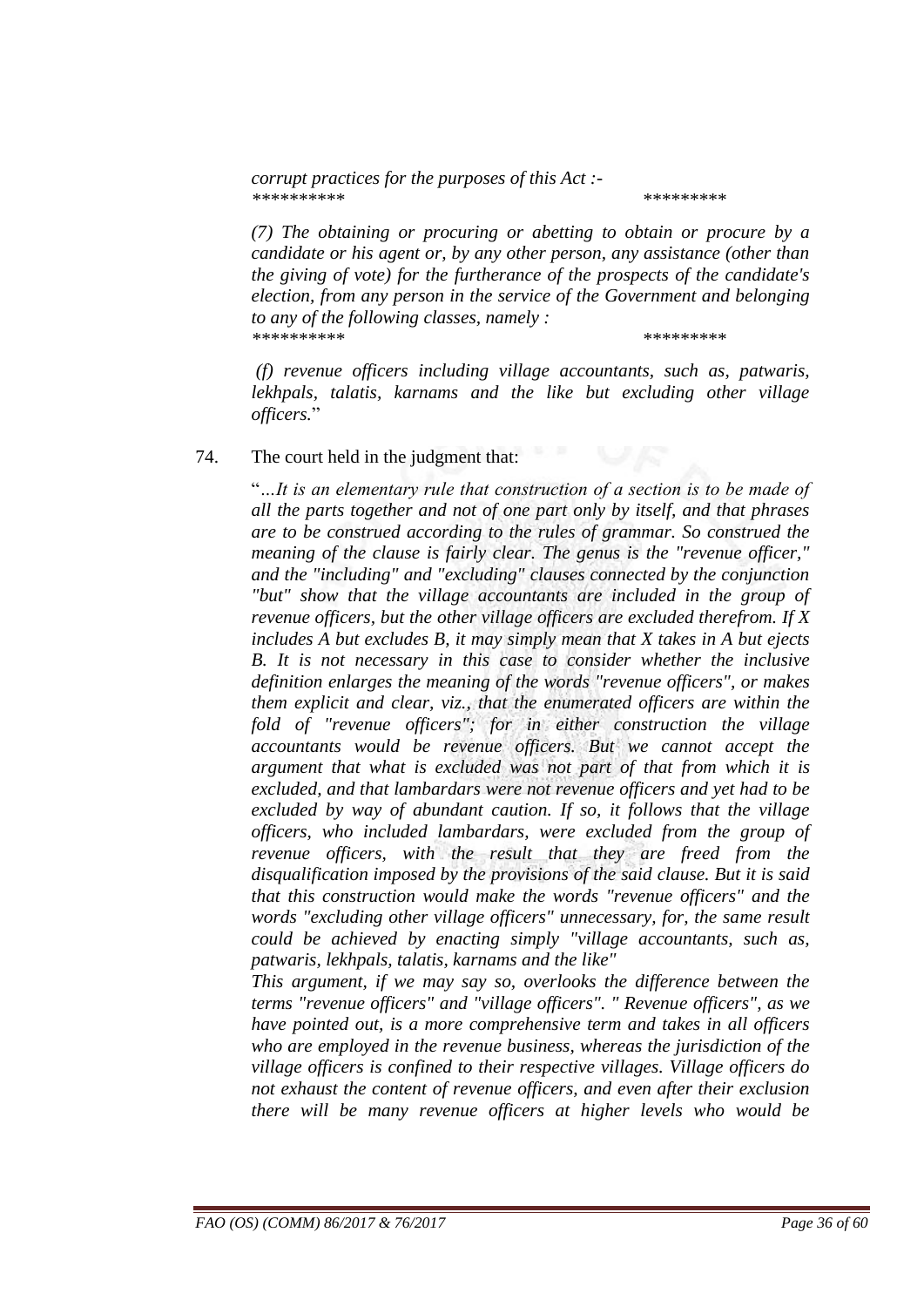*corrupt practices for the purposes of this Act :-*
*********                                                    *********

*(7) The obtaining or procuring or abetting to obtain or procure by a candidate or his agent or, by any other person, any assistance (other than the giving of vote) for the furtherance of the prospects of the candidate's election, from any person in the service of the Government and belonging to any of the following classes, namely :*
*********                                                    *********

*(f) revenue officers including village accountants, such as, patwaris, lekhpals, talatis, karnams and the like but excluding other village officers.*"

74. The court held in the judgment that:

"*…It is an elementary rule that construction of a section is to be made of all the parts together and not of one part only by itself, and that phrases are to be construed according to the rules of grammar. So construed the meaning of the clause is fairly clear. The genus is the "revenue officer," and the "including" and "excluding" clauses connected by the conjunction "but" show that the village accountants are included in the group of revenue officers, but the other village officers are excluded therefrom. If X includes A but excludes B, it may simply mean that X takes in A but ejects B. It is not necessary in this case to consider whether the inclusive definition enlarges the meaning of the words "revenue officers", or makes them explicit and clear, viz., that the enumerated officers are within the fold of "revenue officers"; for in either construction the village accountants would be revenue officers. But we cannot accept the argument that what is excluded was not part of that from which it is excluded, and that lambardars were not revenue officers and yet had to be excluded by way of abundant caution. If so, it follows that the village officers, who included lambardars, were excluded from the group of revenue officers, with the result that they are freed from the disqualification imposed by the provisions of the said clause. But it is said that this construction would make the words "revenue officers" and the words "excluding other village officers" unnecessary, for, the same result could be achieved by enacting simply "village accountants, such as, patwaris, lekhpals, talatis, karnams and the like"*

*This argument, if we may say so, overlooks the difference between the terms "revenue officers" and "village officers". " Revenue officers", as we have pointed out, is a more comprehensive term and takes in all officers who are employed in the revenue business, whereas the jurisdiction of the village officers is confined to their respective villages. Village officers do not exhaust the content of revenue officers, and even after their exclusion there will be many revenue officers at higher levels who would be*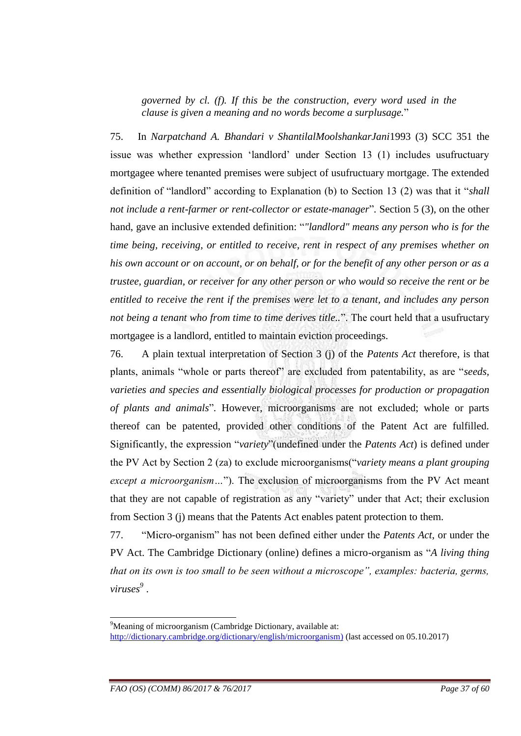> *governed by cl. (f). If this be the construction, every word used in the clause is given a meaning and no words become a surplusage.*"

75. In *Narpatchand A. Bhandari v ShantilalMoolshankarJani*1993 (3) SCC 351 the issue was whether expression 'landlord' under Section 13 (1) includes usufructuary mortgagee where tenanted premises were subject of usufructuary mortgage. The extended definition of "landlord" according to Explanation (b) to Section 13 (2) was that it "*shall not include a rent-farmer or rent-collector or estate-manager*". Section 5 (3), on the other hand, gave an inclusive extended definition: "*"landlord" means any person who is for the time being, receiving, or entitled to receive, rent in respect of any premises whether on his own account or on account, or on behalf, or for the benefit of any other person or as a trustee, guardian, or receiver for any other person or who would so receive the rent or be entitled to receive the rent if the premises were let to a tenant, and includes any person not being a tenant who from time to time derives title..*". The court held that a usufructuary mortgagee is a landlord, entitled to maintain eviction proceedings.

76. A plain textual interpretation of Section 3 (j) of the *Patents Act* therefore, is that plants, animals "whole or parts thereof" are excluded from patentability, as are "*seeds, varieties and species and essentially biological processes for production or propagation of plants and animals*". However, microorganisms are not excluded; whole or parts thereof can be patented, provided other conditions of the Patent Act are fulfilled. Significantly, the expression "*variety*"(undefined under the *Patents Act*) is defined under the PV Act by Section 2 (za) to exclude microorganisms("*variety means a plant grouping except a microorganism…*"). The exclusion of microorganisms from the PV Act meant that they are not capable of registration as any "variety" under that Act; their exclusion from Section 3 (j) means that the Patents Act enables patent protection to them.

77. "Micro-organism" has not been defined either under the *Patents Act*, or under the PV Act. The Cambridge Dictionary (online) defines a micro-organism as "*A living thing that on its own is too small to be seen without a microscope", examples: bacteria, germs, viruses*[9] .

---

[9]Meaning of microorganism (Cambridge Dictionary, available at: http://dictionary.cambridge.org/dictionary/english/microorganism) (last accessed on 05.10.2017)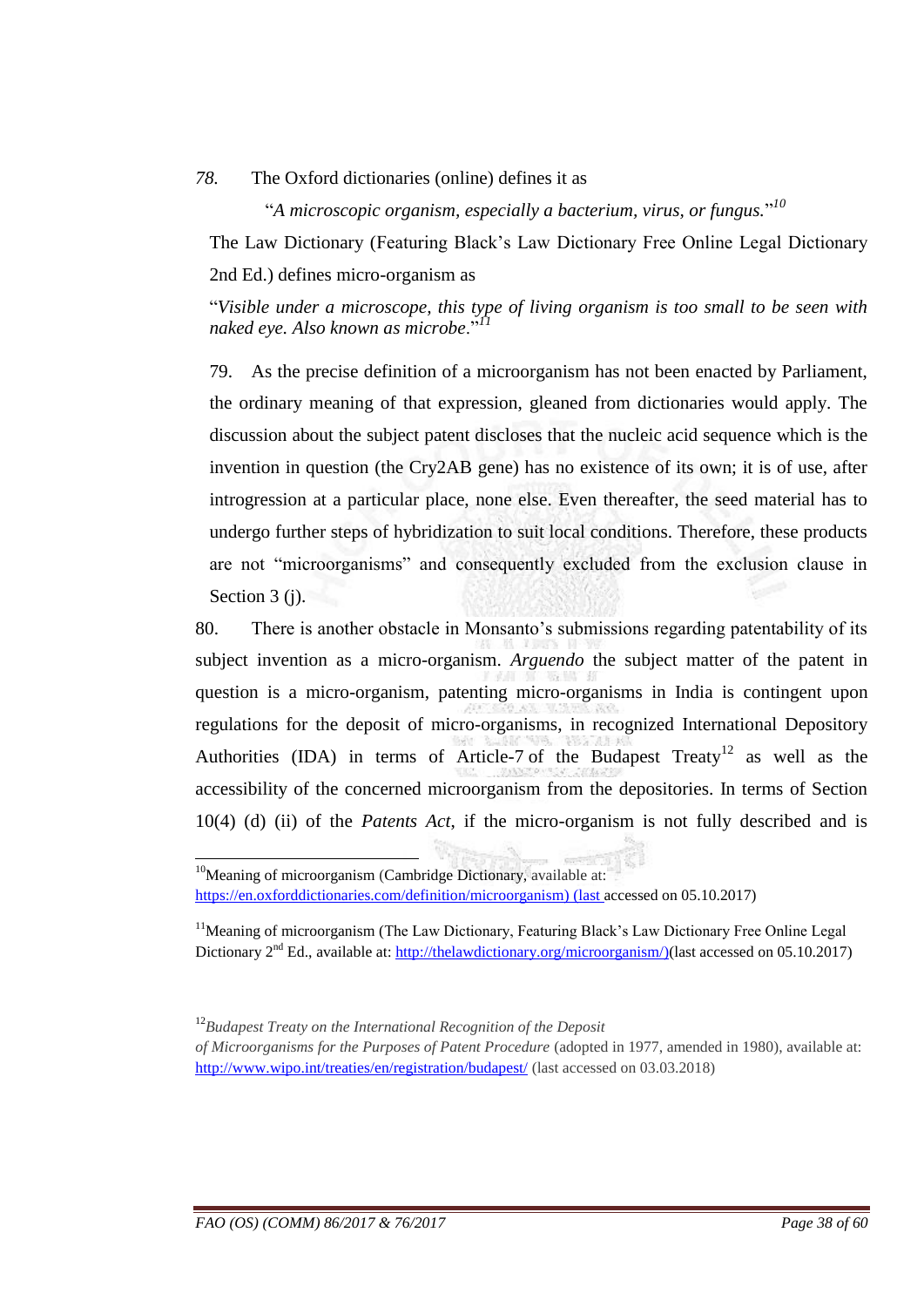78. The Oxford dictionaries (online) defines it as

"*A microscopic organism, especially a bacterium, virus, or fungus.*"[10]

The Law Dictionary (Featuring Black's Law Dictionary Free Online Legal Dictionary 2nd Ed.) defines micro-organism as

"*Visible under a microscope, this type of living organism is too small to be seen with naked eye. Also known as microbe*."[11]

79. As the precise definition of a microorganism has not been enacted by Parliament, the ordinary meaning of that expression, gleaned from dictionaries would apply. The discussion about the subject patent discloses that the nucleic acid sequence which is the invention in question (the Cry2AB gene) has no existence of its own; it is of use, after introgression at a particular place, none else. Even thereafter, the seed material has to undergo further steps of hybridization to suit local conditions. Therefore, these products are not "microorganisms" and consequently excluded from the exclusion clause in Section 3 (j).

80. There is another obstacle in Monsanto's submissions regarding patentability of its subject invention as a micro-organism. *Arguendo* the subject matter of the patent in question is a micro-organism, patenting micro-organisms in India is contingent upon regulations for the deposit of micro-organisms, in recognized International Depository Authorities (IDA) in terms of Article-7 of the Budapest Treaty[12] as well as the accessibility of the concerned microorganism from the depositories. In terms of Section 10(4) (d) (ii) of the *Patents Act*, if the micro-organism is not fully described and is

---

[10] Meaning of microorganism (Cambridge Dictionary, available at: https://en.oxforddictionaries.com/definition/microorganism) (last accessed on 05.10.2017)

[11] Meaning of microorganism (The Law Dictionary, Featuring Black's Law Dictionary Free Online Legal Dictionary 2nd Ed., available at: http://thelawdictionary.org/microorganism/)(last accessed on 05.10.2017)

[12] *Budapest Treaty on the International Recognition of the Deposit of Microorganisms for the Purposes of Patent Procedure* (adopted in 1977, amended in 1980), available at: http://www.wipo.int/treaties/en/registration/budapest/ (last accessed on 03.03.2018)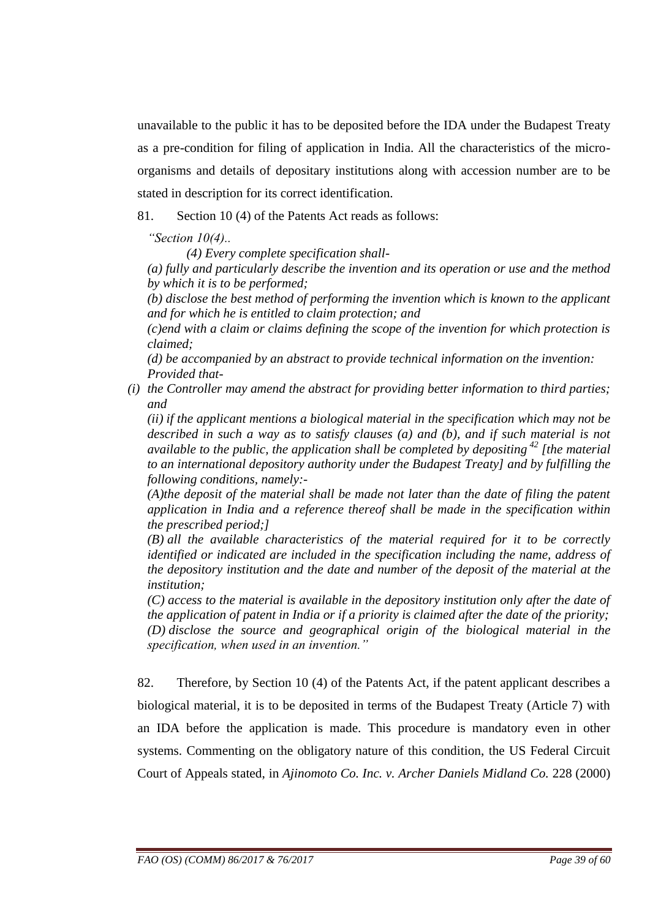unavailable to the public it has to be deposited before the IDA under the Budapest Treaty as a pre-condition for filing of application in India. All the characteristics of the micro-organisms and details of depositary institutions along with accession number are to be stated in description for its correct identification.

81. Section 10 (4) of the Patents Act reads as follows:

*"Section 10(4)..*

*(4) Every complete specification shall-*

*(a) fully and particularly describe the invention and its operation or use and the method by which it is to be performed;*

*(b) disclose the best method of performing the invention which is known to the applicant and for which he is entitled to claim protection; and*

*(c)end with a claim or claims defining the scope of the invention for which protection is claimed;*

*(d) be accompanied by an abstract to provide technical information on the invention: Provided that-*

*(i) the Controller may amend the abstract for providing better information to third parties; and*

*(ii) if the applicant mentions a biological material in the specification which may not be described in such a way as to satisfy clauses (a) and (b), and if such material is not available to the public, the application shall be completed by depositing [42] [the material to an international depository authority under the Budapest Treaty] and by fulfilling the following conditions, namely:-*

*(A)the deposit of the material shall be made not later than the date of filing the patent application in India and a reference thereof shall be made in the specification within the prescribed period;]*

*(B) all the available characteristics of the material required for it to be correctly identified or indicated are included in the specification including the name, address of the depository institution and the date and number of the deposit of the material at the institution;*

*(C) access to the material is available in the depository institution only after the date of the application of patent in India or if a priority is claimed after the date of the priority;*

*(D) disclose the source and geographical origin of the biological material in the specification, when used in an invention."*

82. Therefore, by Section 10 (4) of the Patents Act, if the patent applicant describes a biological material, it is to be deposited in terms of the Budapest Treaty (Article 7) with an IDA before the application is made. This procedure is mandatory even in other systems. Commenting on the obligatory nature of this condition, the US Federal Circuit Court of Appeals stated, in *Ajinomoto Co. Inc. v. Archer Daniels Midland Co.* 228 (2000)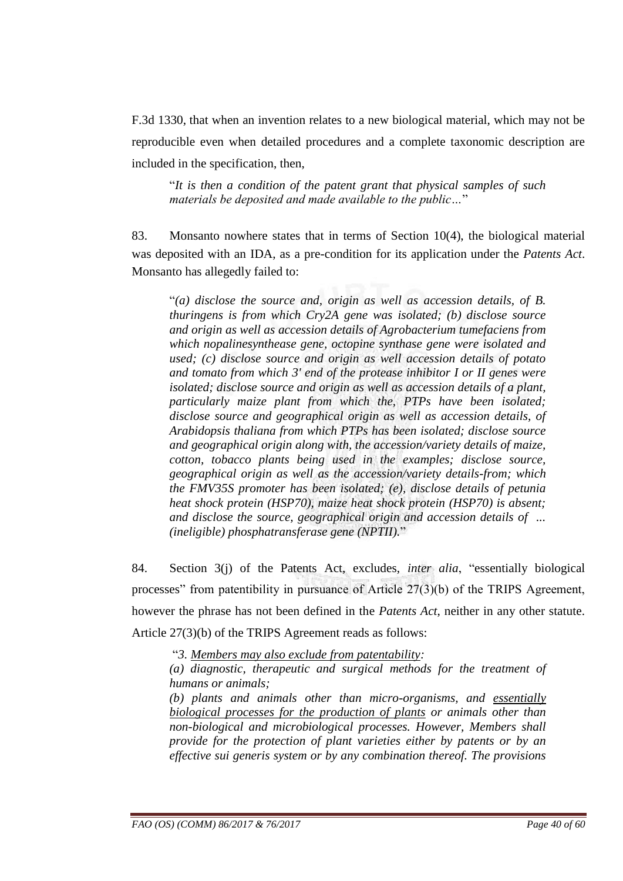F.3d 1330, that when an invention relates to a new biological material, which may not be reproducible even when detailed procedures and a complete taxonomic description are included in the specification, then,

> "*It is then a condition of the patent grant that physical samples of such materials be deposited and made available to the public…*"

83. Monsanto nowhere states that in terms of Section 10(4), the biological material was deposited with an IDA, as a pre-condition for its application under the *Patents Act*. Monsanto has allegedly failed to:

> "*(a) disclose the source and, origin as well as accession details, of B. thuringens is from which Cry2A gene was isolated; (b) disclose source and origin as well as accession details of Agrobacterium tumefaciens from which nopalinesynthease gene, octopine synthase gene were isolated and used; (c) disclose source and origin as well accession details of potato and tomato from which 3' end of the protease inhibitor I or II genes were isolated; disclose source and origin as well as accession details of a plant, particularly maize plant from which the, PTPs have been isolated; disclose source and geographical origin as well as accession details, of Arabidopsis thaliana from which PTPs has been isolated; disclose source and geographical origin along with, the accession/variety details of maize, cotton, tobacco plants being used in the examples; disclose source, geographical origin as well as the accession/variety details-from; which the FMV35S promoter has been isolated; (e), disclose details of petunia heat shock protein (HSP70), maize heat shock protein (HSP70) is absent; and disclose the source, geographical origin and accession details of … (ineligible) phosphatransferase gene (NPTII).*"

84. Section 3(j) of the Patents Act, excludes, *inter alia*, "essentially biological processes" from patentibility in pursuance of Article 27(3)(b) of the TRIPS Agreement, however the phrase has not been defined in the *Patents Act*, neither in any other statute. Article 27(3)(b) of the TRIPS Agreement reads as follows:

> "*3. <u>Members may also exclude from patentability</u>:*
>
> *(a) diagnostic, therapeutic and surgical methods for the treatment of humans or animals;*
>
> *(b) plants and animals other than micro-organisms, and <u>essentially biological processes for the production of plants</u> or animals other than non-biological and microbiological processes. However, Members shall provide for the protection of plant varieties either by patents or by an effective sui generis system or by any combination thereof. The provisions*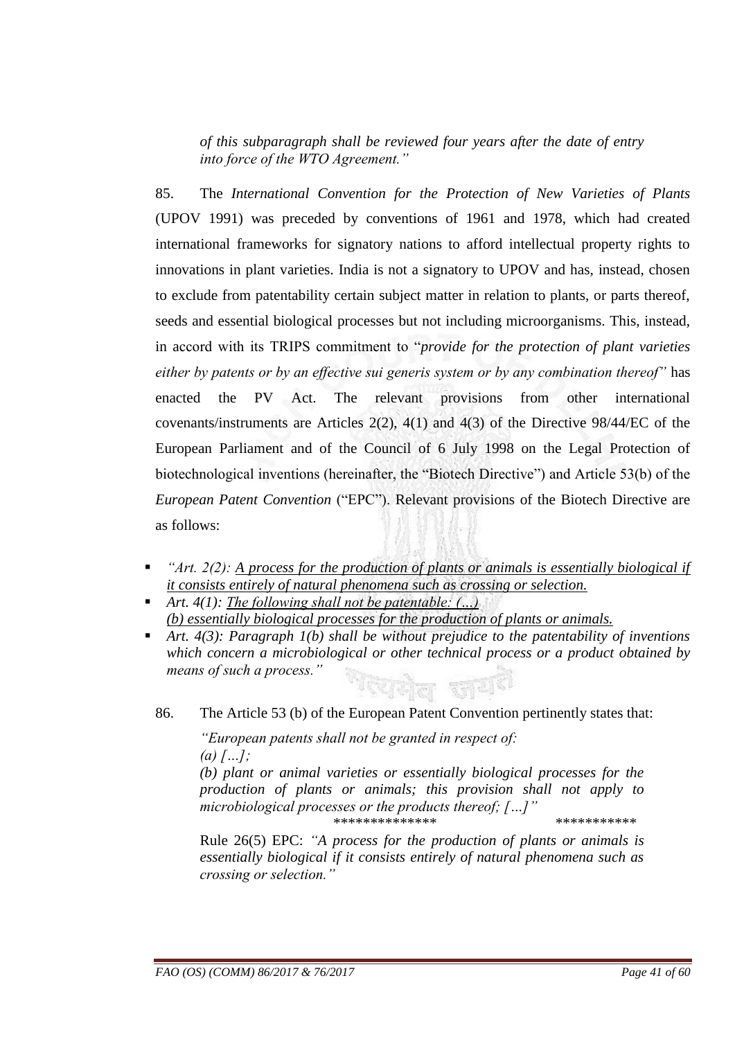*of this subparagraph shall be reviewed four years after the date of entry into force of the WTO Agreement."*

85. The *International Convention for the Protection of New Varieties of Plants* (UPOV 1991) was preceded by conventions of 1961 and 1978, which had created international frameworks for signatory nations to afford intellectual property rights to innovations in plant varieties. India is not a signatory to UPOV and has, instead, chosen to exclude from patentability certain subject matter in relation to plants, or parts thereof, seeds and essential biological processes but not including microorganisms. This, instead, in accord with its TRIPS commitment to "*provide for the protection of plant varieties either by patents or by an effective sui generis system or by any combination thereof"* has enacted the PV Act. The relevant provisions from other international covenants/instruments are Articles 2(2), 4(1) and 4(3) of the Directive 98/44/EC of the European Parliament and of the Council of 6 July 1998 on the Legal Protection of biotechnological inventions (hereinafter, the "Biotech Directive") and Article 53(b) of the *European Patent Convention* ("EPC"). Relevant provisions of the Biotech Directive are as follows:

- *"Art. 2(2): <u>A process for the production of plants or animals is essentially biological if it consists entirely of natural phenomena such as crossing or selection.</u>*
- *Art. 4(1): <u>The following shall not be patentable: (…)</u>*
  *<u>(b) essentially biological processes for the production of plants or animals.</u>*
- *Art. 4(3): Paragraph 1(b) shall be without prejudice to the patentability of inventions which concern a microbiological or other technical process or a product obtained by means of such a process."*

86. The Article 53 (b) of the European Patent Convention pertinently states that:

> *"European patents shall not be granted in respect of:*
> *(a) […];*
> *(b) plant or animal varieties or essentially biological processes for the production of plants or animals; this provision shall not apply to microbiological processes or the products thereof; […]"*
>
> ************** ***********
>
> Rule 26(5) EPC: *"A process for the production of plants or animals is essentially biological if it consists entirely of natural phenomena such as crossing or selection."*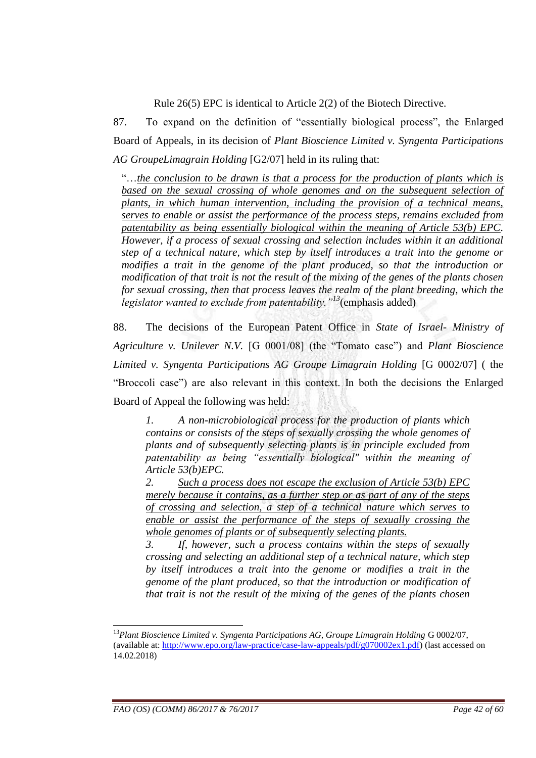Rule 26(5) EPC is identical to Article 2(2) of the Biotech Directive.

87. To expand on the definition of "essentially biological process", the Enlarged Board of Appeals, in its decision of *Plant Bioscience Limited v. Syngenta Participations AG GroupeLimagrain Holding* [G2/07] held in its ruling that:

> "…*the conclusion to be drawn is that a process for the production of plants which is based on the sexual crossing of whole genomes and on the subsequent selection of plants, in which human intervention, including the provision of a technical means, serves to enable or assist the performance of the process steps, remains excluded from patentability as being essentially biological within the meaning of Article 53(b) EPC. However, if a process of sexual crossing and selection includes within it an additional step of a technical nature, which step by itself introduces a trait into the genome or modifies a trait in the genome of the plant produced, so that the introduction or modification of that trait is not the result of the mixing of the genes of the plants chosen for sexual crossing, then that process leaves the realm of the plant breeding, which the legislator wanted to exclude from patentability."*[13] (emphasis added)

88. The decisions of the European Patent Office in *State of Israel- Ministry of Agriculture v. Unilever N.V.* [G 0001/08] (the "Tomato case") and *Plant Bioscience Limited v. Syngenta Participations AG Groupe Limagrain Holding* [G 0002/07] ( the "Broccoli case") are also relevant in this context. In both the decisions the Enlarged Board of Appeal the following was held:

> *1. A non-microbiological process for the production of plants which contains or consists of the steps of sexually crossing the whole genomes of plants and of subsequently selecting plants is in principle excluded from patentability as being "essentially biological" within the meaning of Article 53(b)EPC.*
>
> *2. Such a process does not escape the exclusion of Article 53(b) EPC merely because it contains, as a further step or as part of any of the steps of crossing and selection, a step of a technical nature which serves to enable or assist the performance of the steps of sexually crossing the whole genomes of plants or of subsequently selecting plants.*
>
> *3. If, however, such a process contains within the steps of sexually crossing and selecting an additional step of a technical nature, which step by itself introduces a trait into the genome or modifies a trait in the genome of the plant produced, so that the introduction or modification of that trait is not the result of the mixing of the genes of the plants chosen*

---

[13] *Plant Bioscience Limited v. Syngenta Participations AG, Groupe Limagrain Holding* G 0002/07, (available at: http://www.epo.org/law-practice/case-law-appeals/pdf/g070002ex1.pdf) (last accessed on 14.02.2018)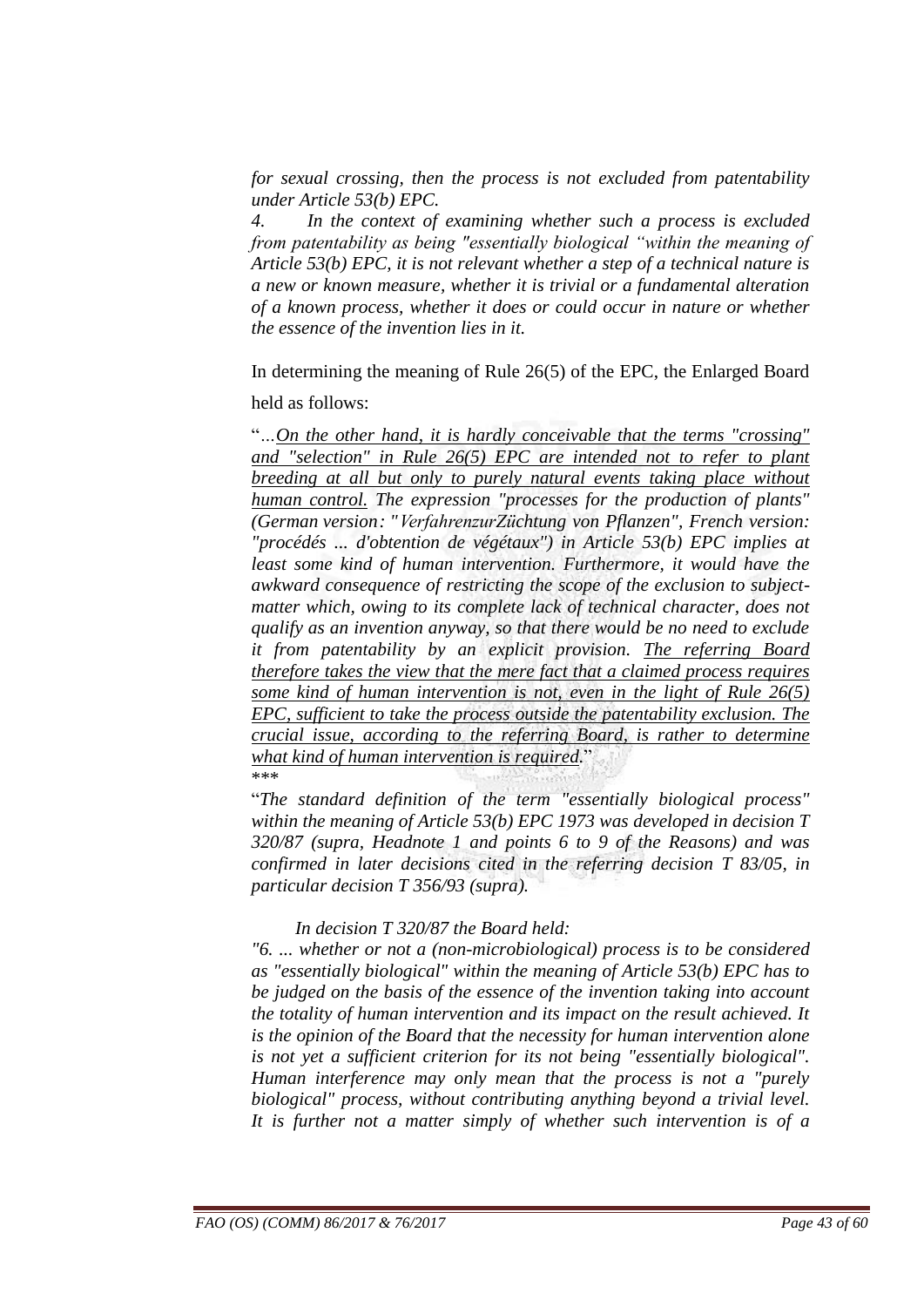*for sexual crossing, then the process is not excluded from patentability under Article 53(b) EPC.*

*4. In the context of examining whether such a process is excluded from patentability as being "essentially biological "within the meaning of Article 53(b) EPC, it is not relevant whether a step of a technical nature is a new or known measure, whether it is trivial or a fundamental alteration of a known process, whether it does or could occur in nature or whether the essence of the invention lies in it.*

In determining the meaning of Rule 26(5) of the EPC, the Enlarged Board held as follows:

"*…<u>On the other hand, it is hardly conceivable that the terms "crossing" and "selection" in Rule 26(5) EPC are intended not to refer to plant breeding at all but only to purely natural events taking place without human control.</u> The expression "processes for the production of plants" (German version: "VerfahrenzurZüchtung von Pflanzen", French version: "procédés ... d'obtention de végétaux") in Article 53(b) EPC implies at least some kind of human intervention. Furthermore, it would have the awkward consequence of restricting the scope of the exclusion to subject-matter which, owing to its complete lack of technical character, does not qualify as an invention anyway, so that there would be no need to exclude it from patentability by an explicit provision. <u>The referring Board therefore takes the view that the mere fact that a claimed process requires some kind of human intervention is not, even in the light of Rule 26(5) EPC, sufficient to take the process outside the patentability exclusion. The crucial issue, according to the referring Board, is rather to determine what kind of human intervention is required.</u>*"

\*\*\*

"*The standard definition of the term "essentially biological process" within the meaning of Article 53(b) EPC 1973 was developed in decision T 320/87 (supra, Headnote 1 and points 6 to 9 of the Reasons) and was confirmed in later decisions cited in the referring decision T 83/05, in particular decision T 356/93 (supra).*

*In decision T 320/87 the Board held:*

*"6. ... whether or not a (non-microbiological) process is to be considered as "essentially biological" within the meaning of Article 53(b) EPC has to be judged on the basis of the essence of the invention taking into account the totality of human intervention and its impact on the result achieved. It is the opinion of the Board that the necessity for human intervention alone is not yet a sufficient criterion for its not being "essentially biological". Human interference may only mean that the process is not a "purely biological" process, without contributing anything beyond a trivial level. It is further not a matter simply of whether such intervention is of a*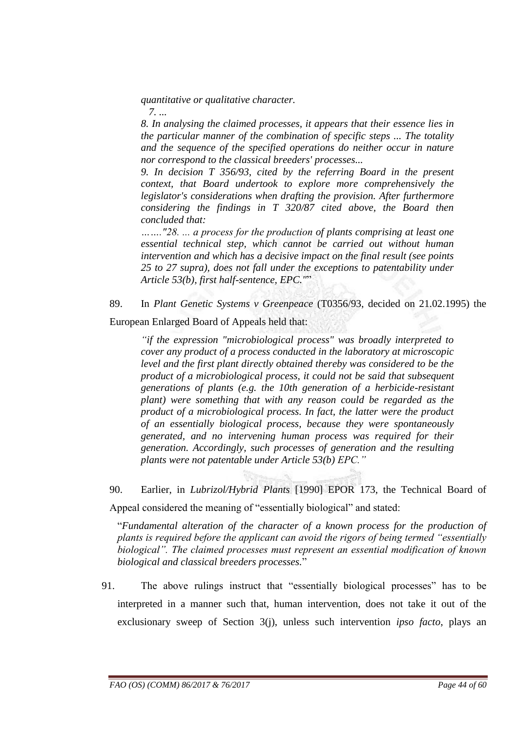*quantitative or qualitative character.*

*7. ...*

*8. In analysing the claimed processes, it appears that their essence lies in the particular manner of the combination of specific steps ... The totality and the sequence of the specified operations do neither occur in nature nor correspond to the classical breeders' processes...*

*9. In decision T 356/93, cited by the referring Board in the present context, that Board undertook to explore more comprehensively the legislator's considerations when drafting the provision. After furthermore considering the findings in T 320/87 cited above, the Board then concluded that:*

*……."28. ... a process for the production of plants comprising at least one essential technical step, which cannot be carried out without human intervention and which has a decisive impact on the final result (see points 25 to 27 supra), does not fall under the exceptions to patentability under Article 53(b), first half-sentence, EPC.""*

89. In *Plant Genetic Systems v Greenpeace* (T0356/93, decided on 21.02.1995) the European Enlarged Board of Appeals held that:

*"if the expression "microbiological process" was broadly interpreted to cover any product of a process conducted in the laboratory at microscopic level and the first plant directly obtained thereby was considered to be the product of a microbiological process, it could not be said that subsequent generations of plants (e.g. the 10th generation of a herbicide-resistant plant) were something that with any reason could be regarded as the product of a microbiological process. In fact, the latter were the product of an essentially biological process, because they were spontaneously generated, and no intervening human process was required for their generation. Accordingly, such processes of generation and the resulting plants were not patentable under Article 53(b) EPC."*

90. Earlier, in *Lubrizol/Hybrid Plants* [1990] EPOR 173, the Technical Board of Appeal considered the meaning of "essentially biological" and stated:

"*Fundamental alteration of the character of a known process for the production of plants is required before the applicant can avoid the rigors of being termed "essentially biological". The claimed processes must represent an essential modification of known biological and classical breeders processes.*"

91. The above rulings instruct that "essentially biological processes" has to be interpreted in a manner such that, human intervention, does not take it out of the exclusionary sweep of Section 3(j), unless such intervention *ipso facto*, plays an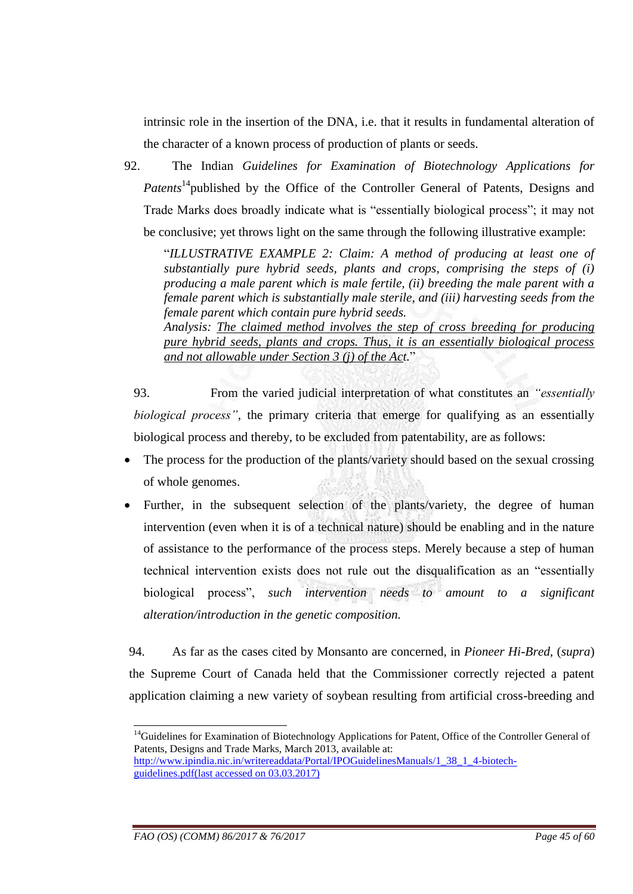intrinsic role in the insertion of the DNA, i.e. that it results in fundamental alteration of the character of a known process of production of plants or seeds.

92. The Indian *Guidelines for Examination of Biotechnology Applications for Patents*[14] published by the Office of the Controller General of Patents, Designs and Trade Marks does broadly indicate what is "essentially biological process"; it may not be conclusive; yet throws light on the same through the following illustrative example:

> "*ILLUSTRATIVE EXAMPLE 2: Claim: A method of producing at least one of substantially pure hybrid seeds, plants and crops, comprising the steps of (i) producing a male parent which is male fertile, (ii) breeding the male parent with a female parent which is substantially male sterile, and (iii) harvesting seeds from the female parent which contain pure hybrid seeds.*
> *Analysis: The claimed method involves the step of cross breeding for producing pure hybrid seeds, plants and crops. Thus, it is an essentially biological process and not allowable under Section 3 (j) of the Act.*"

93. From the varied judicial interpretation of what constitutes an *"essentially biological process"*, the primary criteria that emerge for qualifying as an essentially biological process and thereby, to be excluded from patentability, are as follows:

- The process for the production of the plants/variety should based on the sexual crossing of whole genomes.
- Further, in the subsequent selection of the plants/variety, the degree of human intervention (even when it is of a technical nature) should be enabling and in the nature of assistance to the performance of the process steps. Merely because a step of human technical intervention exists does not rule out the disqualification as an "essentially biological process", *such intervention needs to amount to a significant alteration/introduction in the genetic composition.*

94. As far as the cases cited by Monsanto are concerned, in *Pioneer Hi-Bred,* (*supra*) the Supreme Court of Canada held that the Commissioner correctly rejected a patent application claiming a new variety of soybean resulting from artificial cross-breeding and

---

[14] Guidelines for Examination of Biotechnology Applications for Patent, Office of the Controller General of Patents, Designs and Trade Marks, March 2013, available at: http://www.ipindia.nic.in/writereaddata/Portal/IPOGuidelinesManuals/1_38_1_4-biotech-guidelines.pdf(last accessed on 03.03.2017)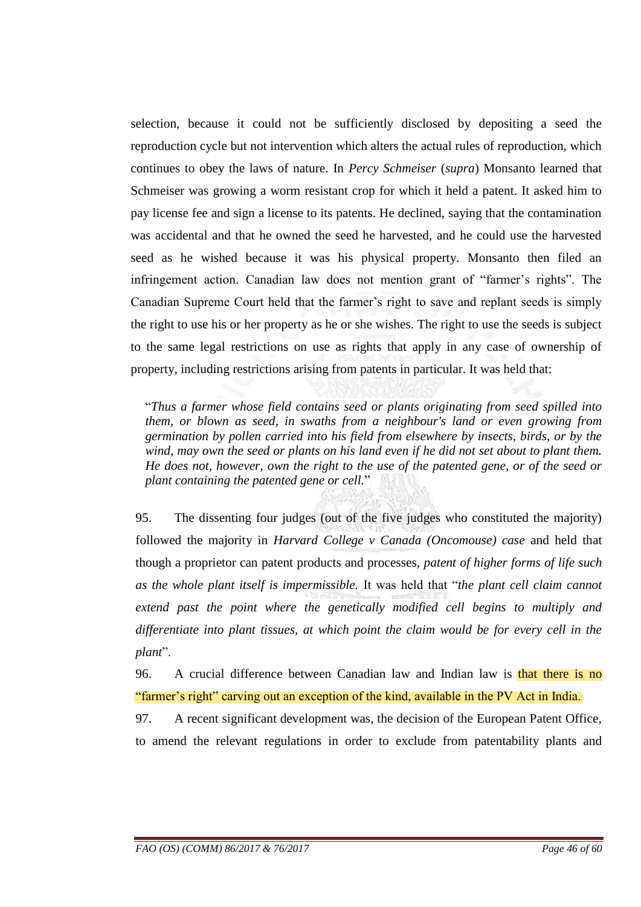selection, because it could not be sufficiently disclosed by depositing a seed the reproduction cycle but not intervention which alters the actual rules of reproduction, which continues to obey the laws of nature. In *Percy Schmeiser* (*supra*) Monsanto learned that Schmeiser was growing a worm resistant crop for which it held a patent. It asked him to pay license fee and sign a license to its patents. He declined, saying that the contamination was accidental and that he owned the seed he harvested, and he could use the harvested seed as he wished because it was his physical property. Monsanto then filed an infringement action. Canadian law does not mention grant of "farmer's rights". The Canadian Supreme Court held that the farmer's right to save and replant seeds is simply the right to use his or her property as he or she wishes. The right to use the seeds is subject to the same legal restrictions on use as rights that apply in any case of ownership of property, including restrictions arising from patents in particular. It was held that:

> "*Thus a farmer whose field contains seed or plants originating from seed spilled into them, or blown as seed, in swaths from a neighbour's land or even growing from germination by pollen carried into his field from elsewhere by insects, birds, or by the wind, may own the seed or plants on his land even if he did not set about to plant them. He does not, however, own the right to the use of the patented gene, or of the seed or plant containing the patented gene or cell.*"

95. The dissenting four judges (out of the five judges who constituted the majority) followed the majority in *Harvard College v Canada (Oncomouse) case* and held that though a proprietor can patent products and processes, *patent of higher forms of life such as the whole plant itself is impermissible.* It was held that "*the plant cell claim cannot extend past the point where the genetically modified cell begins to multiply and differentiate into plant tissues, at which point the claim would be for every cell in the plant*".

96. A crucial difference between Canadian law and Indian law is that there is no "farmer's right" carving out an exception of the kind, available in the PV Act in India.

97. A recent significant development was, the decision of the European Patent Office, to amend the relevant regulations in order to exclude from patentability plants and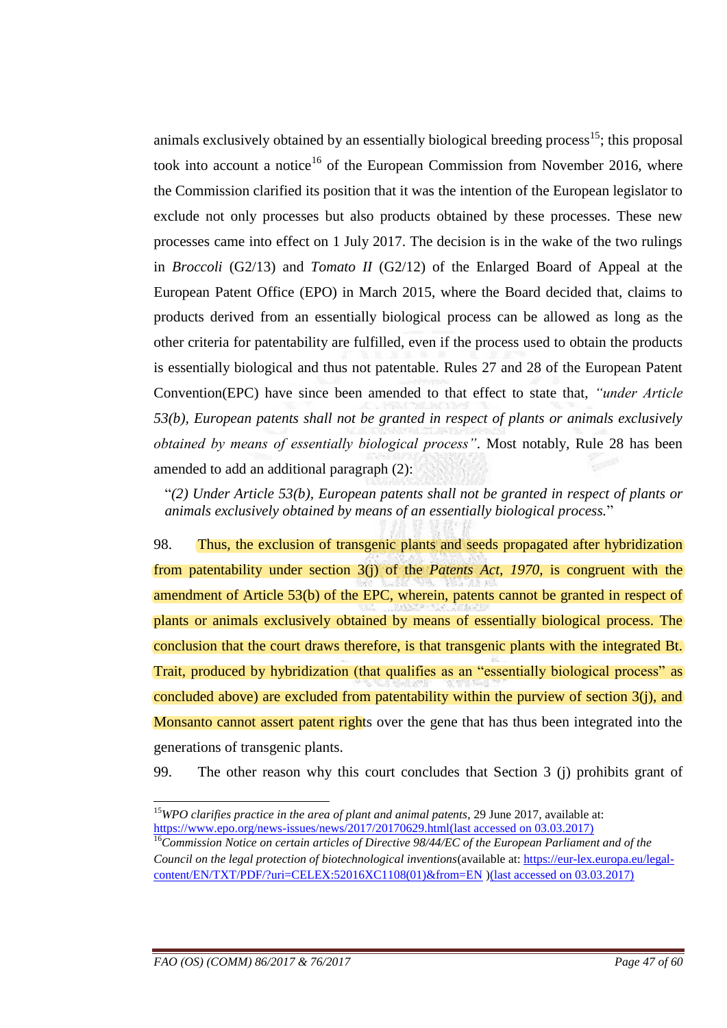animals exclusively obtained by an essentially biological breeding process[15]; this proposal took into account a notice[16] of the European Commission from November 2016, where the Commission clarified its position that it was the intention of the European legislator to exclude not only processes but also products obtained by these processes. These new processes came into effect on 1 July 2017. The decision is in the wake of the two rulings in *Broccoli* (G2/13) and *Tomato II* (G2/12) of the Enlarged Board of Appeal at the European Patent Office (EPO) in March 2015, where the Board decided that, claims to products derived from an essentially biological process can be allowed as long as the other criteria for patentability are fulfilled, even if the process used to obtain the products is essentially biological and thus not patentable. Rules 27 and 28 of the European Patent Convention(EPC) have since been amended to that effect to state that, *"under Article 53(b), European patents shall not be granted in respect of plants or animals exclusively obtained by means of essentially biological process"*. Most notably, Rule 28 has been amended to add an additional paragraph (2):

> "*(2) Under Article 53(b), European patents shall not be granted in respect of plants or animals exclusively obtained by means of an essentially biological process.*"

98. Thus, the exclusion of transgenic plants and seeds propagated after hybridization from patentability under section 3(j) of the *Patents Act, 1970,* is congruent with the amendment of Article 53(b) of the EPC, wherein, patents cannot be granted in respect of plants or animals exclusively obtained by means of essentially biological process. The conclusion that the court draws therefore, is that transgenic plants with the integrated Bt. Trait, produced by hybridization (that qualifies as an "essentially biological process" as concluded above) are excluded from patentability within the purview of section 3(j), and Monsanto cannot assert patent rights over the gene that has thus been integrated into the generations of transgenic plants.

99. The other reason why this court concludes that Section 3 (j) prohibits grant of

---

[15] *WPO clarifies practice in the area of plant and animal patents*, 29 June 2017, available at: https://www.epo.org/news-issues/news/2017/20170629.html(last accessed on 03.03.2017)

[16] *Commission Notice on certain articles of Directive 98/44/EC of the European Parliament and of the Council on the legal protection of biotechnological inventions*(available at: https://eur-lex.europa.eu/legal-content/EN/TXT/PDF/?uri=CELEX:52016XC1108(01)&from=EN )(last accessed on 03.03.2017)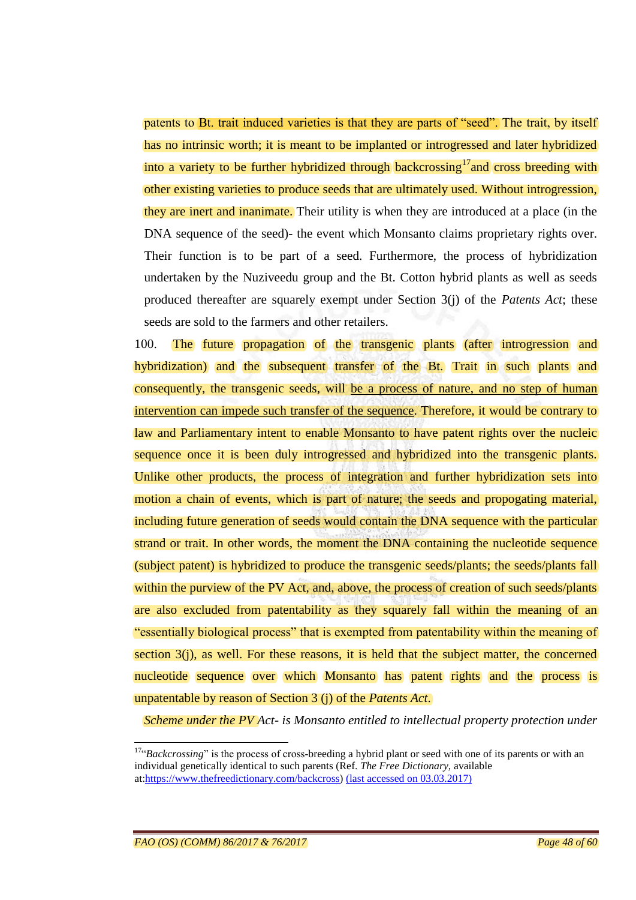patents to Bt. trait induced varieties is that they are parts of "seed". The trait, by itself has no intrinsic worth; it is meant to be implanted or introgressed and later hybridized into a variety to be further hybridized through backcrossing[17] and cross breeding with other existing varieties to produce seeds that are ultimately used. Without introgression, they are inert and inanimate. Their utility is when they are introduced at a place (in the DNA sequence of the seed)- the event which Monsanto claims proprietary rights over. Their function is to be part of a seed. Furthermore, the process of hybridization undertaken by the Nuziveedu group and the Bt. Cotton hybrid plants as well as seeds produced thereafter are squarely exempt under Section 3(j) of the *Patents Act*; these seeds are sold to the farmers and other retailers.

100. The future propagation of the transgenic plants (after introgression and hybridization) and the subsequent transfer of the Bt. Trait in such plants and consequently, the transgenic seeds, will be a process of nature, and no step of human intervention can impede such transfer of the sequence. Therefore, it would be contrary to law and Parliamentary intent to enable Monsanto to have patent rights over the nucleic sequence once it is been duly introgressed and hybridized into the transgenic plants. Unlike other products, the process of integration and further hybridization sets into motion a chain of events, which is part of nature; the seeds and propogating material, including future generation of seeds would contain the DNA sequence with the particular strand or trait. In other words, the moment the DNA containing the nucleotide sequence (subject patent) is hybridized to produce the transgenic seeds/plants; the seeds/plants fall within the purview of the PV Act, and, above, the process of creation of such seeds/plants are also excluded from patentability as they squarely fall within the meaning of an "essentially biological process" that is exempted from patentability within the meaning of section 3(j), as well. For these reasons, it is held that the subject matter, the concerned nucleotide sequence over which Monsanto has patent rights and the process is unpatentable by reason of Section 3 (j) of the *Patents Act*.

*Scheme under the PV Act- is Monsanto entitled to intellectual property protection under*

---

[17] "*Backcrossing*" is the process of cross-breeding a hybrid plant or seed with one of its parents or with an individual genetically identical to such parents (Ref. *The Free Dictionary*, available at:https://www.thefreedictionary.com/backcross) (last accessed on 03.03.2017)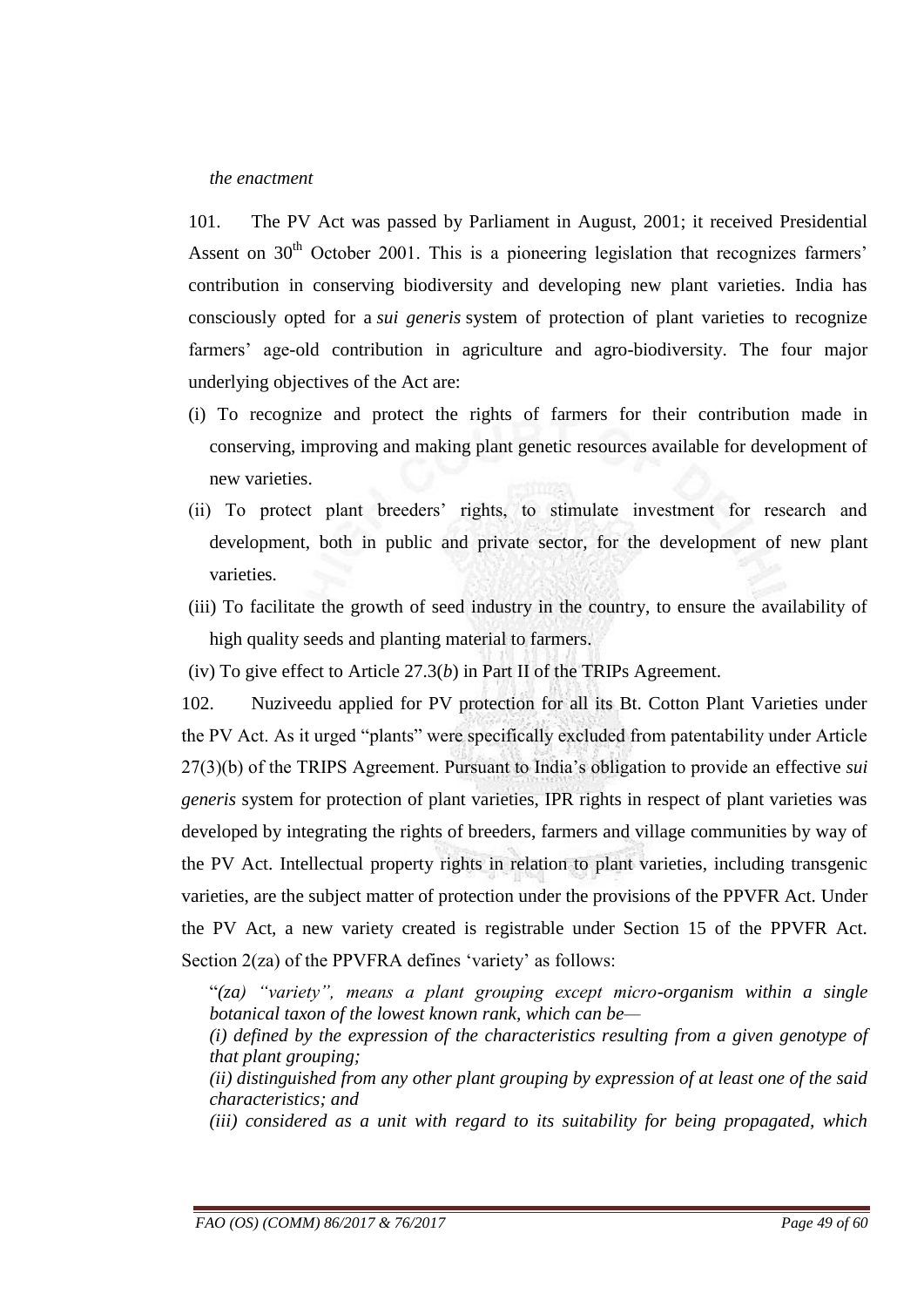*the enactment*

101. The PV Act was passed by Parliament in August, 2001; it received Presidential Assent on 30th October 2001. This is a pioneering legislation that recognizes farmers' contribution in conserving biodiversity and developing new plant varieties. India has consciously opted for a *sui generis* system of protection of plant varieties to recognize farmers' age-old contribution in agriculture and agro-biodiversity. The four major underlying objectives of the Act are:

(i) To recognize and protect the rights of farmers for their contribution made in conserving, improving and making plant genetic resources available for development of new varieties.

(ii) To protect plant breeders' rights, to stimulate investment for research and development, both in public and private sector, for the development of new plant varieties.

(iii) To facilitate the growth of seed industry in the country, to ensure the availability of high quality seeds and planting material to farmers.

(iv) To give effect to Article 27.3(*b*) in Part II of the TRIPs Agreement.

102. Nuziveedu applied for PV protection for all its Bt. Cotton Plant Varieties under the PV Act. As it urged "plants" were specifically excluded from patentability under Article 27(3)(b) of the TRIPS Agreement. Pursuant to India's obligation to provide an effective *sui generis* system for protection of plant varieties, IPR rights in respect of plant varieties was developed by integrating the rights of breeders, farmers and village communities by way of the PV Act. Intellectual property rights in relation to plant varieties, including transgenic varieties, are the subject matter of protection under the provisions of the PPVFR Act. Under the PV Act, a new variety created is registrable under Section 15 of the PPVFR Act. Section 2(za) of the PPVFRA defines 'variety' as follows:

"*(za) "variety", means a plant grouping except micro-organism within a single botanical taxon of the lowest known rank, which can be—*

*(i) defined by the expression of the characteristics resulting from a given genotype of that plant grouping;*

*(ii) distinguished from any other plant grouping by expression of at least one of the said characteristics; and*

*(iii) considered as a unit with regard to its suitability for being propagated, which*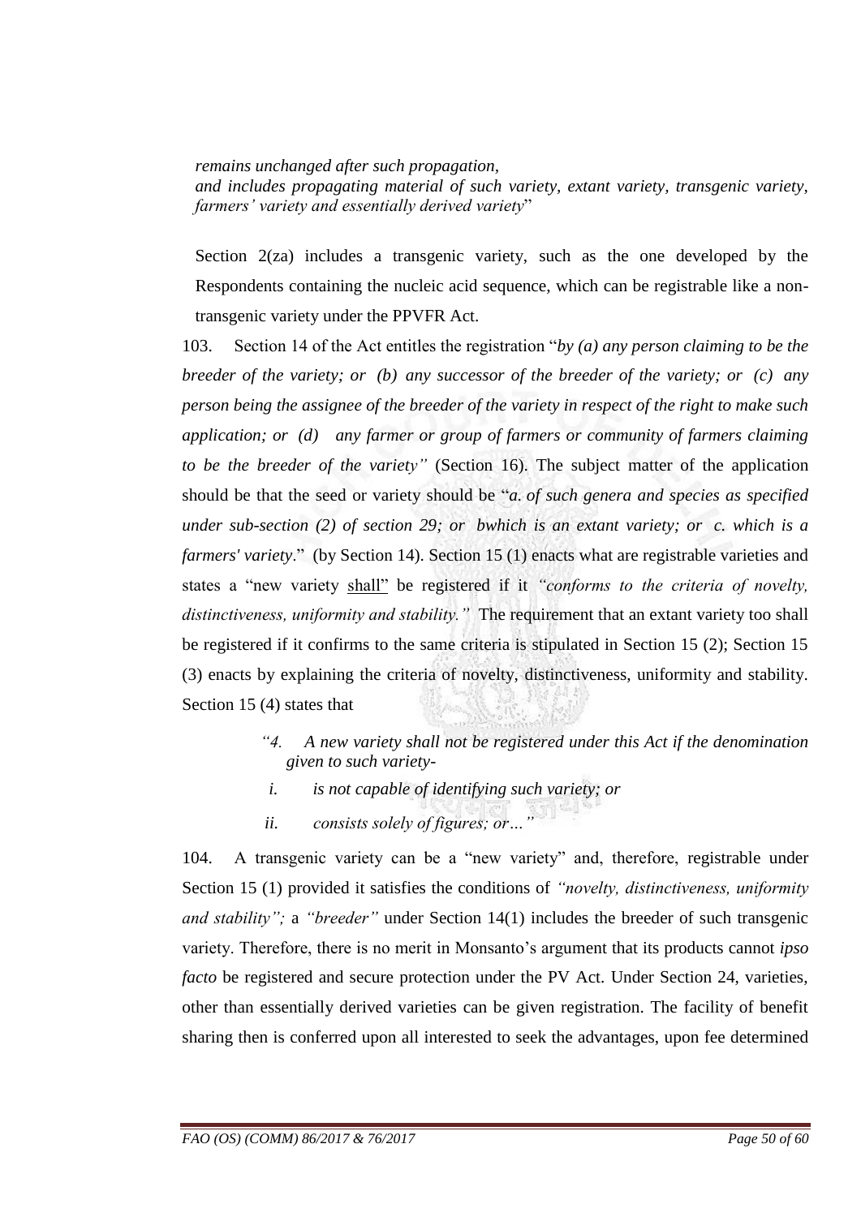*remains unchanged after such propagation,*
*and includes propagating material of such variety, extant variety, transgenic variety, farmers' variety and essentially derived variety*"

Section 2(za) includes a transgenic variety, such as the one developed by the Respondents containing the nucleic acid sequence, which can be registrable like a non-transgenic variety under the PPVFR Act.

103. Section 14 of the Act entitles the registration "*by (a) any person claiming to be the breeder of the variety; or (b) any successor of the breeder of the variety; or (c) any person being the assignee of the breeder of the variety in respect of the right to make such application; or (d) any farmer or group of farmers or community of farmers claiming to be the breeder of the variety"* (Section 16). The subject matter of the application should be that the seed or variety should be "*a. of such genera and species as specified under sub-section (2) of section 29; or bwhich is an extant variety; or c. which is a farmers' variety*." (by Section 14). Section 15 (1) enacts what are registrable varieties and states a "new variety shall" be registered if it *"conforms to the criteria of novelty, distinctiveness, uniformity and stability."* The requirement that an extant variety too shall be registered if it confirms to the same criteria is stipulated in Section 15 (2); Section 15 (3) enacts by explaining the criteria of novelty, distinctiveness, uniformity and stability. Section 15 (4) states that

> *"4. A new variety shall not be registered under this Act if the denomination given to such variety-*
>
> *i. is not capable of identifying such variety; or*
>
> *ii. consists solely of figures; or…"*

104. A transgenic variety can be a "new variety" and, therefore, registrable under Section 15 (1) provided it satisfies the conditions of *"novelty, distinctiveness, uniformity and stability";* a *"breeder"* under Section 14(1) includes the breeder of such transgenic variety. Therefore, there is no merit in Monsanto's argument that its products cannot *ipso facto* be registered and secure protection under the PV Act. Under Section 24, varieties, other than essentially derived varieties can be given registration. The facility of benefit sharing then is conferred upon all interested to seek the advantages, upon fee determined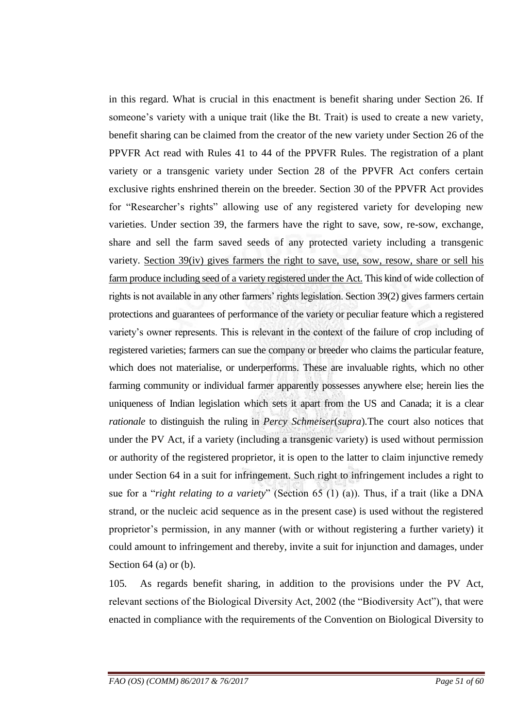in this regard. What is crucial in this enactment is benefit sharing under Section 26. If someone's variety with a unique trait (like the Bt. Trait) is used to create a new variety, benefit sharing can be claimed from the creator of the new variety under Section 26 of the PPVFR Act read with Rules 41 to 44 of the PPVFR Rules. The registration of a plant variety or a transgenic variety under Section 28 of the PPVFR Act confers certain exclusive rights enshrined therein on the breeder. Section 30 of the PPVFR Act provides for "Researcher's rights" allowing use of any registered variety for developing new varieties. Under section 39, the farmers have the right to save, sow, re-sow, exchange, share and sell the farm saved seeds of any protected variety including a transgenic variety. Section 39(iv) gives farmers the right to save, use, sow, resow, share or sell his farm produce including seed of a variety registered under the Act. This kind of wide collection of rights is not available in any other farmers' rights legislation. Section 39(2) gives farmers certain protections and guarantees of performance of the variety or peculiar feature which a registered variety's owner represents. This is relevant in the context of the failure of crop including of registered varieties; farmers can sue the company or breeder who claims the particular feature, which does not materialise, or underperforms. These are invaluable rights, which no other farming community or individual farmer apparently possesses anywhere else; herein lies the uniqueness of Indian legislation which sets it apart from the US and Canada; it is a clear *rationale* to distinguish the ruling in *Percy Schmeiser*(*supra*).The court also notices that under the PV Act, if a variety (including a transgenic variety) is used without permission or authority of the registered proprietor, it is open to the latter to claim injunctive remedy under Section 64 in a suit for infringement. Such right to infringement includes a right to sue for a "*right relating to a variety*" (Section 65 (1) (a)). Thus, if a trait (like a DNA strand, or the nucleic acid sequence as in the present case) is used without the registered proprietor's permission, in any manner (with or without registering a further variety) it could amount to infringement and thereby, invite a suit for injunction and damages, under Section 64 (a) or (b).

105. As regards benefit sharing, in addition to the provisions under the PV Act, relevant sections of the Biological Diversity Act, 2002 (the "Biodiversity Act"), that were enacted in compliance with the requirements of the Convention on Biological Diversity to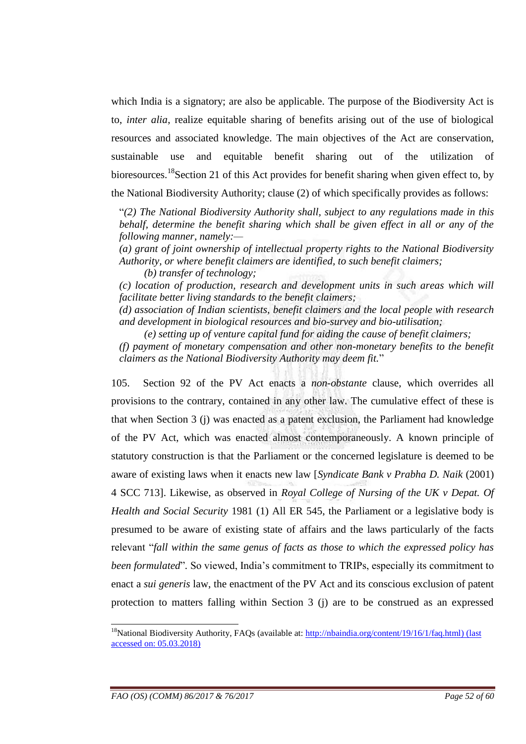which India is a signatory; are also be applicable. The purpose of the Biodiversity Act is to, *inter alia*, realize equitable sharing of benefits arising out of the use of biological resources and associated knowledge. The main objectives of the Act are conservation, sustainable use and equitable benefit sharing out of the utilization of bioresources.[18]Section 21 of this Act provides for benefit sharing when given effect to, by the National Biodiversity Authority; clause (2) of which specifically provides as follows:

> "*(2) The National Biodiversity Authority shall, subject to any regulations made in this behalf, determine the benefit sharing which shall be given effect in all or any of the following manner, namely:—*
> *(a) grant of joint ownership of intellectual property rights to the National Biodiversity Authority, or where benefit claimers are identified, to such benefit claimers;*
> *(b) transfer of technology;*
> *(c) location of production, research and development units in such areas which will facilitate better living standards to the benefit claimers;*
> *(d) association of Indian scientists, benefit claimers and the local people with research and development in biological resources and bio-survey and bio-utilisation;*
> *(e) setting up of venture capital fund for aiding the cause of benefit claimers;*
> *(f) payment of monetary compensation and other non-monetary benefits to the benefit claimers as the National Biodiversity Authority may deem fit.*"

105. Section 92 of the PV Act enacts a *non-obstante* clause, which overrides all provisions to the contrary, contained in any other law. The cumulative effect of these is that when Section 3 (j) was enacted as a patent exclusion, the Parliament had knowledge of the PV Act, which was enacted almost contemporaneously. A known principle of statutory construction is that the Parliament or the concerned legislature is deemed to be aware of existing laws when it enacts new law [*Syndicate Bank v Prabha D. Naik* (2001) 4 SCC 713]. Likewise, as observed in *Royal College of Nursing of the UK v Depat. Of Health and Social Security* 1981 (1) All ER 545, the Parliament or a legislative body is presumed to be aware of existing state of affairs and the laws particularly of the facts relevant "*fall within the same genus of facts as those to which the expressed policy has been formulated*". So viewed, India's commitment to TRIPs, especially its commitment to enact a *sui generis* law, the enactment of the PV Act and its conscious exclusion of patent protection to matters falling within Section 3 (j) are to be construed as an expressed

---

[18]National Biodiversity Authority, FAQs (available at: http://nbaindia.org/content/19/16/1/faq.html) (last accessed on: 05.03.2018)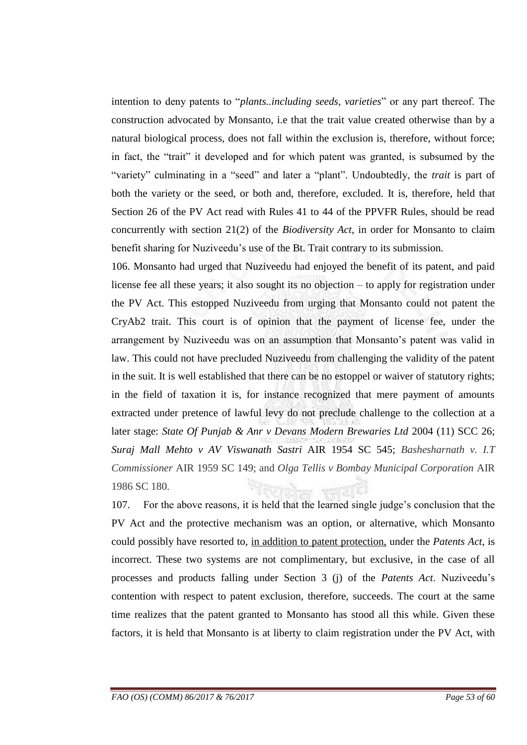intention to deny patents to "*plants..including seeds*, *varieties*" or any part thereof. The construction advocated by Monsanto, i.e that the trait value created otherwise than by a natural biological process, does not fall within the exclusion is, therefore, without force; in fact, the "trait" it developed and for which patent was granted, is subsumed by the "variety" culminating in a "seed" and later a "plant". Undoubtedly, the *trait* is part of both the variety or the seed, or both and, therefore, excluded. It is, therefore, held that Section 26 of the PV Act read with Rules 41 to 44 of the PPVFR Rules, should be read concurrently with section 21(2) of the *Biodiversity Act*, in order for Monsanto to claim benefit sharing for Nuziveedu's use of the Bt. Trait contrary to its submission.

106. Monsanto had urged that Nuziveedu had enjoyed the benefit of its patent, and paid license fee all these years; it also sought its no objection – to apply for registration under the PV Act. This estopped Nuziveedu from urging that Monsanto could not patent the CryAb2 trait. This court is of opinion that the payment of license fee, under the arrangement by Nuziveedu was on an assumption that Monsanto's patent was valid in law. This could not have precluded Nuziveedu from challenging the validity of the patent in the suit. It is well established that there can be no estoppel or waiver of statutory rights; in the field of taxation it is, for instance recognized that mere payment of amounts extracted under pretence of lawful levy do not preclude challenge to the collection at a later stage: ***State Of Punjab & Anr v Devans Modern Brewaries Ltd*** 2004 (11) SCC 26; ***Suraj Mall Mehto v AV Viswanath Sastri*** AIR 1954 SC 545; *Bashesharnath v. I.T Commissioner* AIR 1959 SC 149; and *Olga Tellis v Bombay Municipal Corporation* AIR 1986 SC 180.

107. For the above reasons, it is held that the learned single judge's conclusion that the PV Act and the protective mechanism was an option, or alternative, which Monsanto could possibly have resorted to, <u>in addition to patent protection,</u> under the *Patents Act*, is incorrect. These two systems are not complimentary, but exclusive, in the case of all processes and products falling under Section 3 (j) of the *Patents Act*. Nuziveedu's contention with respect to patent exclusion, therefore, succeeds. The court at the same time realizes that the patent granted to Monsanto has stood all this while. Given these factors, it is held that Monsanto is at liberty to claim registration under the PV Act, with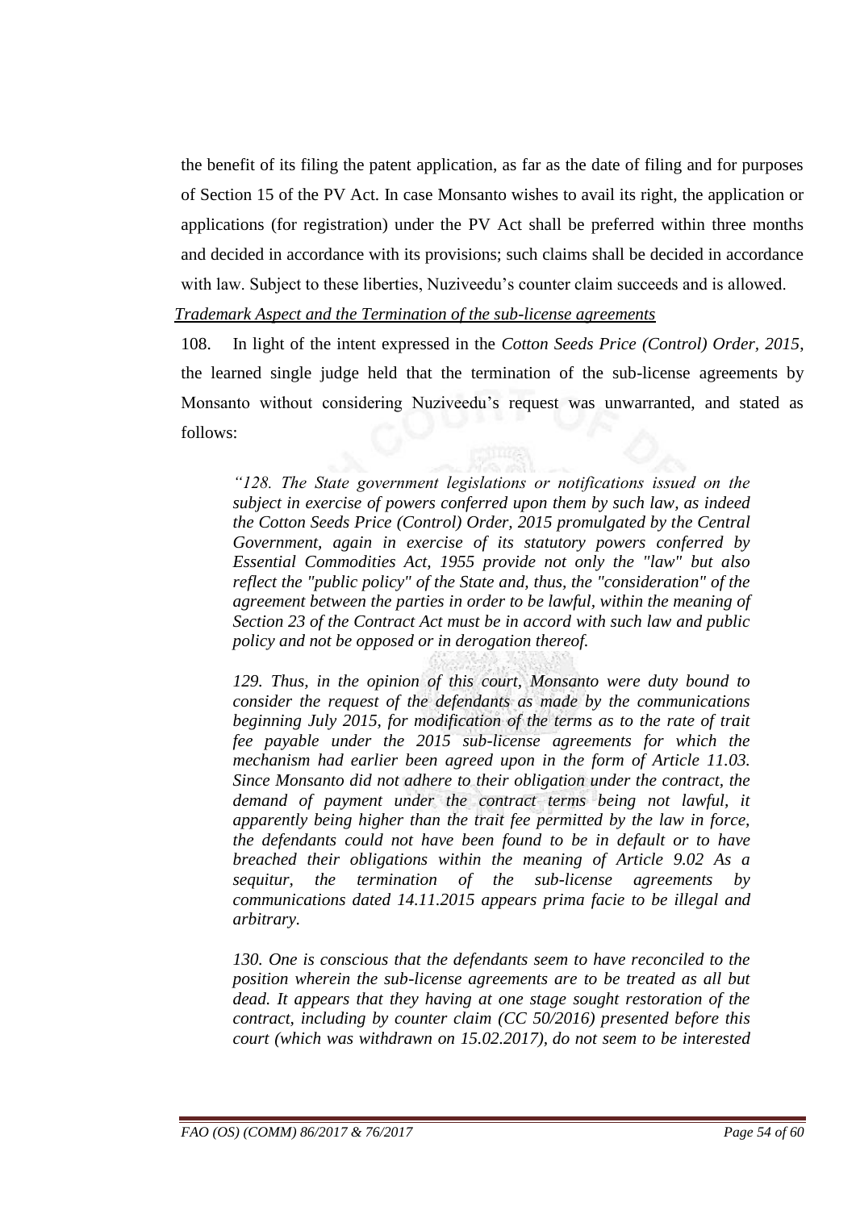the benefit of its filing the patent application, as far as the date of filing and for purposes of Section 15 of the PV Act. In case Monsanto wishes to avail its right, the application or applications (for registration) under the PV Act shall be preferred within three months and decided in accordance with its provisions; such claims shall be decided in accordance with law. Subject to these liberties, Nuziveedu's counter claim succeeds and is allowed.

*Trademark Aspect and the Termination of the sub-license agreements*

108. In light of the intent expressed in the *Cotton Seeds Price (Control) Order, 2015*, the learned single judge held that the termination of the sub-license agreements by Monsanto without considering Nuziveedu's request was unwarranted, and stated as follows:

> *"128. The State government legislations or notifications issued on the subject in exercise of powers conferred upon them by such law, as indeed the Cotton Seeds Price (Control) Order, 2015 promulgated by the Central Government, again in exercise of its statutory powers conferred by Essential Commodities Act, 1955 provide not only the "law" but also reflect the "public policy" of the State and, thus, the "consideration" of the agreement between the parties in order to be lawful, within the meaning of Section 23 of the Contract Act must be in accord with such law and public policy and not be opposed or in derogation thereof.*
>
> *129. Thus, in the opinion of this court, Monsanto were duty bound to consider the request of the defendants as made by the communications beginning July 2015, for modification of the terms as to the rate of trait fee payable under the 2015 sub-license agreements for which the mechanism had earlier been agreed upon in the form of Article 11.03. Since Monsanto did not adhere to their obligation under the contract, the demand of payment under the contract terms being not lawful, it apparently being higher than the trait fee permitted by the law in force, the defendants could not have been found to be in default or to have breached their obligations within the meaning of Article 9.02 As a sequitur, the termination of the sub-license agreements by communications dated 14.11.2015 appears prima facie to be illegal and arbitrary.*
>
> *130. One is conscious that the defendants seem to have reconciled to the position wherein the sub-license agreements are to be treated as all but dead. It appears that they having at one stage sought restoration of the contract, including by counter claim (CC 50/2016) presented before this court (which was withdrawn on 15.02.2017), do not seem to be interested*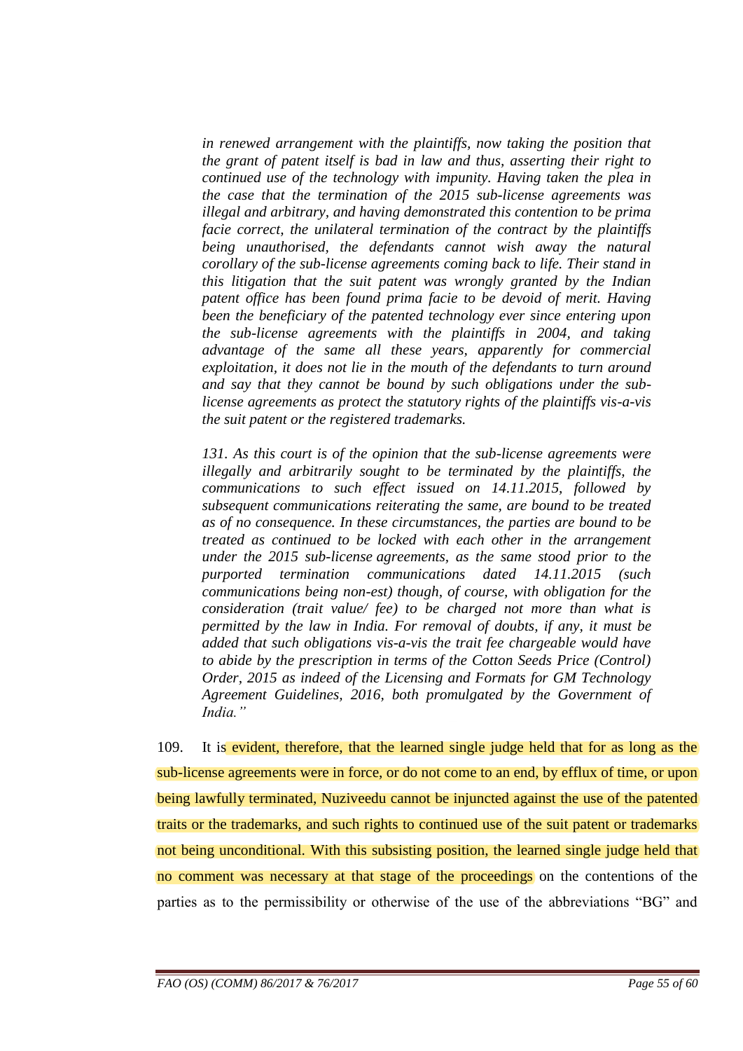*in renewed arrangement with the plaintiffs, now taking the position that the grant of patent itself is bad in law and thus, asserting their right to continued use of the technology with impunity. Having taken the plea in the case that the termination of the 2015 sub-license agreements was illegal and arbitrary, and having demonstrated this contention to be prima facie correct, the unilateral termination of the contract by the plaintiffs being unauthorised, the defendants cannot wish away the natural corollary of the sub-license agreements coming back to life. Their stand in this litigation that the suit patent was wrongly granted by the Indian patent office has been found prima facie to be devoid of merit. Having been the beneficiary of the patented technology ever since entering upon the sub-license agreements with the plaintiffs in 2004, and taking advantage of the same all these years, apparently for commercial exploitation, it does not lie in the mouth of the defendants to turn around and say that they cannot be bound by such obligations under the sub-license agreements as protect the statutory rights of the plaintiffs vis-a-vis the suit patent or the registered trademarks.*

*131. As this court is of the opinion that the sub-license agreements were illegally and arbitrarily sought to be terminated by the plaintiffs, the communications to such effect issued on 14.11.2015, followed by subsequent communications reiterating the same, are bound to be treated as of no consequence. In these circumstances, the parties are bound to be treated as continued to be locked with each other in the arrangement under the 2015 sub-license agreements, as the same stood prior to the purported termination communications dated 14.11.2015 (such communications being non-est) though, of course, with obligation for the consideration (trait value/ fee) to be charged not more than what is permitted by the law in India. For removal of doubts, if any, it must be added that such obligations vis-a-vis the trait fee chargeable would have to abide by the prescription in terms of the Cotton Seeds Price (Control) Order, 2015 as indeed of the Licensing and Formats for GM Technology Agreement Guidelines, 2016, both promulgated by the Government of India."*

109. It is evident, therefore, that the learned single judge held that for as long as the sub-license agreements were in force, or do not come to an end, by efflux of time, or upon being lawfully terminated, Nuziveedu cannot be injuncted against the use of the patented traits or the trademarks, and such rights to continued use of the suit patent or trademarks not being unconditional. With this subsisting position, the learned single judge held that no comment was necessary at that stage of the proceedings on the contentions of the parties as to the permissibility or otherwise of the use of the abbreviations "BG" and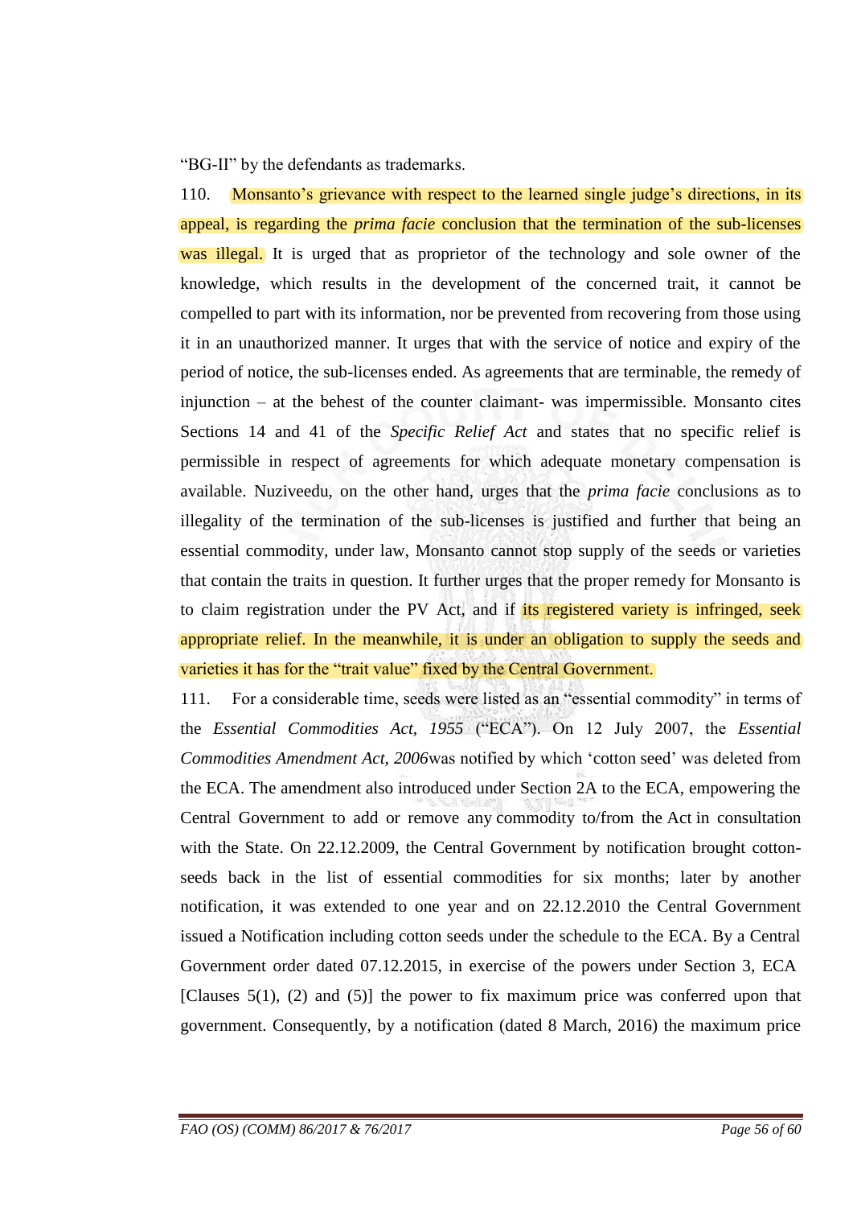"BG-II" by the defendants as trademarks.

110. Monsanto's grievance with respect to the learned single judge's directions, in its appeal, is regarding the *prima facie* conclusion that the termination of the sub-licenses was illegal. It is urged that as proprietor of the technology and sole owner of the knowledge, which results in the development of the concerned trait, it cannot be compelled to part with its information, nor be prevented from recovering from those using it in an unauthorized manner. It urges that with the service of notice and expiry of the period of notice, the sub-licenses ended. As agreements that are terminable, the remedy of injunction – at the behest of the counter claimant- was impermissible. Monsanto cites Sections 14 and 41 of the *Specific Relief Act* and states that no specific relief is permissible in respect of agreements for which adequate monetary compensation is available. Nuziveedu, on the other hand, urges that the *prima facie* conclusions as to illegality of the termination of the sub-licenses is justified and further that being an essential commodity, under law, Monsanto cannot stop supply of the seeds or varieties that contain the traits in question. It further urges that the proper remedy for Monsanto is to claim registration under the PV Act, and if its registered variety is infringed, seek appropriate relief. In the meanwhile, it is under an obligation to supply the seeds and varieties it has for the "trait value" fixed by the Central Government.

111. For a considerable time, seeds were listed as an "essential commodity" in terms of the *Essential Commodities Act, 1955* ("ECA"). On 12 July 2007, the *Essential Commodities Amendment Act, 2006*was notified by which 'cotton seed' was deleted from the ECA. The amendment also introduced under Section 2A to the ECA, empowering the Central Government to add or remove any commodity to/from the Act in consultation with the State. On 22.12.2009, the Central Government by notification brought cotton-seeds back in the list of essential commodities for six months; later by another notification, it was extended to one year and on 22.12.2010 the Central Government issued a Notification including cotton seeds under the schedule to the ECA. By a Central Government order dated 07.12.2015, in exercise of the powers under Section 3, ECA [Clauses 5(1), (2) and (5)] the power to fix maximum price was conferred upon that government. Consequently, by a notification (dated 8 March, 2016) the maximum price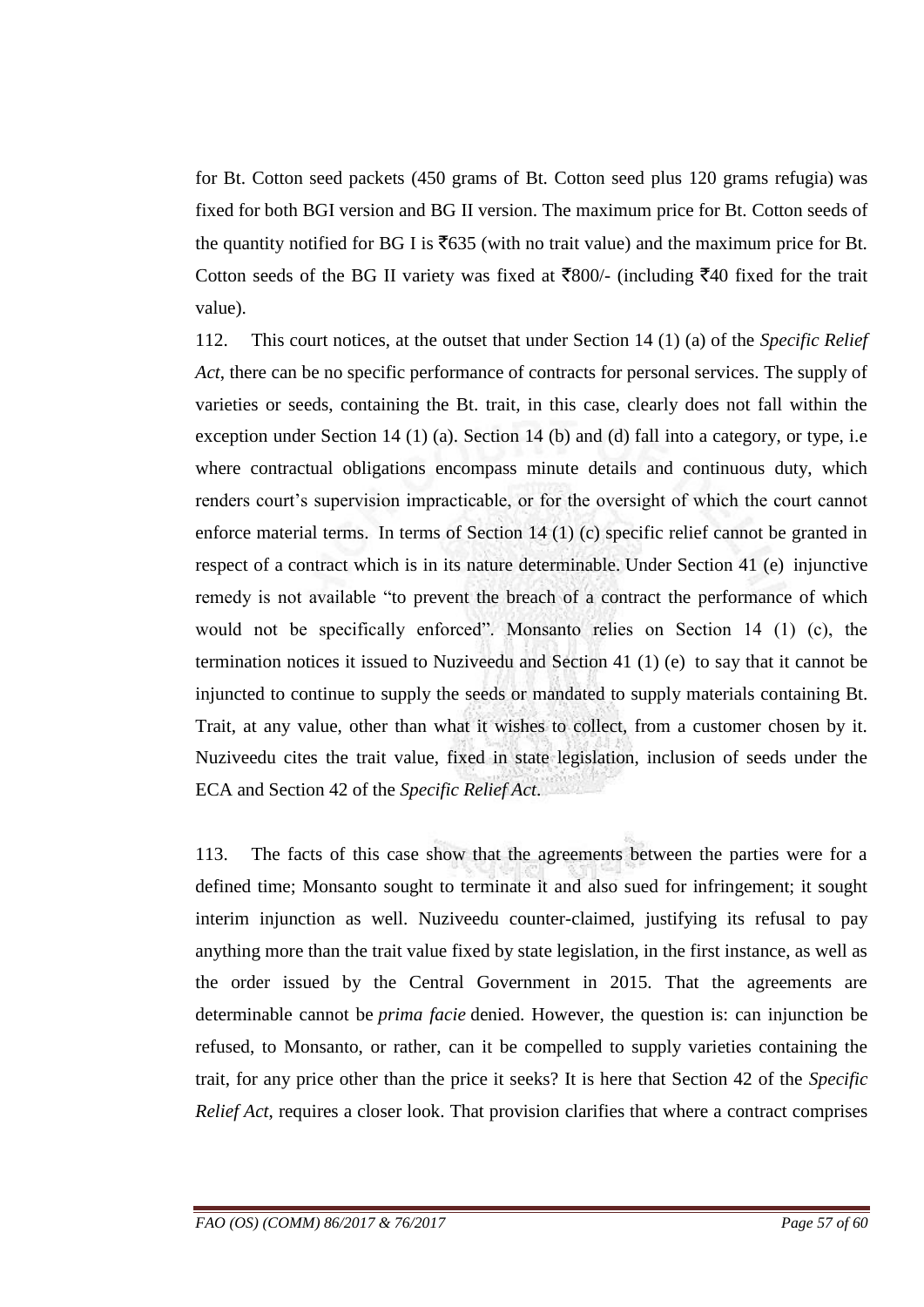for Bt. Cotton seed packets (450 grams of Bt. Cotton seed plus 120 grams refugia) was fixed for both BGI version and BG II version. The maximum price for Bt. Cotton seeds of the quantity notified for BG I is ₹635 (with no trait value) and the maximum price for Bt. Cotton seeds of the BG II variety was fixed at ₹800/- (including ₹40 fixed for the trait value).

112. This court notices, at the outset that under Section 14 (1) (a) of the *Specific Relief Act*, there can be no specific performance of contracts for personal services. The supply of varieties or seeds, containing the Bt. trait, in this case, clearly does not fall within the exception under Section 14 (1) (a). Section 14 (b) and (d) fall into a category, or type, i.e where contractual obligations encompass minute details and continuous duty, which renders court's supervision impracticable, or for the oversight of which the court cannot enforce material terms. In terms of Section 14 (1) (c) specific relief cannot be granted in respect of a contract which is in its nature determinable. Under Section 41 (e) injunctive remedy is not available "to prevent the breach of a contract the performance of which would not be specifically enforced". Monsanto relies on Section 14 (1) (c), the termination notices it issued to Nuziveedu and Section 41 (1) (e) to say that it cannot be injuncted to continue to supply the seeds or mandated to supply materials containing Bt. Trait, at any value, other than what it wishes to collect, from a customer chosen by it. Nuziveedu cites the trait value, fixed in state legislation, inclusion of seeds under the ECA and Section 42 of the *Specific Relief Act*.

113. The facts of this case show that the agreements between the parties were for a defined time; Monsanto sought to terminate it and also sued for infringement; it sought interim injunction as well. Nuziveedu counter-claimed, justifying its refusal to pay anything more than the trait value fixed by state legislation, in the first instance, as well as the order issued by the Central Government in 2015. That the agreements are determinable cannot be *prima facie* denied. However, the question is: can injunction be refused, to Monsanto, or rather, can it be compelled to supply varieties containing the trait, for any price other than the price it seeks? It is here that Section 42 of the *Specific Relief Act*, requires a closer look. That provision clarifies that where a contract comprises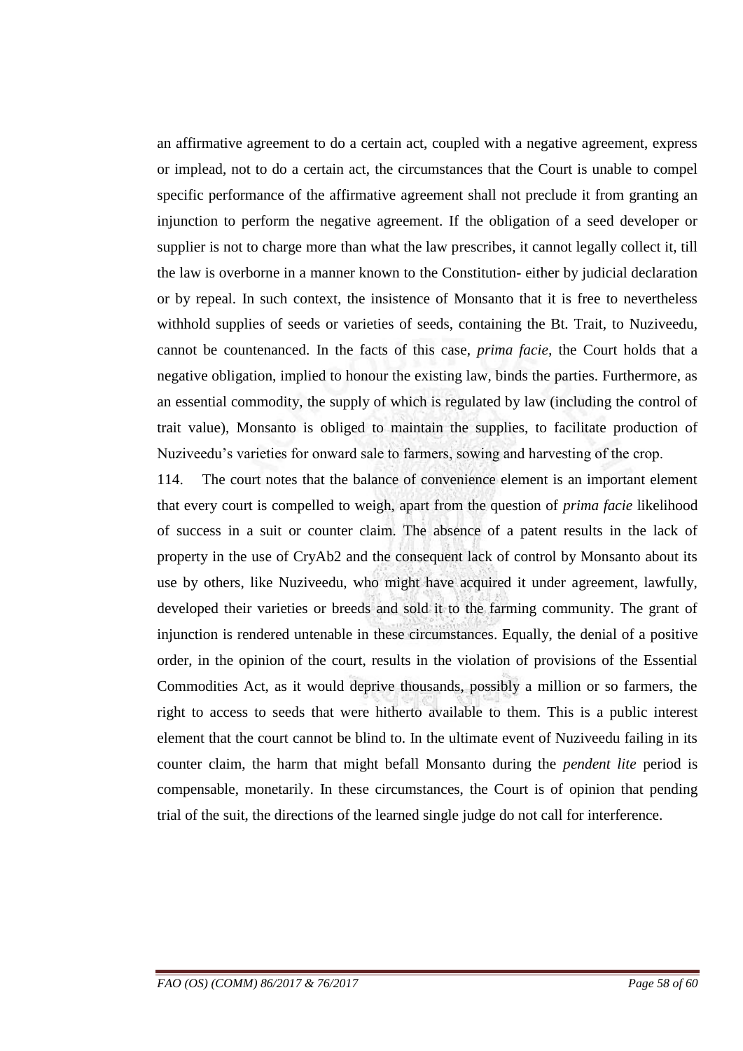an affirmative agreement to do a certain act, coupled with a negative agreement, express or implead, not to do a certain act, the circumstances that the Court is unable to compel specific performance of the affirmative agreement shall not preclude it from granting an injunction to perform the negative agreement. If the obligation of a seed developer or supplier is not to charge more than what the law prescribes, it cannot legally collect it, till the law is overborne in a manner known to the Constitution- either by judicial declaration or by repeal. In such context, the insistence of Monsanto that it is free to nevertheless withhold supplies of seeds or varieties of seeds, containing the Bt. Trait, to Nuziveedu, cannot be countenanced. In the facts of this case, *prima facie*, the Court holds that a negative obligation, implied to honour the existing law, binds the parties. Furthermore, as an essential commodity, the supply of which is regulated by law (including the control of trait value), Monsanto is obliged to maintain the supplies, to facilitate production of Nuziveedu's varieties for onward sale to farmers, sowing and harvesting of the crop.

114. The court notes that the balance of convenience element is an important element that every court is compelled to weigh, apart from the question of *prima facie* likelihood of success in a suit or counter claim. The absence of a patent results in the lack of property in the use of CryAb2 and the consequent lack of control by Monsanto about its use by others, like Nuziveedu, who might have acquired it under agreement, lawfully, developed their varieties or breeds and sold it to the farming community. The grant of injunction is rendered untenable in these circumstances. Equally, the denial of a positive order, in the opinion of the court, results in the violation of provisions of the Essential Commodities Act, as it would deprive thousands, possibly a million or so farmers, the right to access to seeds that were hitherto available to them. This is a public interest element that the court cannot be blind to. In the ultimate event of Nuziveedu failing in its counter claim, the harm that might befall Monsanto during the *pendent lite* period is compensable, monetarily. In these circumstances, the Court is of opinion that pending trial of the suit, the directions of the learned single judge do not call for interference.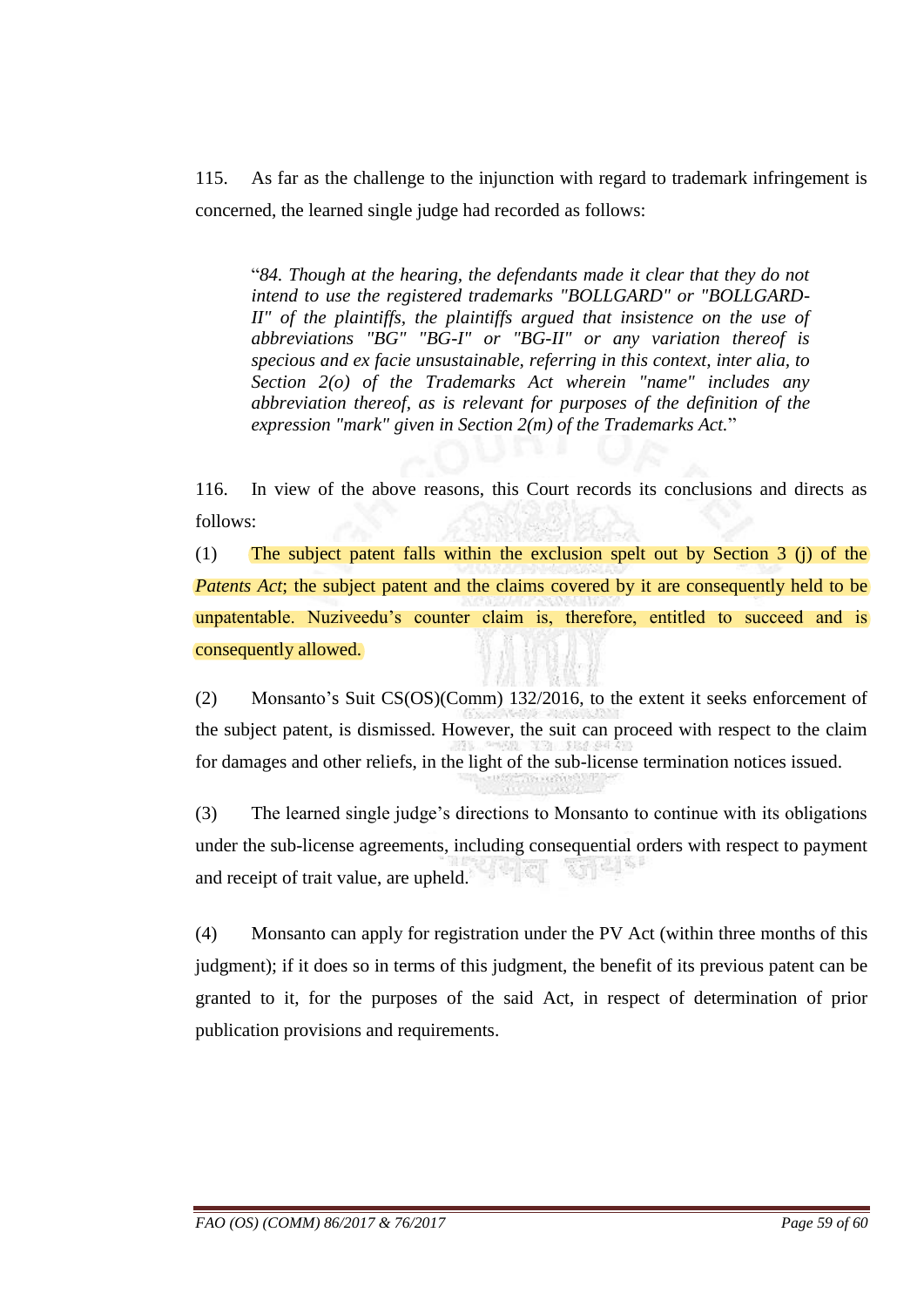115. As far as the challenge to the injunction with regard to trademark infringement is concerned, the learned single judge had recorded as follows:

> "*84. Though at the hearing, the defendants made it clear that they do not intend to use the registered trademarks "BOLLGARD" or "BOLLGARD-II" of the plaintiffs, the plaintiffs argued that insistence on the use of abbreviations "BG" "BG-I" or "BG-II" or any variation thereof is specious and ex facie unsustainable, referring in this context, inter alia, to Section 2(o) of the Trademarks Act wherein "name" includes any abbreviation thereof, as is relevant for purposes of the definition of the expression "mark" given in Section 2(m) of the Trademarks Act.*"

116. In view of the above reasons, this Court records its conclusions and directs as follows:

(1) The subject patent falls within the exclusion spelt out by Section 3 (j) of the *Patents Act*; the subject patent and the claims covered by it are consequently held to be unpatentable. Nuziveedu's counter claim is, therefore, entitled to succeed and is consequently allowed.

(2) Monsanto's Suit CS(OS)(Comm) 132/2016, to the extent it seeks enforcement of the subject patent, is dismissed. However, the suit can proceed with respect to the claim for damages and other reliefs, in the light of the sub-license termination notices issued.

(3) The learned single judge's directions to Monsanto to continue with its obligations under the sub-license agreements, including consequential orders with respect to payment and receipt of trait value, are upheld.

(4) Monsanto can apply for registration under the PV Act (within three months of this judgment); if it does so in terms of this judgment, the benefit of its previous patent can be granted to it, for the purposes of the said Act, in respect of determination of prior publication provisions and requirements.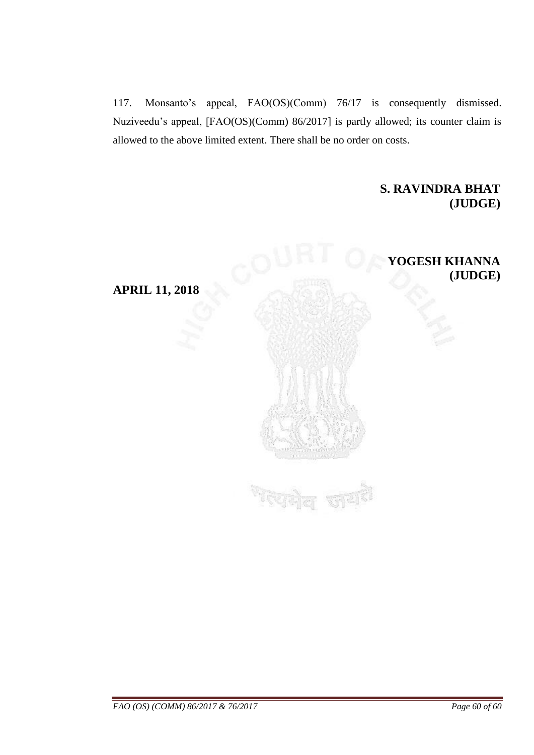117. Monsanto's appeal, FAO(OS)(Comm) 76/17 is consequently dismissed. Nuziveedu's appeal, [FAO(OS)(Comm) 86/2017] is partly allowed; its counter claim is allowed to the above limited extent. There shall be no order on costs.

**S. RAVINDRA BHAT**
**(JUDGE)**

**YOGESH KHANNA**
**(JUDGE)**

**APRIL 11, 2018**